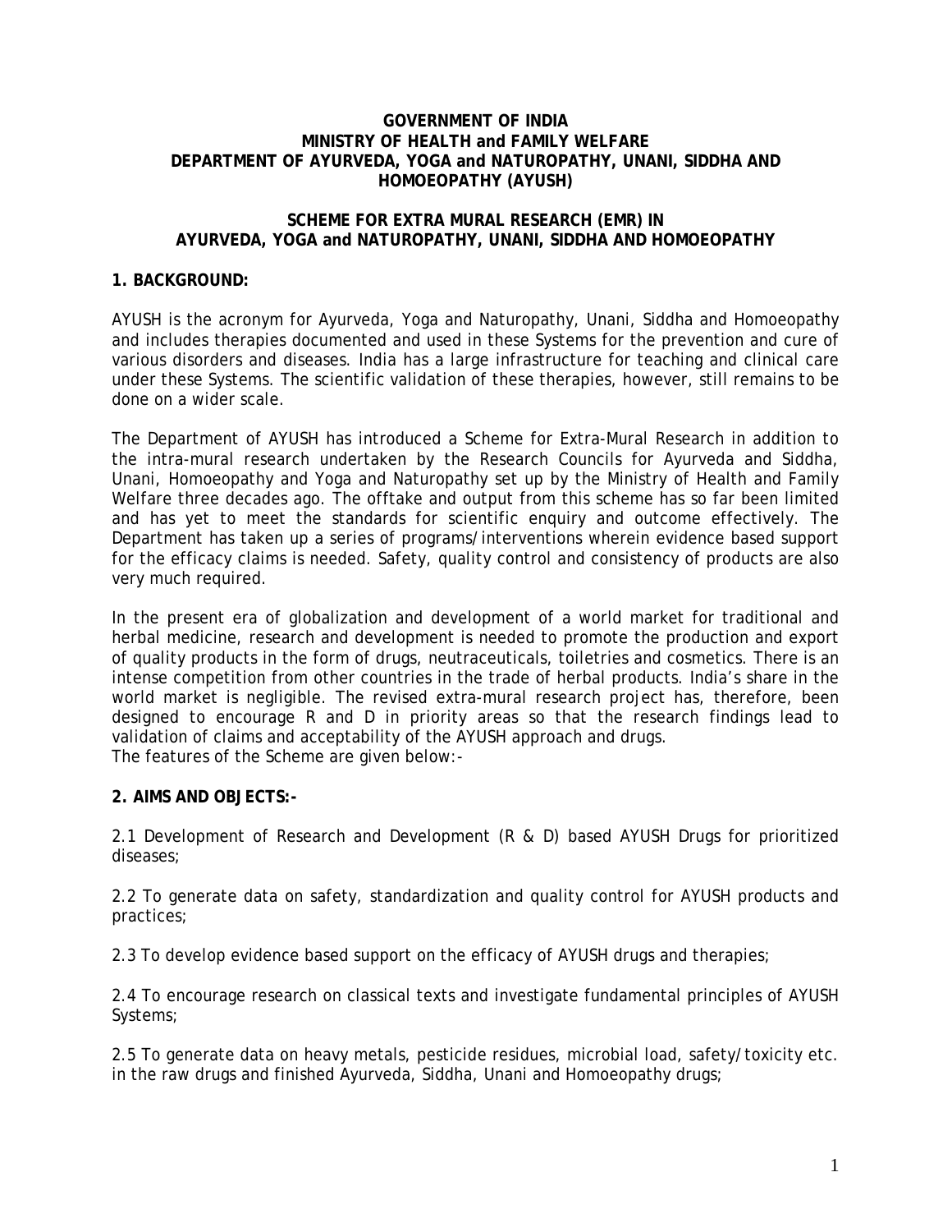**GOVERNMENT OF INDIA**
**MINISTRY OF HEALTH and FAMILY WELFARE**
**DEPARTMENT OF AYURVEDA, YOGA and NATUROPATHY, UNANI, SIDDHA AND HOMOEOPATHY (AYUSH)**

**SCHEME FOR EXTRA MURAL RESEARCH (EMR) IN AYURVEDA, YOGA and NATUROPATHY, UNANI, SIDDHA AND HOMOEOPATHY**

## 1. BACKGROUND:

AYUSH is the acronym for Ayurveda, Yoga and Naturopathy, Unani, Siddha and Homoeopathy and includes therapies documented and used in these Systems for the prevention and cure of various disorders and diseases. India has a large infrastructure for teaching and clinical care under these Systems. The scientific validation of these therapies, however, still remains to be done on a wider scale.

The Department of AYUSH has introduced a Scheme for Extra-Mural Research in addition to the intra-mural research undertaken by the Research Councils for Ayurveda and Siddha, Unani, Homoeopathy and Yoga and Naturopathy set up by the Ministry of Health and Family Welfare three decades ago. The offtake and output from this scheme has so far been limited and has yet to meet the standards for scientific enquiry and outcome effectively. The Department has taken up a series of programs/interventions wherein evidence based support for the efficacy claims is needed. Safety, quality control and consistency of products are also very much required.

In the present era of globalization and development of a world market for traditional and herbal medicine, research and development is needed to promote the production and export of quality products in the form of drugs, neutraceuticals, toiletries and cosmetics. There is an intense competition from other countries in the trade of herbal products. India's share in the world market is negligible. The revised extra-mural research project has, therefore, been designed to encourage R and D in priority areas so that the research findings lead to validation of claims and acceptability of the AYUSH approach and drugs.
The features of the Scheme are given below:-

## 2. AIMS AND OBJECTS:-

2.1 Development of Research and Development (R & D) based AYUSH Drugs for prioritized diseases;

2.2 To generate data on safety, standardization and quality control for AYUSH products and practices;

2.3 To develop evidence based support on the efficacy of AYUSH drugs and therapies;

2.4 To encourage research on classical texts and investigate fundamental principles of AYUSH Systems;

2.5 To generate data on heavy metals, pesticide residues, microbial load, safety/toxicity etc. in the raw drugs and finished Ayurveda, Siddha, Unani and Homoeopathy drugs;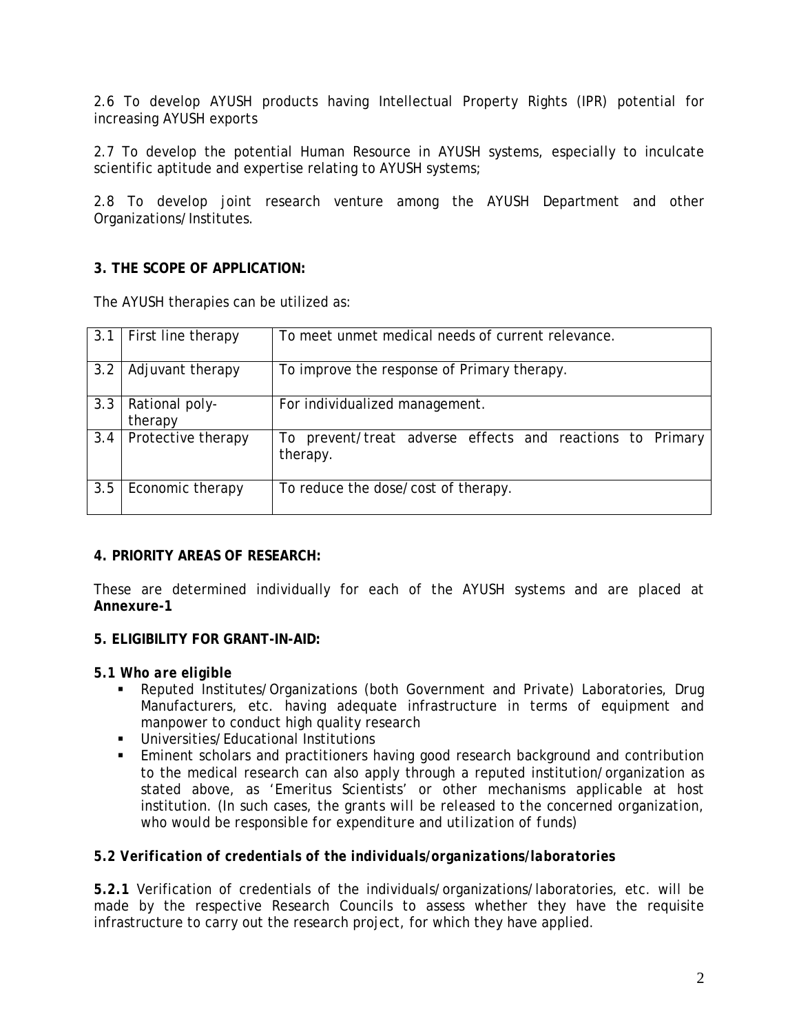2.6 To develop AYUSH products having Intellectual Property Rights (IPR) potential for increasing AYUSH exports

2.7 To develop the potential Human Resource in AYUSH systems, especially to inculcate scientific aptitude and expertise relating to AYUSH systems;

2.8 To develop joint research venture among the AYUSH Department and other Organizations/Institutes.

**3. THE SCOPE OF APPLICATION:**

The AYUSH therapies can be utilized as:

| | | |
|---|---|---|
| 3.1 | First line therapy | To meet unmet medical needs of current relevance. |
| 3.2 | Adjuvant therapy | To improve the response of Primary therapy. |
| 3.3 | Rational poly-therapy | For individualized management. |
| 3.4 | Protective therapy | To prevent/treat adverse effects and reactions to Primary therapy. |
| 3.5 | Economic therapy | To reduce the dose/cost of therapy. |

**4. PRIORITY AREAS OF RESEARCH:**

These are determined individually for each of the AYUSH systems and are placed at **Annexure-1**

**5. ELIGIBILITY FOR GRANT-IN-AID:**

***5.1 Who are eligible***

- Reputed Institutes/Organizations (both Government and Private) Laboratories, Drug Manufacturers, etc. having adequate infrastructure in terms of equipment and manpower to conduct high quality research
- Universities/Educational Institutions
- Eminent scholars and practitioners having good research background and contribution to the medical research can also apply through a reputed institution/organization as stated above, as 'Emeritus Scientists' or other mechanisms applicable at host institution. *(In such cases, the grants will be released to the concerned organization, who would be responsible for expenditure and utilization of funds)*

***5.2 Verification of credentials of the individuals/organizations/laboratories***

**5.2.1** Verification of credentials of the individuals/organizations/laboratories, etc. will be made by the respective Research Councils to assess whether they have the requisite infrastructure to carry out the research project, for which they have applied.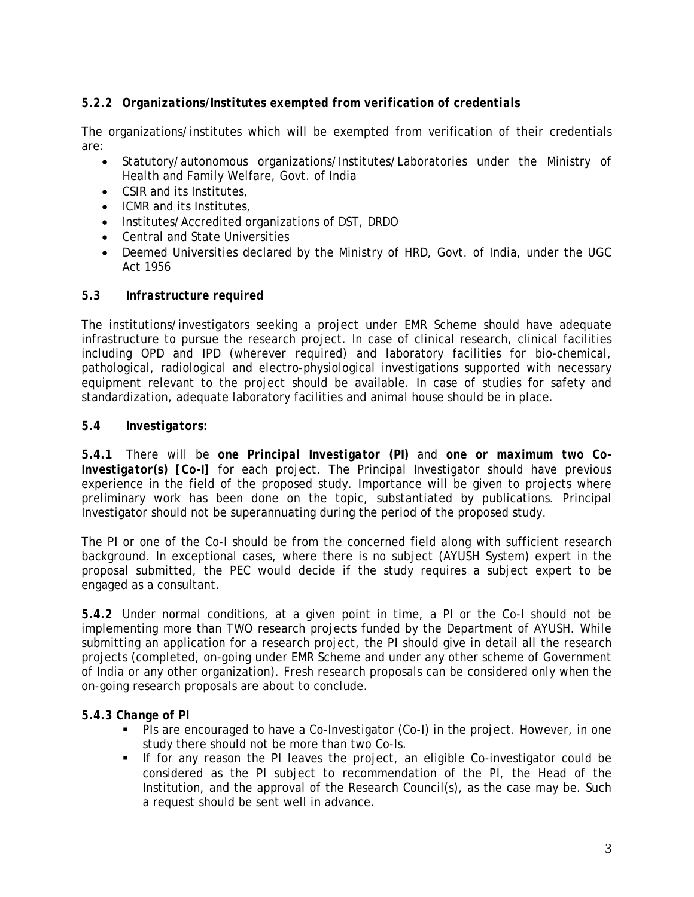### *5.2.2 Organizations/Institutes exempted from verification of credentials*

The organizations/institutes which will be exempted from verification of their credentials are:

- Statutory/autonomous organizations/Institutes/Laboratories under the Ministry of Health and Family Welfare, Govt. of India
- CSIR and its Institutes,
- ICMR and its Institutes,
- Institutes/Accredited organizations of DST, DRDO
- Central and State Universities
- Deemed Universities declared by the Ministry of HRD, Govt. of India, under the UGC Act 1956

### *5.3 Infrastructure required*

The institutions/investigators seeking a project under EMR Scheme should have adequate infrastructure to pursue the research project. In case of clinical research, clinical facilities including OPD and IPD (wherever required) and laboratory facilities for bio-chemical, pathological, radiological and electro-physiological investigations supported with necessary equipment relevant to the project should be available. In case of studies for safety and standardization, adequate laboratory facilities and animal house should be in place.

### *5.4 Investigators:*

**5.4.1** There will be ***one Principal Investigator (PI)*** and ***one or maximum two Co-Investigator(s) [Co-I]*** for each project. The Principal Investigator should have previous experience in the field of the proposed study. Importance will be given to projects where preliminary work has been done on the topic, substantiated by publications. Principal Investigator should not be superannuating during the period of the proposed study.

The PI or one of the Co-I should be from the concerned field along with sufficient research background. In exceptional cases, where there is no subject (AYUSH System) expert in the proposal submitted, the PEC would decide if the study requires a subject expert to be engaged as a consultant.

**5.4.2** Under normal conditions, at a given point in time, a PI or the Co-I should not be implementing more than TWO research projects funded by the Department of AYUSH. While submitting an application for a research project, the PI should give in detail all the research projects (completed, on-going under EMR Scheme and under any other scheme of Government of India or any other organization). Fresh research proposals can be considered only when the on-going research proposals are about to conclude.

***5.4.3 Change of PI***

- PIs are encouraged to have a Co-Investigator (Co-I) in the project. However, in one study there should not be more than two Co-Is.
- If for any reason the PI leaves the project, an eligible Co-investigator could be considered as the PI subject to recommendation of the PI, the Head of the Institution, and the approval of the Research Council(s), as the case may be. Such a request should be sent well in advance.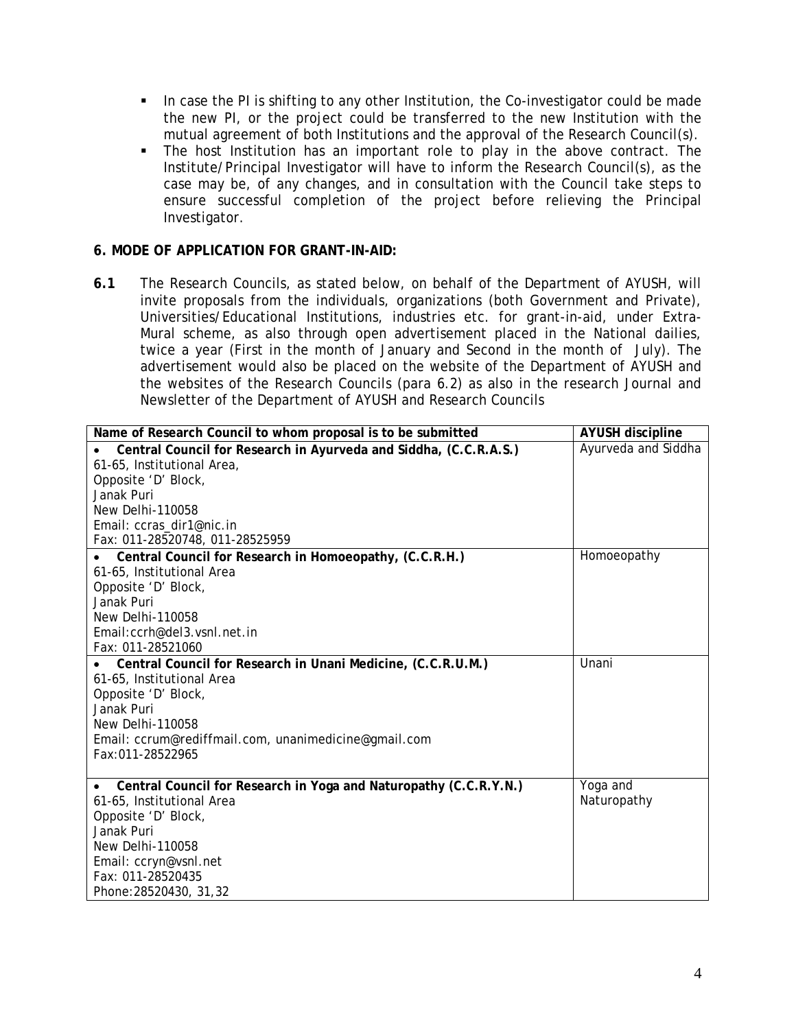- In case the PI is shifting to any other Institution, the Co-investigator could be made the new PI, or the project could be transferred to the new Institution with the mutual agreement of both Institutions and the approval of the Research Council(s).
- The host Institution has an important role to play in the above contract. The Institute/Principal Investigator will have to inform the Research Council(s), as the case may be, of any changes, and in consultation with the Council take steps to ensure successful completion of the project before relieving the Principal Investigator.

## 6. MODE OF APPLICATION FOR GRANT-IN-AID:

**6.1** The Research Councils, as stated below, on behalf of the Department of AYUSH, will invite proposals from the individuals, organizations (both Government and Private), Universities/Educational Institutions, industries etc. for grant-in-aid, under Extra-Mural scheme, as also through open advertisement placed in the National dailies, twice a year (First in the month of January and Second in the month of July). The advertisement would also be placed on the website of the Department of AYUSH and the websites of the Research Councils (para 6.2) as also in the research Journal and Newsletter of the Department of AYUSH and Research Councils

| Name of Research Council to whom proposal is to be submitted | AYUSH discipline |
|---|---|
| • **Central Council for Research in Ayurveda and Siddha, (C.C.R.A.S.)**<br>61-65, Institutional Area,<br>Opposite 'D' Block,<br>Janak Puri<br>New Delhi-110058<br>Email: ccras_dir1@nic.in<br>Fax: 011-28520748, 011-28525959 | Ayurveda and Siddha |
| • **Central Council for Research in Homoeopathy, (C.C.R.H.)**<br>61-65, Institutional Area<br>Opposite 'D' Block,<br>Janak Puri<br>New Delhi-110058<br>Email:ccrh@del3.vsnl.net.in<br>Fax: 011-28521060 | Homoeopathy |
| • **Central Council for Research in Unani Medicine, (C.C.R.U.M.)**<br>61-65, Institutional Area<br>Opposite 'D' Block,<br>Janak Puri<br>New Delhi-110058<br>Email: ccrum@rediffmail.com, unanimedicine@gmail.com<br>Fax:011-28522965 | Unani |
| • **Central Council for Research in Yoga and Naturopathy (C.C.R.Y.N.)**<br>61-65, Institutional Area<br>Opposite 'D' Block,<br>Janak Puri<br>New Delhi-110058<br>Email: ccryn@vsnl.net<br>Fax: 011-28520435<br>Phone:28520430, 31,32 | Yoga and Naturopathy |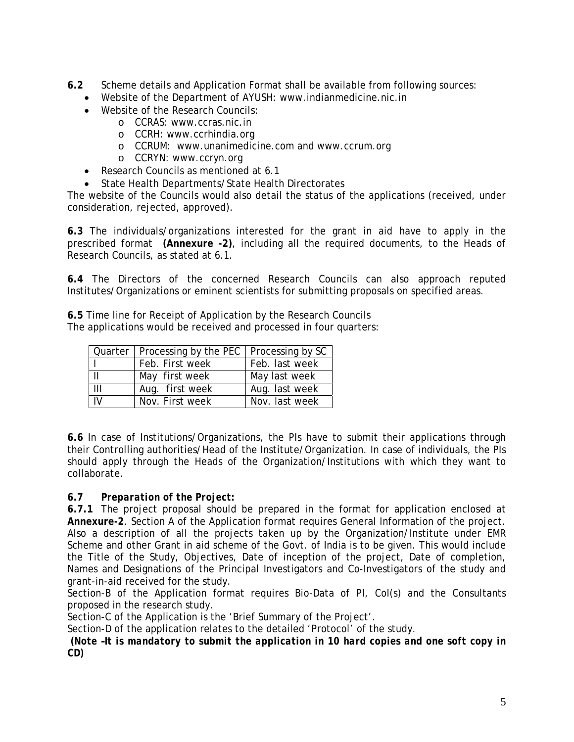**6.2** Scheme details and Application Format shall be available from following sources:

- Website of the Department of AYUSH: www.indianmedicine.nic.in
- Website of the Research Councils:
  - CCRAS: www.ccras.nic.in
  - CCRH: www.ccrhindia.org
  - CCRUM: www.unanimedicine.com and www.ccrum.org
  - CCRYN: www.ccryn.org
- Research Councils as mentioned at 6.1
- State Health Departments/State Health Directorates

The website of the Councils would also detail the status of the applications (received, under consideration, rejected, approved).

**6.3** The individuals/organizations interested for the grant in aid have to apply in the prescribed format **(Annexure -2)**, including all the required documents, to the Heads of Research Councils, as stated at 6.1.

**6.4** The Directors of the concerned Research Councils can also approach reputed Institutes/Organizations or eminent scientists for submitting proposals on specified areas.

**6.5** Time line for Receipt of Application by the Research Councils
The applications would be received and processed in four quarters:

| Quarter | Processing by the PEC | Processing by SC |
|---|---|---|
| I | Feb. First week | Feb. last week |
| II | May first week | May last week |
| III | Aug. first week | Aug. last week |
| IV | Nov. First week | Nov. last week |

**6.6** In case of Institutions/Organizations, the PIs have to submit their applications through their Controlling authorities/Head of the Institute/Organization. In case of individuals, the PIs should apply through the Heads of the Organization/Institutions with which they want to collaborate.

**6.7** ***Preparation of the Project:***

**6.7.1** The project proposal should be prepared in the format for application enclosed at **Annexure-2**. Section A of the Application format requires General Information of the project. Also a description of all the projects taken up by the Organization/Institute under EMR Scheme and other Grant in aid scheme of the Govt. of India is to be given. This would include the Title of the Study, Objectives, Date of inception of the project, Date of completion, Names and Designations of the Principal Investigators and Co-Investigators of the study and grant-in-aid received for the study.

Section-B of the Application format requires Bio-Data of PI, CoI(s) and the Consultants proposed in the research study.

Section-C of the Application is the 'Brief Summary of the Project'.

Section-D of the application relates to the detailed 'Protocol' of the study.

***(Note –It is mandatory to submit the application in 10 hard copies and one soft copy in CD)***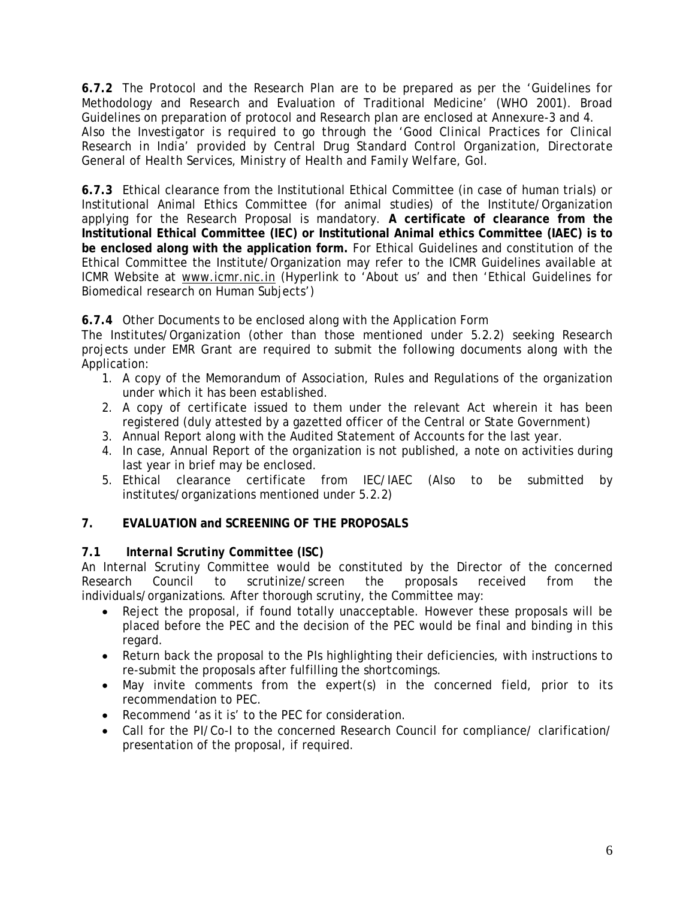**6.7.2** The Protocol and the Research Plan are to be prepared as per the 'Guidelines for Methodology and Research and Evaluation of Traditional Medicine' (WHO 2001). Broad Guidelines on preparation of protocol and Research plan are enclosed at Annexure-3 and 4. *Also the Investigator is required to go through the 'Good Clinical Practices for Clinical Research in India' provided by Central Drug Standard Control Organization, Directorate General of Health Services, Ministry of Health and Family Welfare, GoI.*

**6.7.3** Ethical clearance from the Institutional Ethical Committee (in case of human trials) or Institutional Animal Ethics Committee (for animal studies) of the Institute/Organization applying for the Research Proposal is mandatory. **A certificate of clearance from the Institutional Ethical Committee (IEC) or Institutional Animal ethics Committee (IAEC) is to be enclosed along with the application form.** For Ethical Guidelines and constitution of the Ethical Committee the Institute/Organization may refer to the ICMR Guidelines available at ICMR Website at www.icmr.nic.in (Hyperlink to 'About us' and then 'Ethical Guidelines for Biomedical research on Human Subjects')

**6.7.4** Other Documents to be enclosed along with the Application Form

The Institutes/Organization (other than those mentioned under 5.2.2) seeking Research projects under EMR Grant are required to submit the following documents along with the Application:

1. A copy of the Memorandum of Association, Rules and Regulations of the organization under which it has been established.
2. A copy of certificate issued to them under the relevant Act wherein it has been registered (duly attested by a gazetted officer of the Central or State Government)
3. Annual Report along with the Audited Statement of Accounts for the last year.
4. In case, Annual Report of the organization is not published, a note on activities during last year in brief may be enclosed.
5. Ethical clearance certificate from IEC/IAEC (Also to be submitted by institutes/organizations mentioned under 5.2.2)

## 7. EVALUATION and SCREENING OF THE PROPOSALS

### *7.1 Internal Scrutiny Committee (ISC)*

An Internal Scrutiny Committee would be constituted by the Director of the concerned Research Council to scrutinize/screen the proposals received from the individuals/organizations. After thorough scrutiny, the Committee may:

- Reject the proposal, if found totally unacceptable. However these proposals will be placed before the PEC and the decision of the PEC would be final and binding in this regard.
- Return back the proposal to the PIs highlighting their deficiencies, with instructions to re-submit the proposals after fulfilling the shortcomings.
- May invite comments from the expert(s) in the concerned field, prior to its recommendation to PEC.
- Recommend 'as it is' to the PEC for consideration.
- Call for the PI/Co-I to the concerned Research Council for compliance/ clarification/ presentation of the proposal, if required.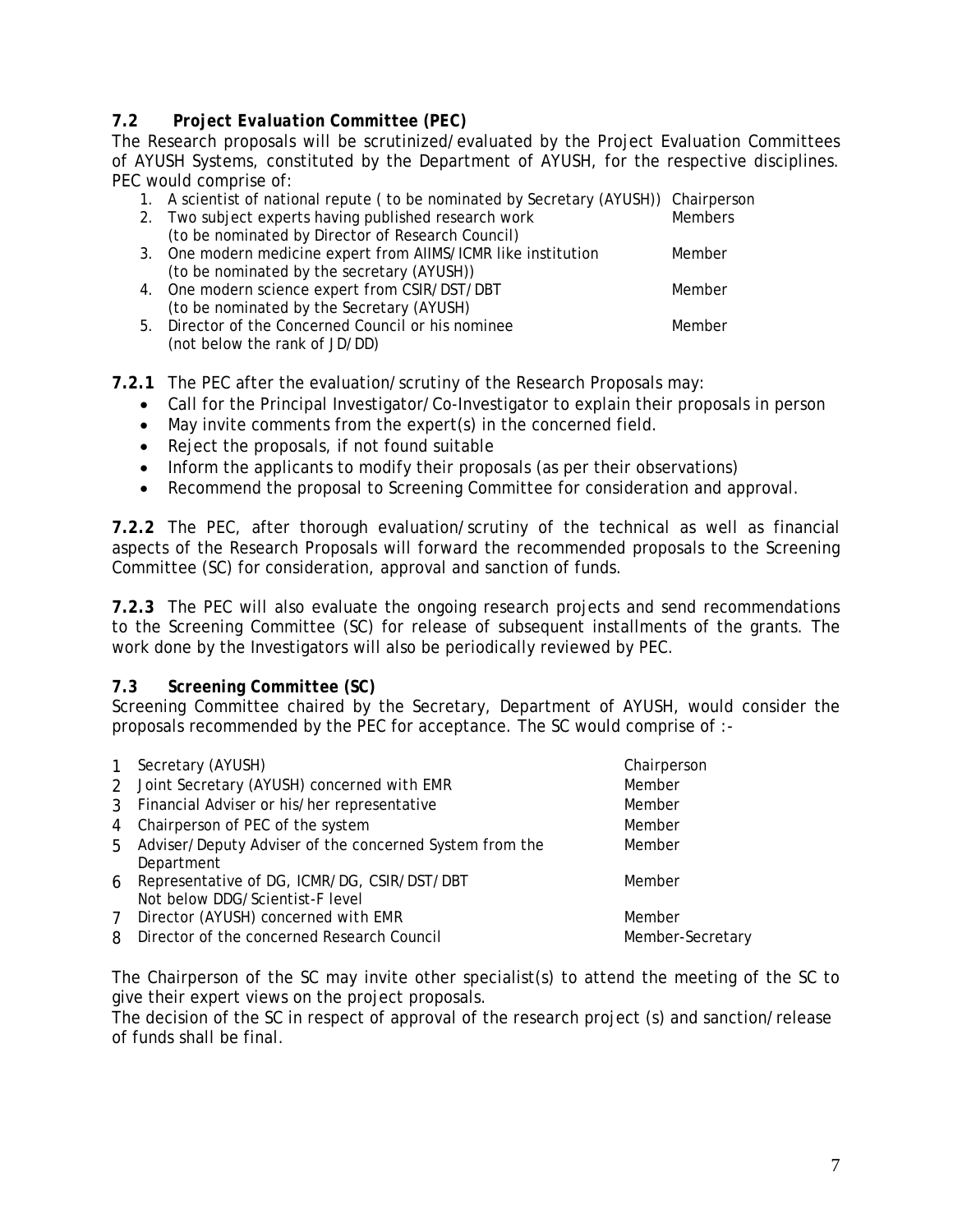### 7.2 *Project Evaluation Committee (PEC)*

The Research proposals will be scrutinized/evaluated by the Project Evaluation Committees of AYUSH Systems, constituted by the Department of AYUSH, for the respective disciplines. PEC would comprise of:

| | | |
|---|---|---|
| 1. | A scientist of national repute ( to be nominated by Secretary (AYUSH)) | Chairperson |
| 2. | Two subject experts having published research work (to be nominated by Director of Research Council) | Members |
| 3. | One modern medicine expert from AIIMS/ICMR like institution (to be nominated by the secretary (AYUSH)) | Member |
| 4. | One modern science expert from CSIR/DST/DBT (to be nominated by the Secretary (AYUSH) | Member |
| 5. | Director of the Concerned Council or his nominee (not below the rank of JD/DD) | Member |

**7.2.1** The PEC after the evaluation/scrutiny of the Research Proposals may:

- Call for the Principal Investigator/Co-Investigator to explain their proposals in person
- May invite comments from the expert(s) in the concerned field.
- Reject the proposals, if not found suitable
- Inform the applicants to modify their proposals (as per their observations)
- Recommend the proposal to Screening Committee for consideration and approval.

**7.2.2** The PEC, after thorough evaluation/scrutiny of the technical as well as financial aspects of the Research Proposals will forward the recommended proposals to the Screening Committee (SC) for consideration, approval and sanction of funds.

**7.2.3** The PEC will also evaluate the ongoing research projects and send recommendations to the Screening Committee (SC) for release of subsequent installments of the grants. The work done by the Investigators will also be periodically reviewed by PEC.

### 7.3 Screening Committee (SC)

Screening Committee chaired by the Secretary, Department of AYUSH, would consider the proposals recommended by the PEC for acceptance. The SC would comprise of :-

| | | |
|---|---|---|
| 1 | Secretary (AYUSH) | Chairperson |
| 2 | Joint Secretary (AYUSH) concerned with EMR | Member |
| 3 | Financial Adviser or his/her representative | Member |
| 4 | Chairperson of PEC of the system | Member |
| 5 | Adviser/Deputy Adviser of the concerned System from the Department | Member |
| 6 | Representative of DG, ICMR/DG, CSIR/DST/DBT Not below DDG/Scientist-F level | Member |
| 7 | Director (AYUSH) concerned with EMR | Member |
| 8 | Director of the concerned Research Council | Member-Secretary |

The Chairperson of the SC may invite other specialist(s) to attend the meeting of the SC to give their expert views on the project proposals.

The decision of the SC in respect of approval of the research project (s) and sanction/release of funds shall be final.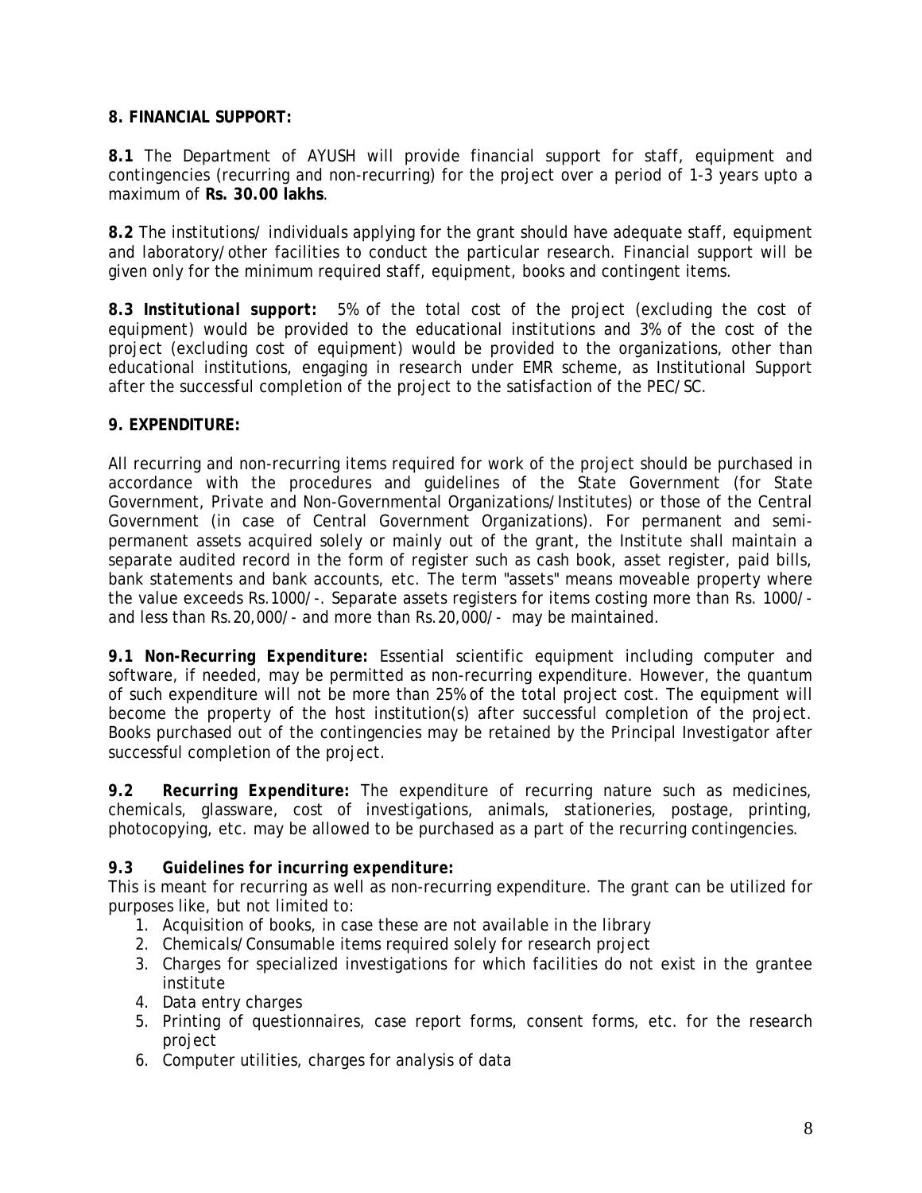## 8. FINANCIAL SUPPORT:

**8.1** The Department of AYUSH will provide financial support for staff, equipment and contingencies (recurring and non-recurring) for the project over a period of 1-3 years upto a maximum of **Rs. 30.00 lakhs**.

**8.2** The institutions/ individuals applying for the grant should have adequate staff, equipment and laboratory/other facilities to conduct the particular research. Financial support will be given only for the minimum required staff, equipment, books and contingent items.

***8.3 Institutional support:*** *5% of the total cost of the project (excluding the cost of equipment) would be provided to the educational institutions and 3% of the cost of the project (excluding cost of equipment) would be provided to the organizations, other than educational institutions, engaging in research under EMR scheme, as Institutional Support after the successful completion of the project to the satisfaction of the PEC/SC.*

## 9. EXPENDITURE:

All recurring and non-recurring items required for work of the project should be purchased in accordance with the procedures and guidelines of the State Government (for State Government, Private and Non-Governmental Organizations/Institutes) or those of the Central Government (in case of Central Government Organizations). For permanent and semi-permanent assets acquired solely or mainly out of the grant, the Institute shall maintain a separate audited record in the form of register such as cash book, asset register, paid bills, bank statements and bank accounts, etc. The term "assets" means moveable property where the value exceeds Rs.1000/-. Separate assets registers for items costing more than Rs. 1000/- and less than Rs.20,000/- and more than Rs.20,000/- may be maintained.

***9.1 Non-Recurring Expenditure:*** Essential scientific equipment including computer and software, if needed, may be permitted as non-recurring expenditure. However, the quantum of such expenditure will not be more than 25% of the total project cost. The equipment will become the property of the host institution(s) after successful completion of the project. Books purchased out of the contingencies may be retained by the Principal Investigator after successful completion of the project.

***9.2 Recurring Expenditure:*** The expenditure of recurring nature such as medicines, chemicals, glassware, cost of investigations, animals, stationeries, postage, printing, photocopying, etc. may be allowed to be purchased as a part of the recurring contingencies.

***9.3 Guidelines for incurring expenditure:***

This is meant for recurring as well as non-recurring expenditure. The grant can be utilized for purposes like, but not limited to:

1. Acquisition of books, in case these are not available in the library
2. Chemicals/Consumable items required solely for research project
3. Charges for specialized investigations for which facilities do not exist in the grantee institute
4. Data entry charges
5. Printing of questionnaires, case report forms, consent forms, etc. for the research project
6. Computer utilities, charges for analysis of data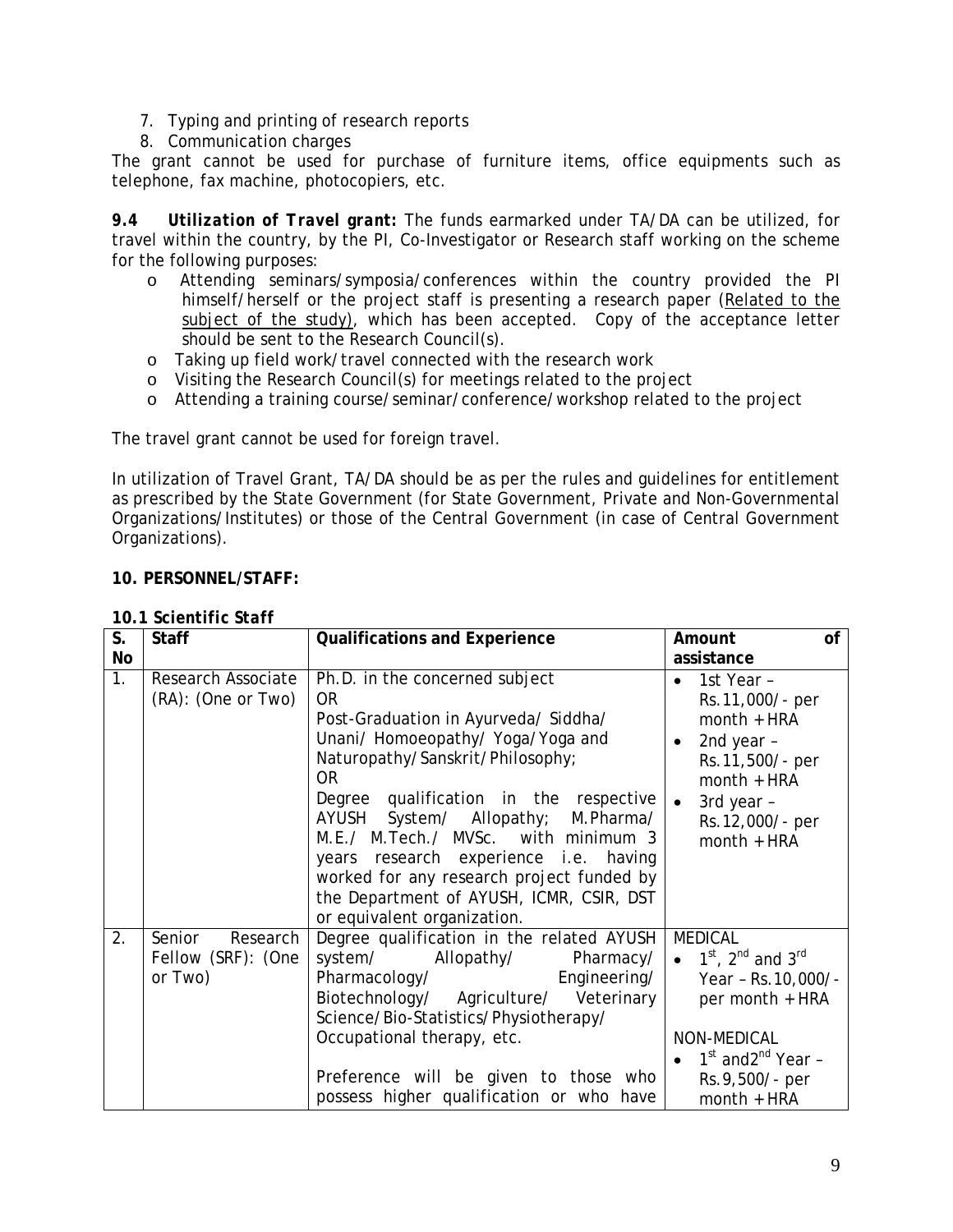7. Typing and printing of research reports
8. Communication charges

The grant cannot be used for purchase of furniture items, office equipments such as telephone, fax machine, photocopiers, etc.

***9.4 Utilization of Travel grant:*** The funds earmarked under TA/DA can be utilized, for travel within the country, by the PI, Co-Investigator or Research staff working on the scheme for the following purposes:

- Attending seminars/symposia/conferences within the country provided the PI himself/herself or the project staff is presenting a research paper (Related to the subject of the study), which has been accepted. Copy of the acceptance letter should be sent to the Research Council(s).
- Taking up field work/travel connected with the research work
- Visiting the Research Council(s) for meetings related to the project
- Attending a training course/seminar/conference/workshop related to the project

The travel grant cannot be used for foreign travel.

In utilization of Travel Grant, TA/DA should be as per the rules and guidelines for entitlement as prescribed by the State Government (for State Government, Private and Non-Governmental Organizations/Institutes) or those of the Central Government (in case of Central Government Organizations).

**10. PERSONNEL/STAFF:**

***10.1 Scientific Staff***

| S. No | Staff | Qualifications and Experience | Amount of assistance |
|---|---|---|---|
| 1. | Research Associate (RA): (One or Two) | Ph.D. in the concerned subject<br>OR<br>Post-Graduation in Ayurveda/ Siddha/ Unani/ Homoeopathy/ Yoga/Yoga and Naturopathy/Sanskrit/Philosophy;<br>OR<br>Degree qualification in the respective AYUSH System/ Allopathy; M.Pharma/ M.E./ M.Tech./ MVSc. with minimum 3 years research experience i.e. having worked for any research project funded by the Department of AYUSH, ICMR, CSIR, DST or equivalent organization. | • 1st Year – Rs.11,000/- per month + HRA<br>• 2nd year – Rs.11,500/- per month + HRA<br>• 3rd year – Rs.12,000/- per month + HRA |
| 2. | Senior Research Fellow (SRF): (One or Two) | Degree qualification in the related AYUSH system/ Allopathy/ Pharmacy/ Pharmacology/ Engineering/ Biotechnology/ Agriculture/ Veterinary Science/Bio-Statistics/Physiotherapy/ Occupational therapy, etc.<br><br>Preference will be given to those who possess higher qualification or who have | MEDICAL<br>• 1st, 2nd and 3rd Year – Rs.10,000/- per month + HRA<br><br>NON-MEDICAL<br>• 1st and2nd Year – Rs.9,500/- per month + HRA |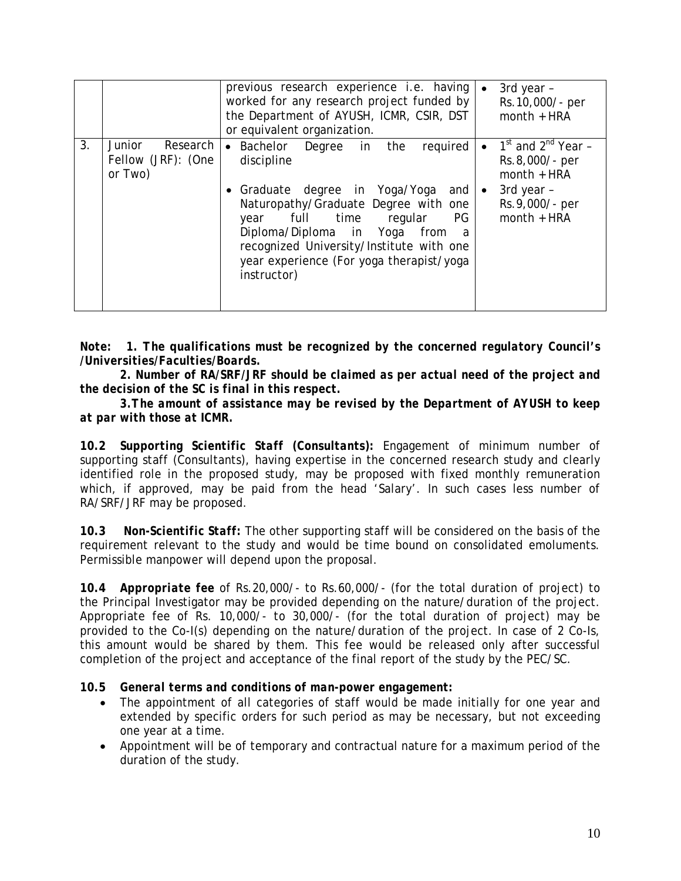| | | | |
|---|---|---|---|
| | | previous research experience i.e. having worked for any research project funded by the Department of AYUSH, ICMR, CSIR, DST or equivalent organization. | • 3rd year – Rs.10,000/- per month + HRA |
| 3. | Junior Research Fellow (JRF): (One or Two) | • Bachelor Degree in the required discipline<br>• Graduate degree in Yoga/Yoga and Naturopathy/Graduate Degree with one year full time regular PG Diploma/Diploma in Yoga from a recognized University/Institute with one year experience (For yoga therapist/yoga instructor) | • 1st and 2nd Year – Rs.8,000/- per month + HRA<br>• 3rd year – Rs.9,000/- per month + HRA |

***Note: 1. The qualifications must be recognized by the concerned regulatory Council's /Universities/Faculties/Boards.***

***2. Number of RA/SRF/JRF should be claimed as per actual need of the project and the decision of the SC is final in this respect.***

***3.The amount of assistance may be revised by the Department of AYUSH to keep at par with those at ICMR.***

**10.2 Supporting Scientific Staff (Consultants):** Engagement of minimum number of supporting staff (Consultants), having expertise in the concerned research study and clearly identified role in the proposed study, may be proposed with fixed monthly remuneration which, if approved, may be paid from the head 'Salary'. In such cases less number of RA/SRF/JRF may be proposed.

**10.3 Non-Scientific Staff:** The other supporting staff will be considered on the basis of the requirement relevant to the study and would be time bound on consolidated emoluments. Permissible manpower will depend upon the proposal.

**10.4 Appropriate fee** of Rs.20,000/- to Rs.60,000/- (for the total duration of project) to the Principal Investigator may be provided depending on the nature/duration of the project. Appropriate fee of Rs. 10,000/- to 30,000/- (for the total duration of project) may be provided to the Co-I(s) depending on the nature/duration of the project. In case of 2 Co-Is, this amount would be shared by them. This fee would be released only after successful completion of the project and acceptance of the final report of the study by the PEC/SC.

**10.5 General terms and conditions of man-power engagement:**

- The appointment of all categories of staff would be made initially for one year and extended by specific orders for such period as may be necessary, but not exceeding one year at a time.
- Appointment will be of temporary and contractual nature for a maximum period of the duration of the study.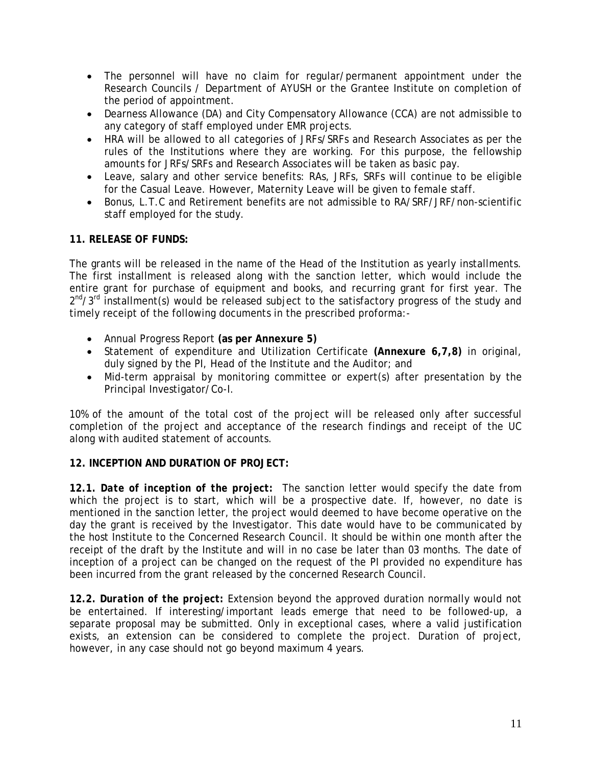- The personnel will have no claim for regular/permanent appointment under the Research Councils / Department of AYUSH or the Grantee Institute on completion of the period of appointment.
- Dearness Allowance (DA) and City Compensatory Allowance (CCA) are not admissible to any category of staff employed under EMR projects.
- HRA will be allowed to all categories of JRFs/SRFs and Research Associates as per the rules of the Institutions where they are working. For this purpose, the fellowship amounts for JRFs/SRFs and Research Associates will be taken as basic pay.
- Leave, salary and other service benefits: RAs, JRFs, SRFs will continue to be eligible for the Casual Leave. However, Maternity Leave will be given to female staff.
- Bonus, L.T.C and Retirement benefits are not admissible to RA/SRF/JRF/non-scientific staff employed for the study.

**11. RELEASE OF FUNDS:**

The grants will be released in the name of the Head of the Institution as yearly installments. The first installment is released along with the sanction letter, which would include the entire grant for purchase of equipment and books, and recurring grant for first year. The 2nd/3rd installment(s) would be released subject to the satisfactory progress of the study and timely receipt of the following documents in the prescribed proforma:-

- Annual Progress Report **(as per Annexure 5)**
- Statement of expenditure and Utilization Certificate **(Annexure 6,7,8)** in original, duly signed by the PI, Head of the Institute and the Auditor; and
- Mid-term appraisal by monitoring committee or expert(s) after presentation by the Principal Investigator/Co-I.

10% of the amount of the total cost of the project will be released only after successful completion of the project and acceptance of the research findings and receipt of the UC along with audited statement of accounts.

**12. INCEPTION AND DURATION OF PROJECT:**

***12.1. Date of inception of the project:*** The sanction letter would specify the date from which the project is to start, which will be a prospective date. If, however, no date is mentioned in the sanction letter, the project would deemed to have become operative on the day the grant is received by the Investigator. This date would have to be communicated by the host Institute to the Concerned Research Council. It should be within one month after the receipt of the draft by the Institute and will in no case be later than 03 months. The date of inception of a project can be changed on the request of the PI provided no expenditure has been incurred from the grant released by the concerned Research Council.

***12.2. Duration of the project:*** Extension beyond the approved duration normally would not be entertained. If interesting/important leads emerge that need to be followed-up, a separate proposal may be submitted. Only in exceptional cases, where a valid justification exists, an extension can be considered to complete the project. Duration of project, however, in any case should not go beyond maximum 4 years.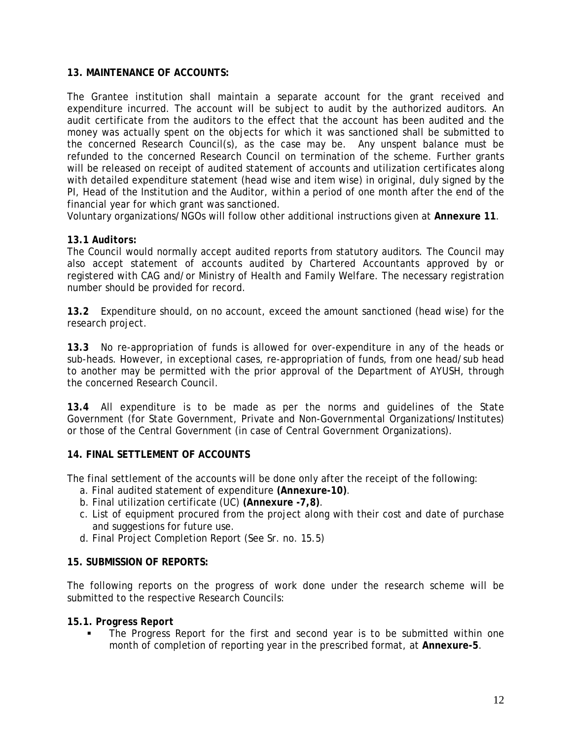## 13. MAINTENANCE OF ACCOUNTS:

The Grantee institution shall maintain a separate account for the grant received and expenditure incurred. The account will be subject to audit by the authorized auditors. An audit certificate from the auditors to the effect that the account has been audited and the money was actually spent on the objects for which it was sanctioned shall be submitted to the concerned Research Council(s), as the case may be. Any unspent balance must be refunded to the concerned Research Council on termination of the scheme. Further grants will be released on receipt of audited statement of accounts and utilization certificates along with detailed expenditure statement (head wise and item wise) in original, duly signed by the PI, Head of the Institution and the Auditor, within a period of one month after the end of the financial year for which grant was sanctioned.

Voluntary organizations/NGOs will follow other additional instructions given at **Annexure 11**.

### 13.1 Auditors:

The Council would normally accept audited reports from statutory auditors. The Council may also accept statement of accounts audited by Chartered Accountants approved by or registered with CAG and/or Ministry of Health and Family Welfare. The necessary registration number should be provided for record.

**13.2** Expenditure should, on no account, exceed the amount sanctioned (head wise) for the research project.

**13.3** No re-appropriation of funds is allowed for over-expenditure in any of the heads or sub-heads. However, in exceptional cases, re-appropriation of funds, from one head/sub head to another may be permitted with the prior approval of the Department of AYUSH, through the concerned Research Council.

**13.4** All expenditure is to be made as per the norms and guidelines of the State Government (for State Government, Private and Non-Governmental Organizations/Institutes) or those of the Central Government (in case of Central Government Organizations).

## 14. FINAL SETTLEMENT OF ACCOUNTS

The final settlement of the accounts will be done only after the receipt of the following:

a. Final audited statement of expenditure **(Annexure-10)**.
b. Final utilization certificate (UC) **(Annexure -7,8)**.
c. List of equipment procured from the project along with their cost and date of purchase and suggestions for future use.
d. Final Project Completion Report (See Sr. no. 15.5)

## 15. SUBMISSION OF REPORTS:

The following reports on the progress of work done under the research scheme will be submitted to the respective Research Councils:

### 15.1. Progress Report

- The Progress Report for the first and second year is to be submitted within one month of completion of reporting year in the prescribed format, at **Annexure-5**.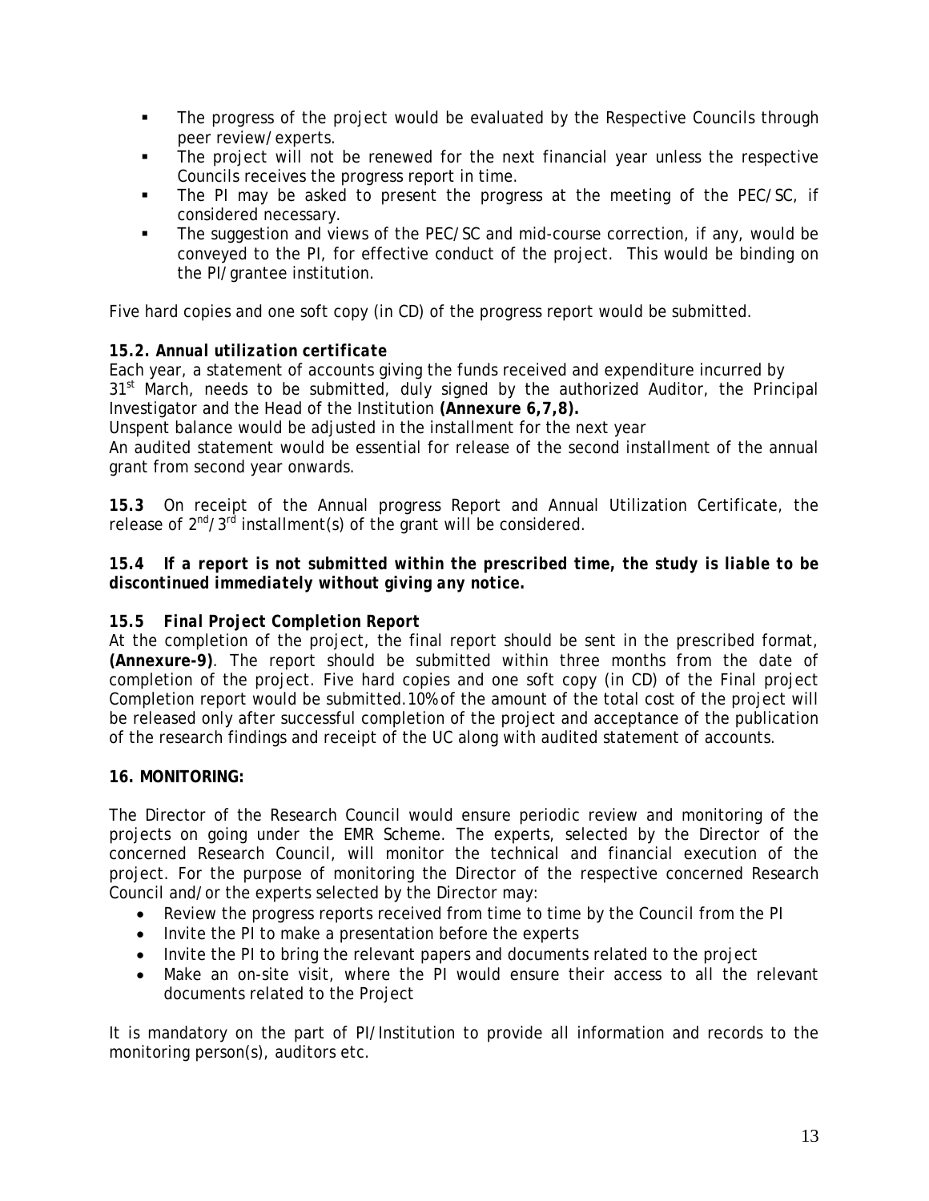- The progress of the project would be evaluated by the Respective Councils through peer review/experts.
- The project will not be renewed for the next financial year unless the respective Councils receives the progress report in time.
- The PI may be asked to present the progress at the meeting of the PEC/SC, if considered necessary.
- The suggestion and views of the PEC/SC and mid-course correction, if any, would be conveyed to the PI, for effective conduct of the project. This would be binding on the PI/grantee institution.

Five hard copies and one soft copy (in CD) of the progress report would be submitted.

***15.2. Annual utilization certificate***

Each year, a statement of accounts giving the funds received and expenditure incurred by 31st March, needs to be submitted, duly signed by the authorized Auditor, the Principal Investigator and the Head of the Institution **(Annexure 6,7,8).**

Unspent balance would be adjusted in the installment for the next year

An audited statement would be essential for release of the second installment of the annual grant from second year onwards.

**15.3** On receipt of the Annual progress Report and Annual Utilization Certificate, the release of 2nd/3rd installment(s) of the grant will be considered.

***15.4 If a report is not submitted within the prescribed time, the study is liable to be discontinued immediately without giving any notice.***

***15.5 Final Project Completion Report***

At the completion of the project, the final report should be sent in the prescribed format, **(Annexure-9)**. The report should be submitted within three months from the date of completion of the project. Five hard copies and one soft copy (in CD) of the Final project Completion report would be submitted.10% of the amount of the total cost of the project will be released only after successful completion of the project and acceptance of the publication of the research findings and receipt of the UC along with audited statement of accounts.

**16. MONITORING:**

The Director of the Research Council would ensure periodic review and monitoring of the projects on going under the EMR Scheme. The experts, selected by the Director of the concerned Research Council, will monitor the technical and financial execution of the project. For the purpose of monitoring the Director of the respective concerned Research Council and/or the experts selected by the Director may:

- Review the progress reports received from time to time by the Council from the PI
- Invite the PI to make a presentation before the experts
- Invite the PI to bring the relevant papers and documents related to the project
- Make an on-site visit, where the PI would ensure their access to all the relevant documents related to the Project

It is mandatory on the part of PI/Institution to provide all information and records to the monitoring person(s), auditors etc.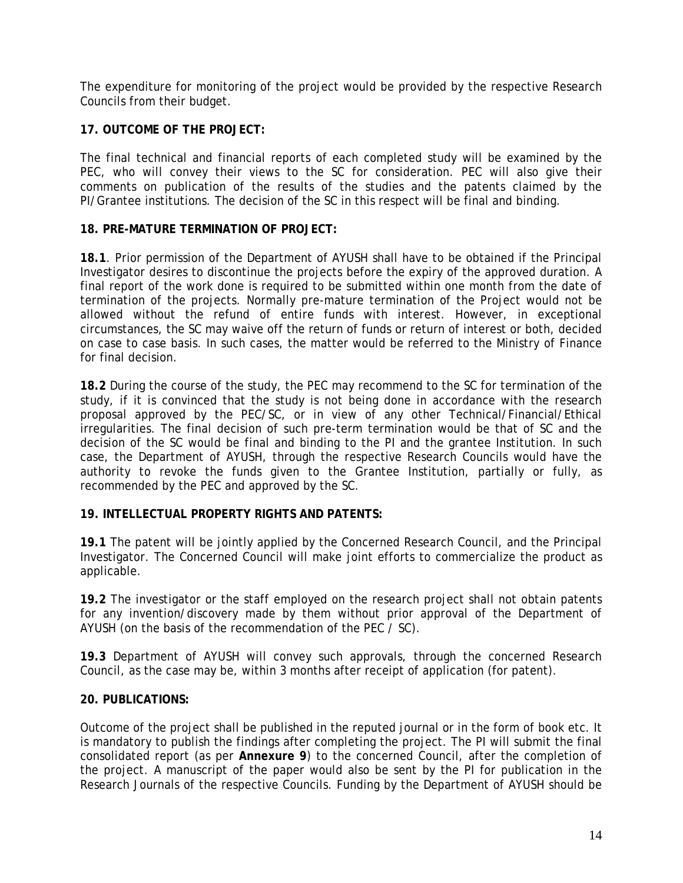The expenditure for monitoring of the project would be provided by the respective Research Councils from their budget.

**17. OUTCOME OF THE PROJECT:**

The final technical and financial reports of each completed study will be examined by the PEC, who will convey their views to the SC for consideration. PEC will also give their comments on publication of the results of the studies and the patents claimed by the PI/Grantee institutions. The decision of the SC in this respect will be final and binding.

**18. PRE-MATURE TERMINATION OF PROJECT:**

**18.1**. Prior permission of the Department of AYUSH shall have to be obtained if the Principal Investigator desires to discontinue the projects before the expiry of the approved duration. A final report of the work done is required to be submitted within one month from the date of termination of the projects. Normally pre-mature termination of the Project would not be allowed without the refund of entire funds with interest. However, in exceptional circumstances, the SC may waive off the return of funds or return of interest or both, decided on case to case basis. In such cases, the matter would be referred to the Ministry of Finance for final decision.

**18.2** During the course of the study, the PEC may recommend to the SC for termination of the study, if it is convinced that the study is not being done in accordance with the research proposal approved by the PEC/SC, or in view of any other Technical/Financial/Ethical irregularities. The final decision of such pre-term termination would be that of SC and the decision of the SC would be final and binding to the PI and the grantee Institution. In such case, the Department of AYUSH, through the respective Research Councils would have the authority to revoke the funds given to the Grantee Institution, partially or fully, as recommended by the PEC and approved by the SC.

**19. INTELLECTUAL PROPERTY RIGHTS AND PATENTS:**

**19.1** The patent will be jointly applied by the Concerned Research Council, and the Principal Investigator. The Concerned Council will make joint efforts to commercialize the product as applicable.

**19.2** The investigator or the staff employed on the research project shall not obtain patents for any invention/discovery made by them without prior approval of the Department of AYUSH (on the basis of the recommendation of the PEC / SC).

**19.3** Department of AYUSH will convey such approvals, through the concerned Research Council, as the case may be, within 3 months after receipt of application (for patent).

**20. PUBLICATIONS:**

Outcome of the project shall be published in the reputed journal or in the form of book etc. It is mandatory to publish the findings after completing the project. The PI will submit the final consolidated report (as per **Annexure 9**) to the concerned Council, after the completion of the project. A manuscript of the paper would also be sent by the PI for publication in the Research Journals of the respective Councils. Funding by the Department of AYUSH should be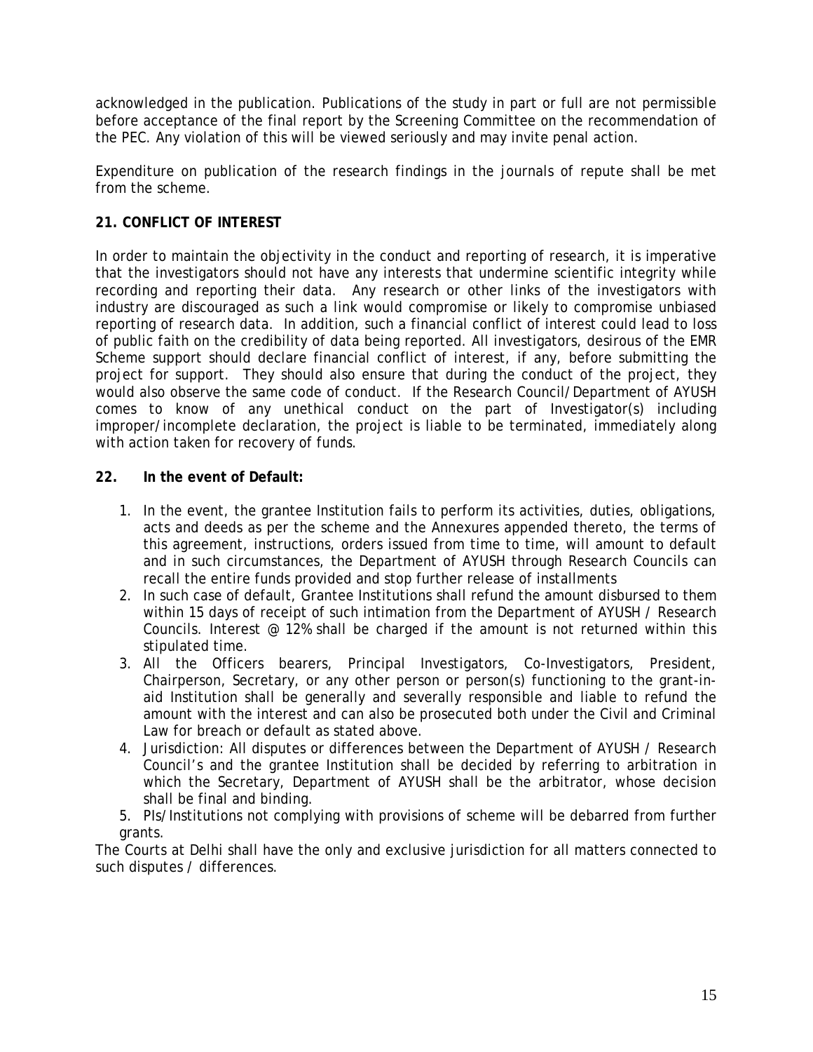acknowledged in the publication. Publications of the study in part or full are not permissible before acceptance of the final report by the Screening Committee on the recommendation of the PEC. Any violation of this will be viewed seriously and may invite penal action.

Expenditure on publication of the research findings in the journals of repute shall be met from the scheme.

**21. CONFLICT OF INTEREST**

In order to maintain the objectivity in the conduct and reporting of research, it is imperative that the investigators should not have any interests that undermine scientific integrity while recording and reporting their data. Any research or other links of the investigators with industry are discouraged as such a link would compromise or likely to compromise unbiased reporting of research data. In addition, such a financial conflict of interest could lead to loss of public faith on the credibility of data being reported. All investigators, desirous of the EMR Scheme support should declare financial conflict of interest, if any, before submitting the project for support. They should also ensure that during the conduct of the project, they would also observe the same code of conduct. If the Research Council/Department of AYUSH comes to know of any unethical conduct on the part of Investigator(s) including improper/incomplete declaration, the project is liable to be terminated, immediately along with action taken for recovery of funds.

**22. In the event of Default:**

1. In the event, the grantee Institution fails to perform its activities, duties, obligations, acts and deeds as per the scheme and the Annexures appended thereto, the terms of this agreement, instructions, orders issued from time to time, will amount to default and in such circumstances, the Department of AYUSH through Research Councils can recall the entire funds provided and stop further release of installments
2. In such case of default, Grantee Institutions shall refund the amount disbursed to them within 15 days of receipt of such intimation from the Department of AYUSH / Research Councils. Interest @ 12% shall be charged if the amount is not returned within this stipulated time.
3. All the Officers bearers, Principal Investigators, Co-Investigators, President, Chairperson, Secretary, or any other person or person(s) functioning to the grant-in-aid Institution shall be generally and severally responsible and liable to refund the amount with the interest and can also be prosecuted both under the Civil and Criminal Law for breach or default as stated above.
4. Jurisdiction: All disputes or differences between the Department of AYUSH / Research Council's and the grantee Institution shall be decided by referring to arbitration in which the Secretary, Department of AYUSH shall be the arbitrator, whose decision shall be final and binding.
5. PIs/Institutions not complying with provisions of scheme will be debarred from further grants.

The Courts at Delhi shall have the only and exclusive jurisdiction for all matters connected to such disputes / differences.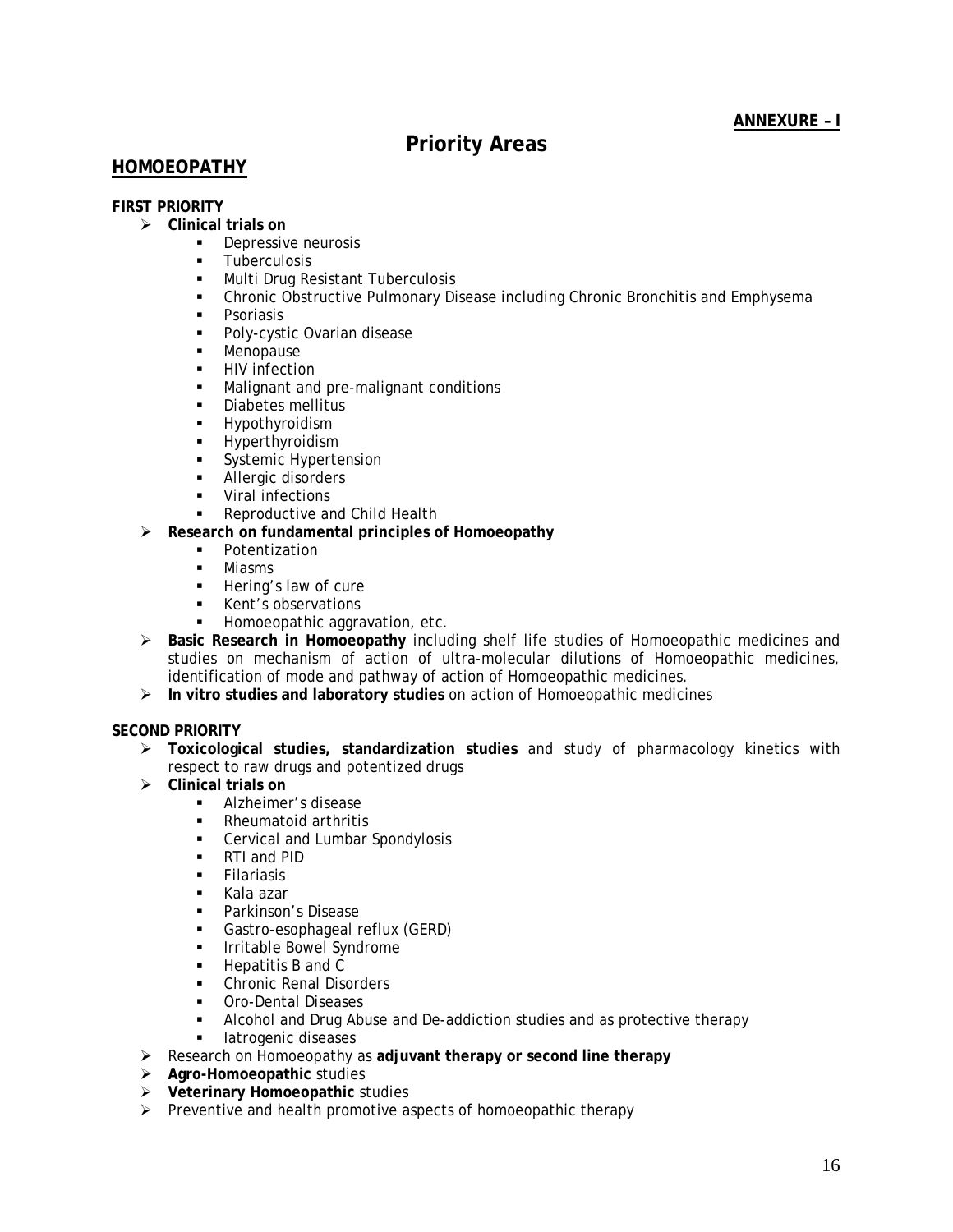**ANNEXURE – I**

# Priority Areas

## HOMOEOPATHY

**FIRST PRIORITY**

- **Clinical trials on**
  - Depressive neurosis
  - Tuberculosis
  - Multi Drug Resistant Tuberculosis
  - Chronic Obstructive Pulmonary Disease including Chronic Bronchitis and Emphysema
  - Psoriasis
  - Poly-cystic Ovarian disease
  - Menopause
  - HIV infection
  - Malignant and pre-malignant conditions
  - Diabetes mellitus
  - Hypothyroidism
  - Hyperthyroidism
  - Systemic Hypertension
  - Allergic disorders
  - Viral infections
  - Reproductive and Child Health
- **Research on fundamental principles of Homoeopathy**
  - Potentization
  - Miasms
  - Hering's law of cure
  - Kent's observations
  - Homoeopathic aggravation, etc.
- **Basic Research in Homoeopathy** including shelf life studies of Homoeopathic medicines and studies on mechanism of action of ultra-molecular dilutions of Homoeopathic medicines, identification of mode and pathway of action of Homoeopathic medicines.
- **In vitro studies and laboratory studies** on action of Homoeopathic medicines

**SECOND PRIORITY**

- **Toxicological studies, standardization studies** and study of pharmacology kinetics with respect to raw drugs and potentized drugs
- **Clinical trials on**
  - Alzheimer's disease
  - Rheumatoid arthritis
  - Cervical and Lumbar Spondylosis
  - RTI and PID
  - Filariasis
  - Kala azar
  - Parkinson's Disease
  - Gastro-esophageal reflux (GERD)
  - Irritable Bowel Syndrome
  - Hepatitis B and C
  - Chronic Renal Disorders
  - Oro-Dental Diseases
  - Alcohol and Drug Abuse and De-addiction studies and as protective therapy
  - Iatrogenic diseases
- Research on Homoeopathy as **adjuvant therapy or second line therapy**
- **Agro-Homoeopathic** studies
- **Veterinary Homoeopathic** studies
- Preventive and health promotive aspects of homoeopathic therapy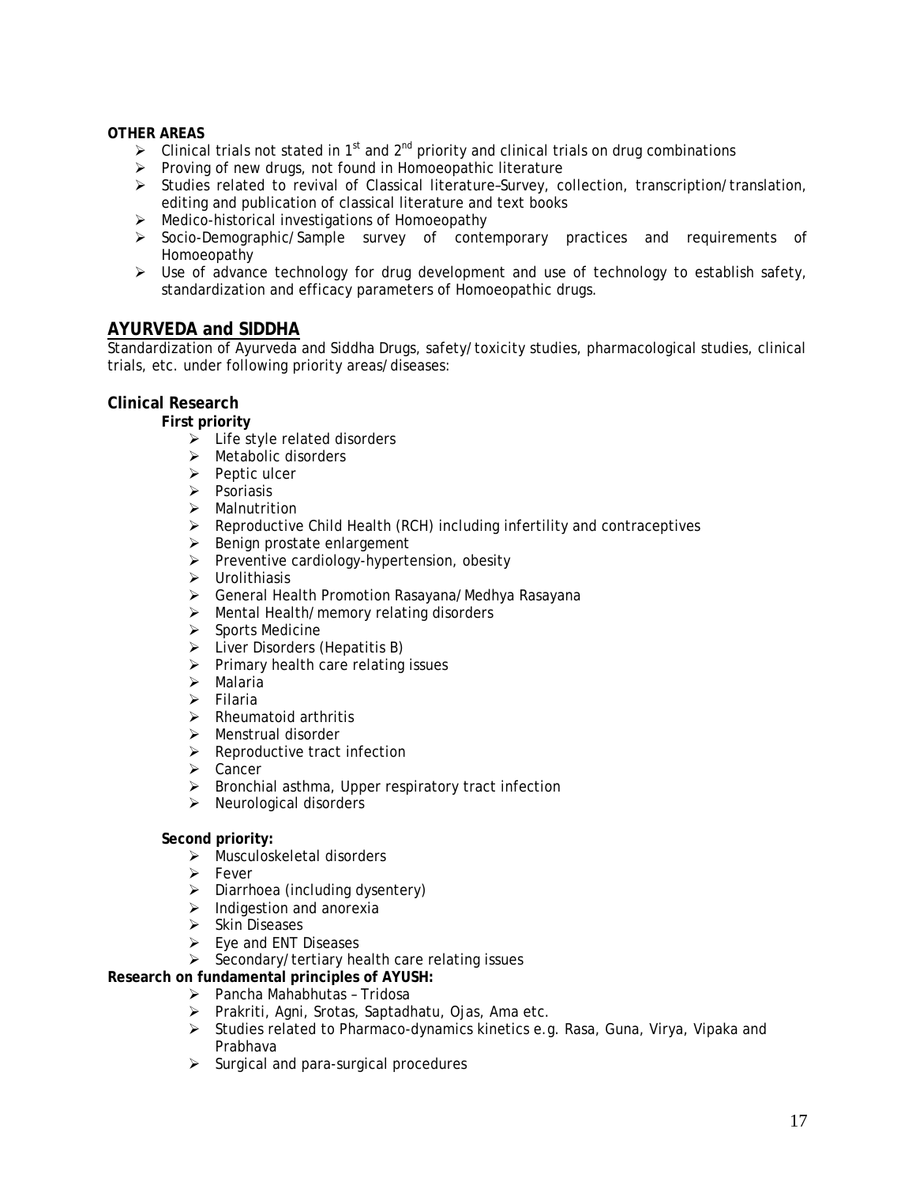**OTHER AREAS**

- Clinical trials not stated in 1st and 2nd priority and clinical trials on drug combinations
- Proving of new drugs, not found in Homoeopathic literature
- Studies related to revival of Classical literature–Survey, collection, transcription/translation, editing and publication of classical literature and text books
- Medico-historical investigations of Homoeopathy
- Socio-Demographic/Sample survey of contemporary practices and requirements of Homoeopathy
- Use of advance technology for drug development and use of technology to establish safety, standardization and efficacy parameters of Homoeopathic drugs.

## AYURVEDA and SIDDHA

Standardization of Ayurveda and Siddha Drugs, safety/toxicity studies, pharmacological studies, clinical trials, etc. under following priority areas/diseases:

### Clinical Research

**First priority**

- Life style related disorders
- Metabolic disorders
- Peptic ulcer
- Psoriasis
- Malnutrition
- Reproductive Child Health (RCH) including infertility and contraceptives
- Benign prostate enlargement
- Preventive cardiology-hypertension, obesity
- Urolithiasis
- General Health Promotion Rasayana/Medhya Rasayana
- Mental Health/memory relating disorders
- Sports Medicine
- Liver Disorders (Hepatitis B)
- Primary health care relating issues
- Malaria
- Filaria
- Rheumatoid arthritis
- Menstrual disorder
- Reproductive tract infection
- Cancer
- Bronchial asthma, Upper respiratory tract infection
- Neurological disorders

**Second priority:**

- Musculoskeletal disorders
- Fever
- Diarrhoea (including dysentery)
- Indigestion and anorexia
- Skin Diseases
- Eye and ENT Diseases
- Secondary/tertiary health care relating issues

**Research on fundamental principles of AYUSH:**

- Pancha Mahabhutas – Tridosa
- Prakriti, Agni, Srotas, Saptadhatu, Ojas, Ama etc.
- Studies related to Pharmaco-dynamics kinetics e.g. Rasa, Guna, Virya, Vipaka and Prabhava
- Surgical and para-surgical procedures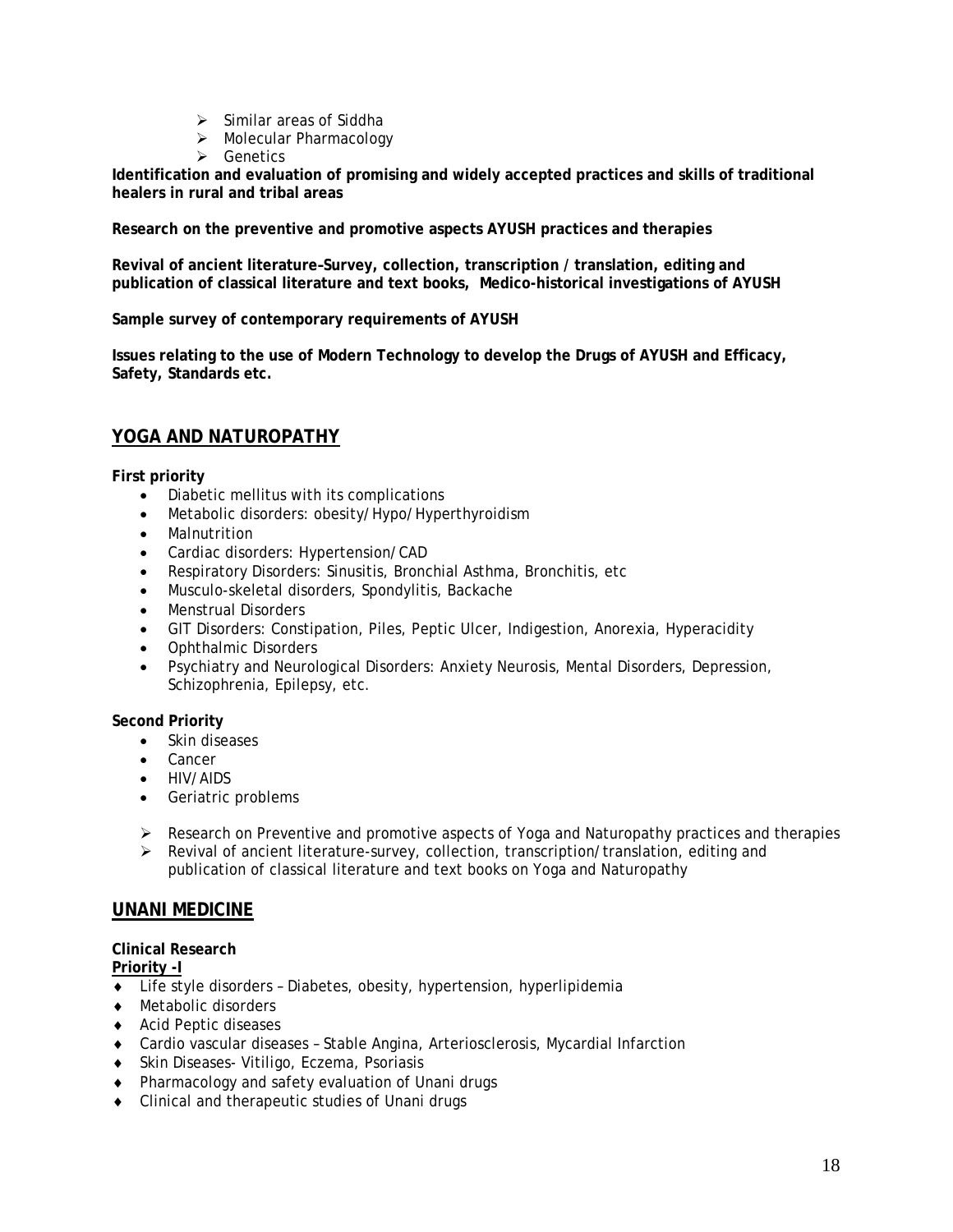- Similar areas of Siddha
- Molecular Pharmacology
- Genetics

**Identification and evaluation of promising and widely accepted practices and skills of traditional healers in rural and tribal areas**

**Research on the preventive and promotive aspects AYUSH practices and therapies**

**Revival of ancient literature–Survey, collection, transcription / translation, editing and publication of classical literature and text books, Medico-historical investigations of AYUSH**

**Sample survey of contemporary requirements of AYUSH**

**Issues relating to the use of Modern Technology to develop the Drugs of AYUSH and Efficacy, Safety, Standards etc.**

## YOGA AND NATUROPATHY

**First priority**

- Diabetic mellitus with its complications
- Metabolic disorders: obesity/Hypo/Hyperthyroidism
- Malnutrition
- Cardiac disorders: Hypertension/CAD
- Respiratory Disorders: Sinusitis, Bronchial Asthma, Bronchitis, etc
- Musculo-skeletal disorders, Spondylitis, Backache
- Menstrual Disorders
- GIT Disorders: Constipation, Piles, Peptic Ulcer, Indigestion, Anorexia, Hyperacidity
- Ophthalmic Disorders
- Psychiatry and Neurological Disorders: Anxiety Neurosis, Mental Disorders, Depression, Schizophrenia, Epilepsy, etc.

**Second Priority**

- Skin diseases
- Cancer
- HIV/AIDS
- Geriatric problems

- Research on Preventive and promotive aspects of Yoga and Naturopathy practices and therapies
- Revival of ancient literature-survey, collection, transcription/translation, editing and publication of classical literature and text books on Yoga and Naturopathy

## UNANI MEDICINE

**Clinical Research**

**Priority -I**

- Life style disorders – Diabetes, obesity, hypertension, hyperlipidemia
- Metabolic disorders
- Acid Peptic diseases
- Cardio vascular diseases – Stable Angina, Arteriosclerosis, Mycardial Infarction
- Skin Diseases- Vitiligo, Eczema, Psoriasis
- Pharmacology and safety evaluation of Unani drugs
- Clinical and therapeutic studies of Unani drugs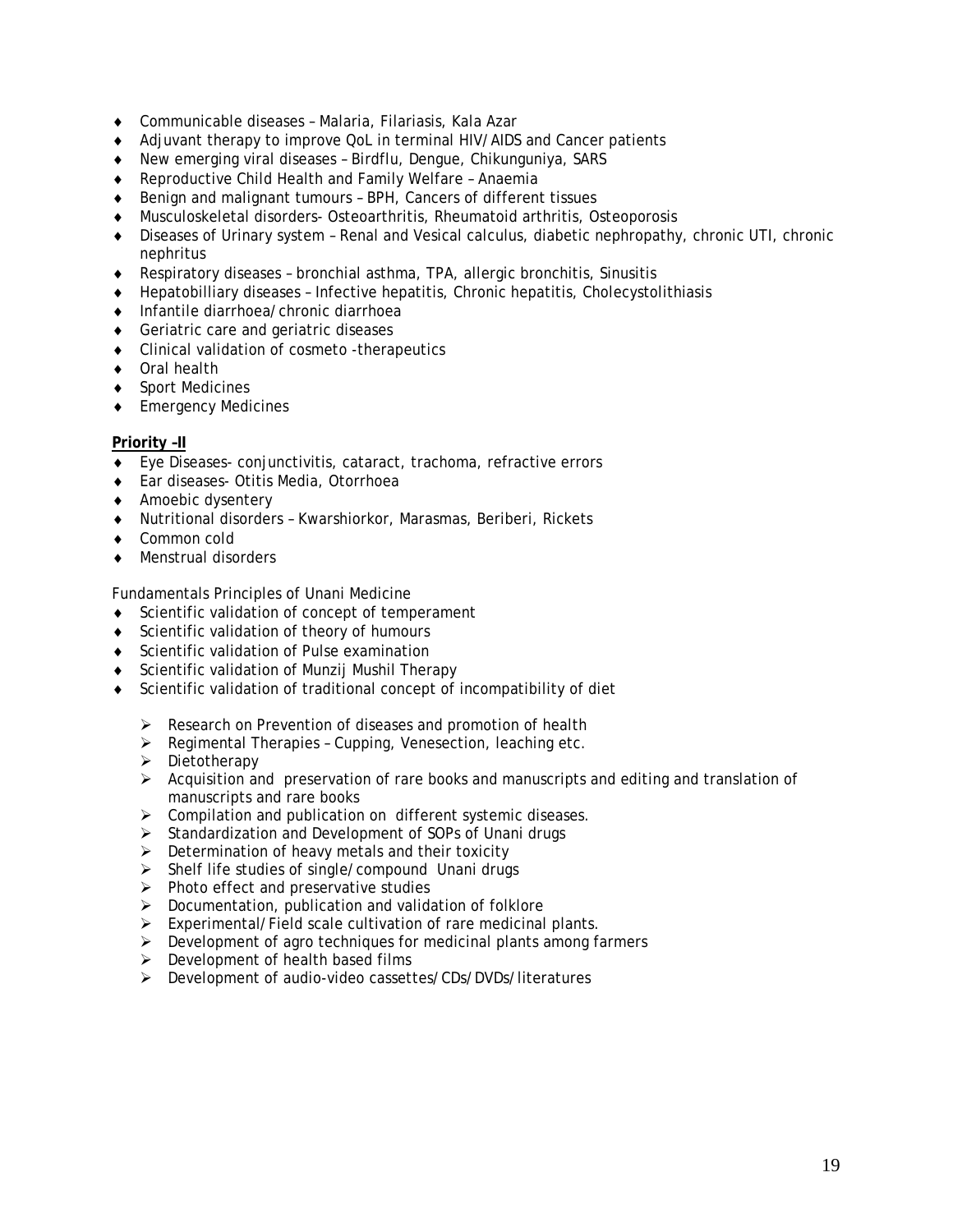- Communicable diseases – Malaria, Filariasis, Kala Azar
- Adjuvant therapy to improve QoL in terminal HIV/AIDS and Cancer patients
- New emerging viral diseases – Birdflu, Dengue, Chikunguniya, SARS
- Reproductive Child Health and Family Welfare – Anaemia
- Benign and malignant tumours – BPH, Cancers of different tissues
- Musculoskeletal disorders- Osteoarthritis, Rheumatoid arthritis, Osteoporosis
- Diseases of Urinary system – Renal and Vesical calculus, diabetic nephropathy, chronic UTI, chronic nephritus
- Respiratory diseases – bronchial asthma, TPA, allergic bronchitis, Sinusitis
- Hepatobilliary diseases – Infective hepatitis, Chronic hepatitis, Cholecystolithiasis
- Infantile diarrhoea/chronic diarrhoea
- Geriatric care and geriatric diseases
- Clinical validation of cosmeto -therapeutics
- Oral health
- Sport Medicines
- Emergency Medicines

**Priority –II**

- Eye Diseases- conjunctivitis, cataract, trachoma, refractive errors
- Ear diseases- Otitis Media, Otorrhoea
- Amoebic dysentery
- Nutritional disorders – Kwarshiorkor, Marasmas, Beriberi, Rickets
- Common cold
- Menstrual disorders

Fundamentals Principles of Unani Medicine

- Scientific validation of concept of temperament
- Scientific validation of theory of humours
- Scientific validation of Pulse examination
- Scientific validation of Munzij Mushil Therapy
- Scientific validation of traditional concept of incompatibility of diet
    - Research on Prevention of diseases and promotion of health
    - Regimental Therapies – Cupping, Venesection, leaching etc.
    - Dietotherapy
    - Acquisition and preservation of rare books and manuscripts and editing and translation of manuscripts and rare books
    - Compilation and publication on different systemic diseases.
    - Standardization and Development of SOPs of Unani drugs
    - Determination of heavy metals and their toxicity
    - Shelf life studies of single/compound Unani drugs
    - Photo effect and preservative studies
    - Documentation, publication and validation of folklore
    - Experimental/Field scale cultivation of rare medicinal plants.
    - Development of agro techniques for medicinal plants among farmers
    - Development of health based films
    - Development of audio-video cassettes/CDs/DVDs/literatures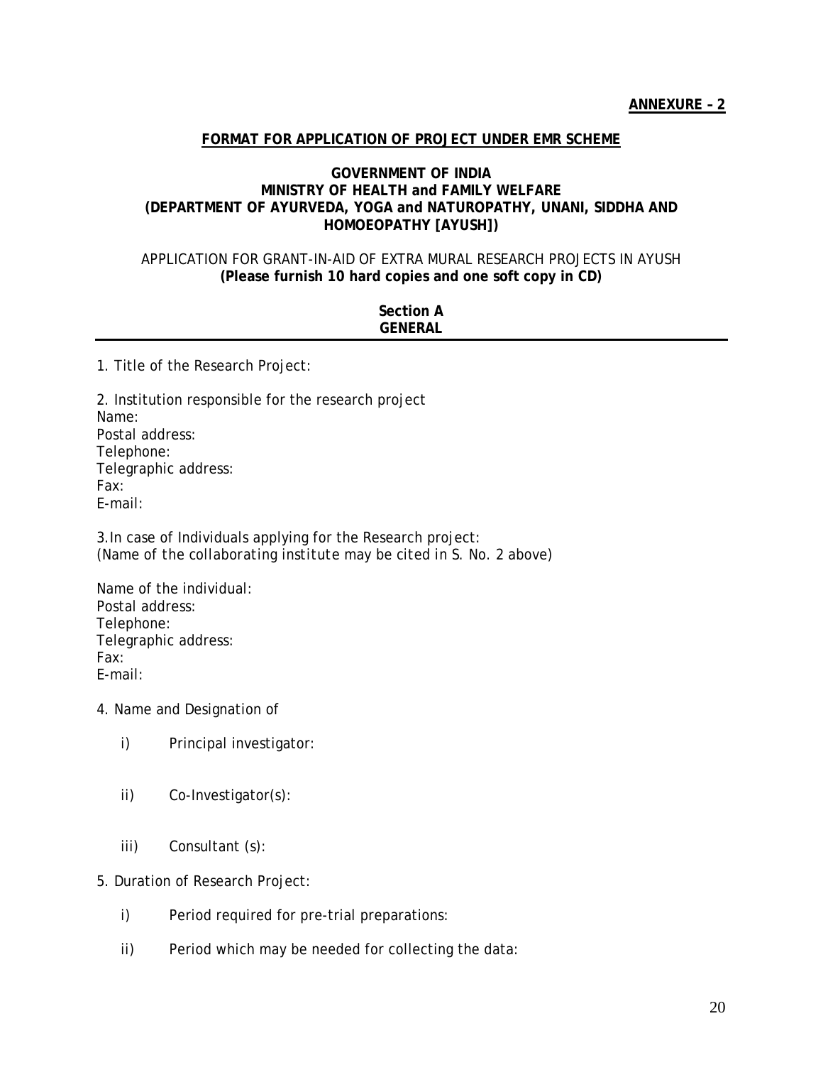**ANNEXURE – 2**

**FORMAT FOR APPLICATION OF PROJECT UNDER EMR SCHEME**

**GOVERNMENT OF INDIA**
**MINISTRY OF HEALTH and FAMILY WELFARE**
**(DEPARTMENT OF AYURVEDA, YOGA and NATUROPATHY, UNANI, SIDDHA AND HOMOEOPATHY [AYUSH])**

APPLICATION FOR GRANT-IN-AID OF EXTRA MURAL RESEARCH PROJECTS IN AYUSH
**(Please furnish 10 hard copies and one soft copy in CD)**

## Section A
## GENERAL

1. Title of the Research Project:

2. Institution responsible for the research project
Name:
Postal address:
Telephone:
Telegraphic address:
Fax:
E-mail:

3. In case of Individuals applying for the Research project:
(Name of the collaborating institute may be cited in S. No. 2 above)

Name of the individual:
Postal address:
Telephone:
Telegraphic address:
Fax:
E-mail:

4. Name and Designation of

   i) Principal investigator:

   ii) Co-Investigator(s):

   iii) Consultant (s):

5. Duration of Research Project:

   i) Period required for pre-trial preparations:

   ii) Period which may be needed for collecting the data: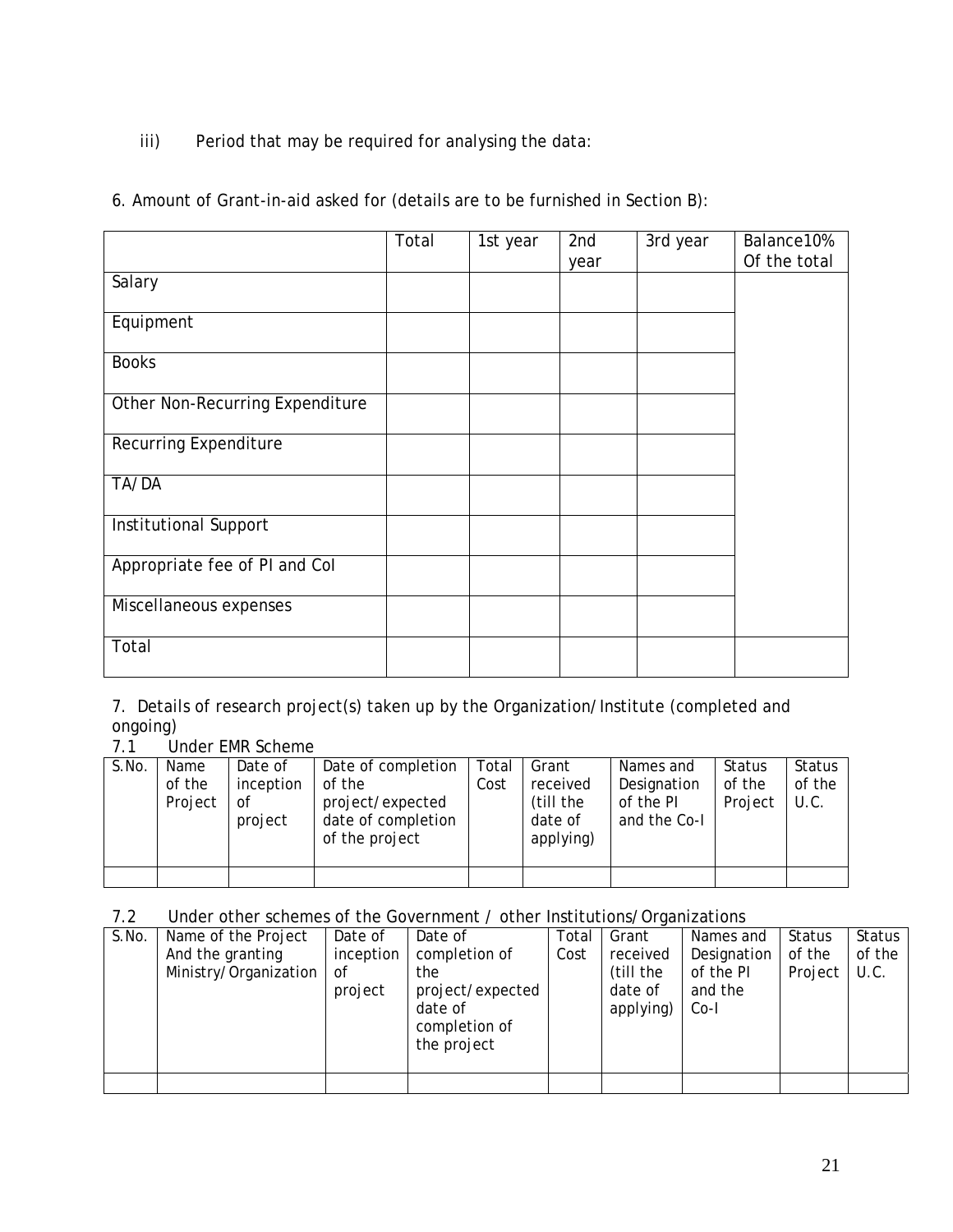iii) Period that may be required for analysing the data:

6. Amount of Grant-in-aid asked for (details are to be furnished in Section B):

| | Total | 1st year | 2nd year | 3rd year | Balance10% Of the total |
|---|---|---|---|---|---|
| Salary | | | | | |
| Equipment | | | | | |
| Books | | | | | |
| Other Non-Recurring Expenditure | | | | | |
| Recurring Expenditure | | | | | |
| TA/DA | | | | | |
| Institutional Support | | | | | |
| Appropriate fee of PI and CoI | | | | | |
| Miscellaneous expenses | | | | | |
| Total | | | | | |

7. Details of research project(s) taken up by the Organization/Institute (completed and ongoing)

7.1 Under EMR Scheme

| S.No. | Name of the Project | Date of inception of project | Date of completion of the project/expected date of completion of the project | Total Cost | Grant received (till the date of applying) | Names and Designation of the PI and the Co-I | Status of the Project | Status of the U.C. |
|---|---|---|---|---|---|---|---|---|
| | | | | | | | | |

7.2 Under other schemes of the Government / other Institutions/Organizations

| S.No. | Name of the Project And the granting Ministry/Organization | Date of inception of project | Date of completion of the project/expected date of completion of the project | Total Cost | Grant received (till the date of applying) | Names and Designation of the PI and the Co-I | Status of the Project | Status of the U.C. |
|---|---|---|---|---|---|---|---|---|
| | | | | | | | | |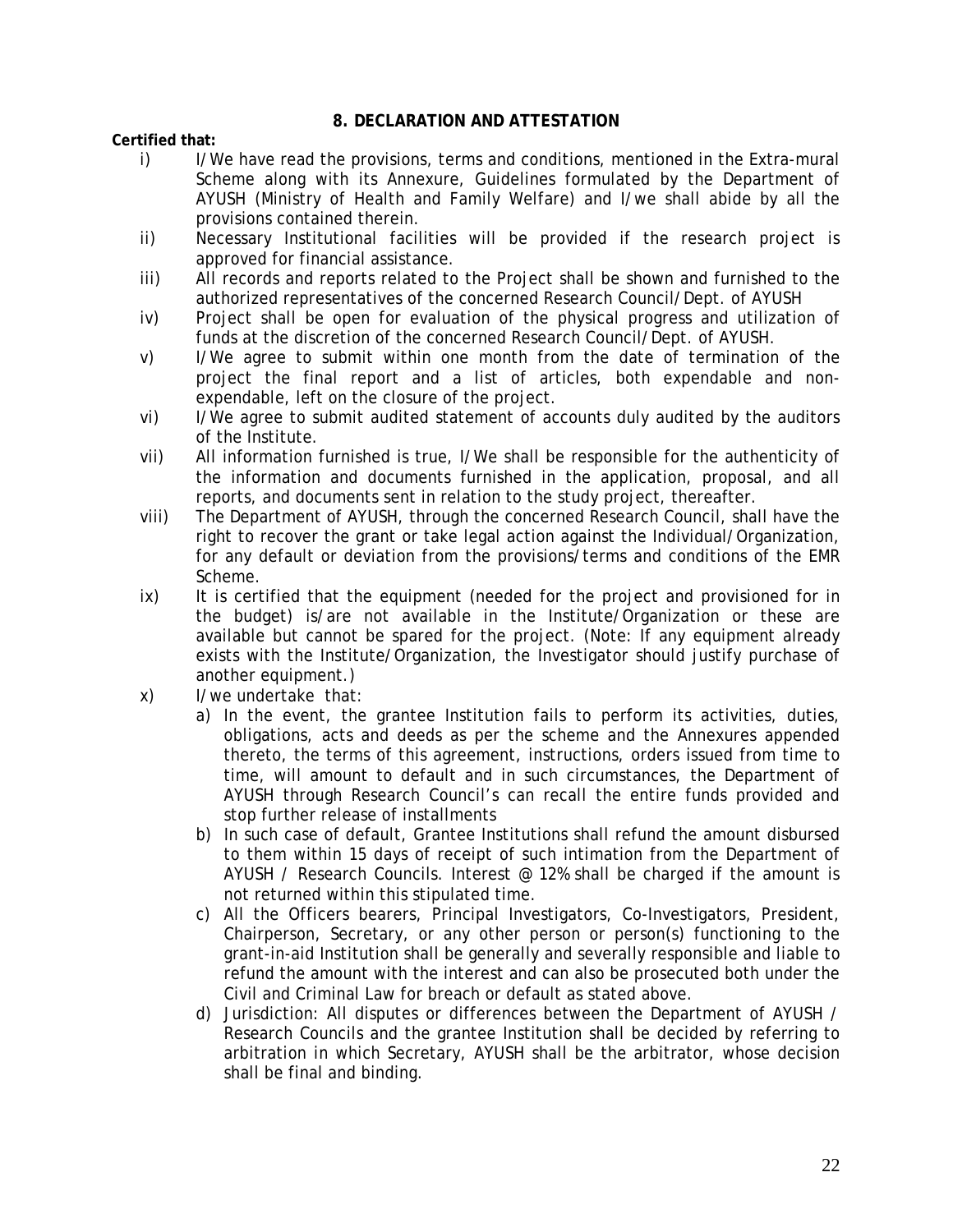## 8. DECLARATION AND ATTESTATION

**Certified that:**

i) I/We have read the provisions, terms and conditions, mentioned in the Extra-mural Scheme along with its Annexure, Guidelines formulated by the Department of AYUSH (Ministry of Health and Family Welfare) and I/we shall abide by all the provisions contained therein.

ii) Necessary Institutional facilities will be provided if the research project is approved for financial assistance.

iii) All records and reports related to the Project shall be shown and furnished to the authorized representatives of the concerned Research Council/Dept. of AYUSH

iv) Project shall be open for evaluation of the physical progress and utilization of funds at the discretion of the concerned Research Council/Dept. of AYUSH.

v) I/We agree to submit within one month from the date of termination of the project the final report and a list of articles, both expendable and non-expendable, left on the closure of the project.

vi) I/We agree to submit audited statement of accounts duly audited by the auditors of the Institute.

vii) All information furnished is true, I/We shall be responsible for the authenticity of the information and documents furnished in the application, proposal, and all reports, and documents sent in relation to the study project, thereafter.

viii) The Department of AYUSH, through the concerned Research Council, shall have the right to recover the grant or take legal action against the Individual/Organization, for any default or deviation from the provisions/terms and conditions of the EMR Scheme.

ix) It is certified that the equipment (needed for the project and provisioned for in the budget) is/are not available in the Institute/Organization or these are available but cannot be spared for the project. (Note: If any equipment already exists with the Institute/Organization, the Investigator should justify purchase of another equipment.)

x) I/we undertake that:

  a) In the event, the grantee Institution fails to perform its activities, duties, obligations, acts and deeds as per the scheme and the Annexures appended thereto, the terms of this agreement, instructions, orders issued from time to time, will amount to default and in such circumstances, the Department of AYUSH through Research Council's can recall the entire funds provided and stop further release of installments

  b) In such case of default, Grantee Institutions shall refund the amount disbursed to them within 15 days of receipt of such intimation from the Department of AYUSH / Research Councils. Interest @ 12% shall be charged if the amount is not returned within this stipulated time.

  c) All the Officers bearers, Principal Investigators, Co-Investigators, President, Chairperson, Secretary, or any other person or person(s) functioning to the grant-in-aid Institution shall be generally and severally responsible and liable to refund the amount with the interest and can also be prosecuted both under the Civil and Criminal Law for breach or default as stated above.

  d) Jurisdiction: All disputes or differences between the Department of AYUSH / Research Councils and the grantee Institution shall be decided by referring to arbitration in which Secretary, AYUSH shall be the arbitrator, whose decision shall be final and binding.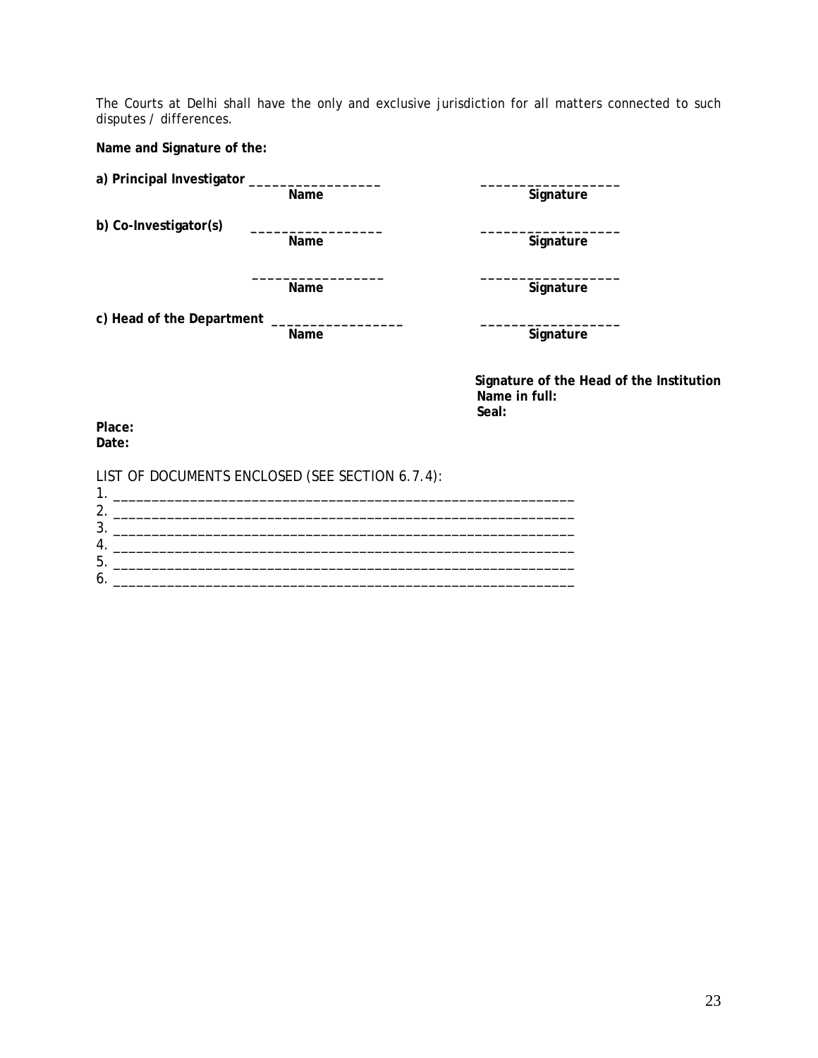The Courts at Delhi shall have the only and exclusive jurisdiction for all matters connected to such disputes / differences.

**Name and Signature of the:**

**a) Principal Investigator** ________________ ________________
**Name** **Signature**

**b) Co-Investigator(s)** ________________ ________________
**Name** **Signature**

________________ ________________
**Name** **Signature**

**c) Head of the Department** ________________ ________________
**Name** **Signature**

**Signature of the Head of the Institution**
**Name in full:**
**Seal:**

**Place:**
**Date:**

LIST OF DOCUMENTS ENCLOSED (SEE SECTION 6.7.4):

1. ________________________________________________________
2. ________________________________________________________
3. ________________________________________________________
4. ________________________________________________________
5. ________________________________________________________
6. ________________________________________________________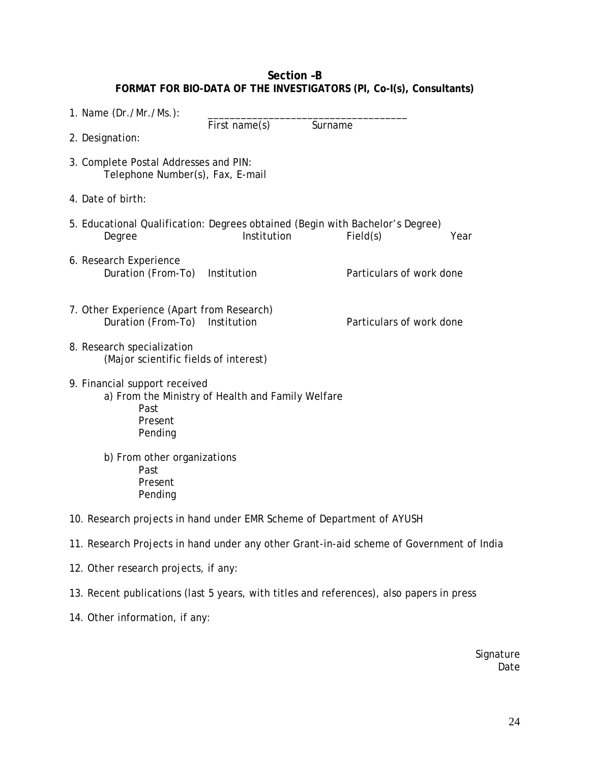## Section –B
## FORMAT FOR BIO-DATA OF THE INVESTIGATORS (PI, Co-I(s), Consultants)

1. Name (Dr./Mr./Ms.): ___________________________________
   First name(s) Surname

2. Designation:

3. Complete Postal Addresses and PIN:
   Telephone Number(s), Fax, E-mail

4. Date of birth:

5. Educational Qualification: Degrees obtained (Begin with Bachelor's Degree)

| Degree | Institution | Field(s) | Year |
|---|---|---|---|

6. Research Experience

| Duration (From-To) | Institution | Particulars of work done |
|---|---|---|

7. Other Experience (Apart from Research)

| Duration (From-To) | Institution | Particulars of work done |
|---|---|---|

8. Research specialization
   (Major scientific fields of interest)

9. Financial support received
   a) From the Ministry of Health and Family Welfare
      - Past
      - Present
      - Pending

   b) From other organizations
      - Past
      - Present
      - Pending

10. Research projects in hand under EMR Scheme of Department of AYUSH

11. Research Projects in hand under any other Grant-in-aid scheme of Government of India

12. Other research projects, if any:

13. Recent publications (last 5 years, with titles and references), also papers in press

14. Other information, if any:

Signature

Date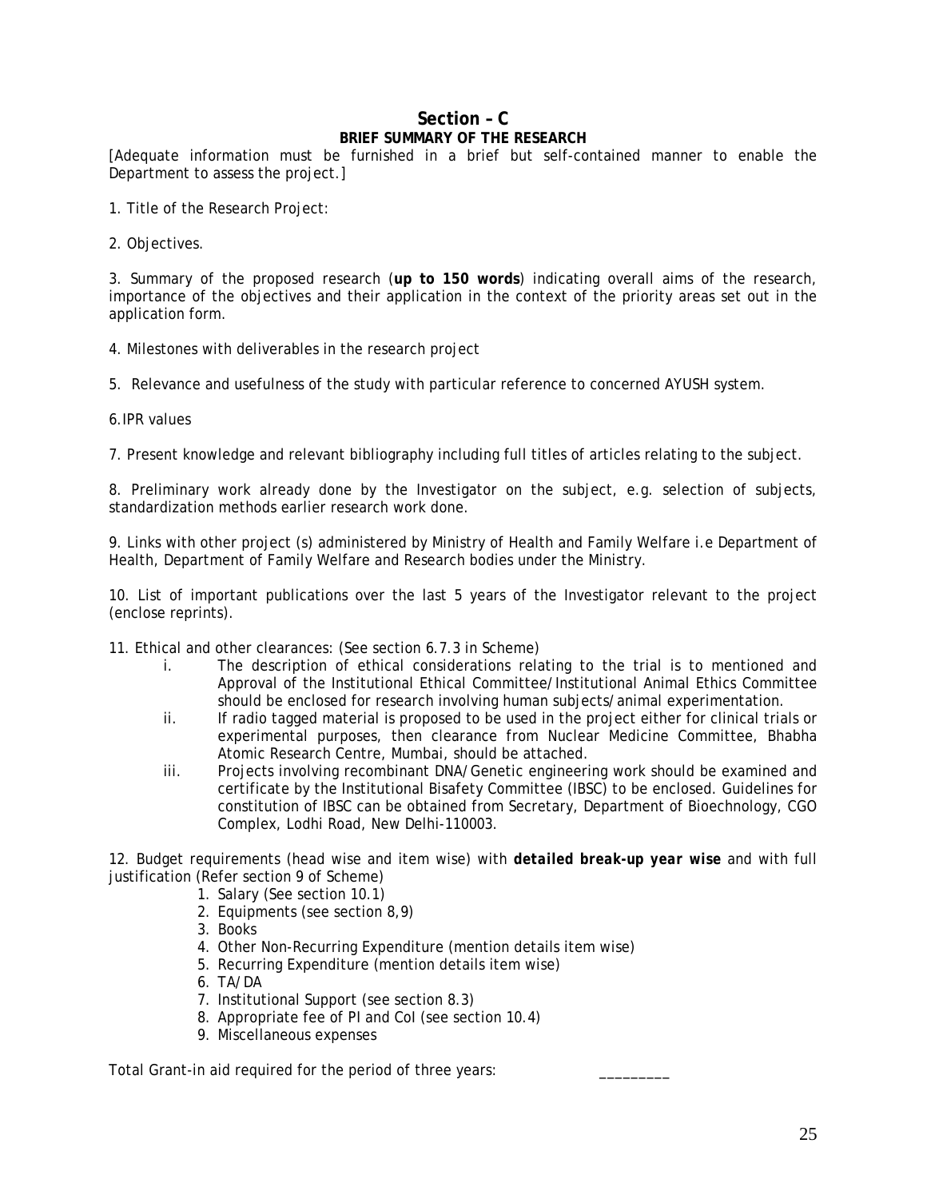## Section – C

### BRIEF SUMMARY OF THE RESEARCH

[Adequate information must be furnished in a brief but self-contained manner to enable the Department to assess the project.]

1. Title of the Research Project:

2. Objectives.

3. Summary of the proposed research (**up to 150 words**) indicating overall aims of the research, importance of the objectives and their application in the context of the priority areas set out in the application form.

4. Milestones with deliverables in the research project

5. Relevance and usefulness of the study with particular reference to concerned AYUSH system.

6. IPR values

7. Present knowledge and relevant bibliography including full titles of articles relating to the subject.

8. Preliminary work already done by the Investigator on the subject, e.g. selection of subjects, standardization methods earlier research work done.

9. Links with other project (s) administered by Ministry of Health and Family Welfare i.e Department of Health, Department of Family Welfare and Research bodies under the Ministry.

10. List of important publications over the last 5 years of the Investigator relevant to the project (enclose reprints).

11. Ethical and other clearances: (See section 6.7.3 in Scheme)

   i. The description of ethical considerations relating to the trial is to mentioned and Approval of the Institutional Ethical Committee/Institutional Animal Ethics Committee should be enclosed for research involving human subjects/animal experimentation.
   
   ii. If radio tagged material is proposed to be used in the project either for clinical trials or experimental purposes, then clearance from Nuclear Medicine Committee, Bhabha Atomic Research Centre, Mumbai, should be attached.
   
   iii. Projects involving recombinant DNA/Genetic engineering work should be examined and certificate by the Institutional Bisafety Committee (IBSC) to be enclosed. Guidelines for constitution of IBSC can be obtained from Secretary, Department of Bioechnology, CGO Complex, Lodhi Road, New Delhi-110003.

12. Budget requirements (head wise and item wise) with ***detailed break-up year wise*** and with full justification (Refer section 9 of Scheme)

   1. Salary (See section 10.1)
   2. Equipments (see section 8,9)
   3. Books
   4. Other Non-Recurring Expenditure (mention details item wise)
   5. Recurring Expenditure (mention details item wise)
   6. TA/DA
   7. Institutional Support (see section 8.3)
   8. Appropriate fee of PI and CoI (see section 10.4)
   9. Miscellaneous expenses

Total Grant-in aid required for the period of three years: _________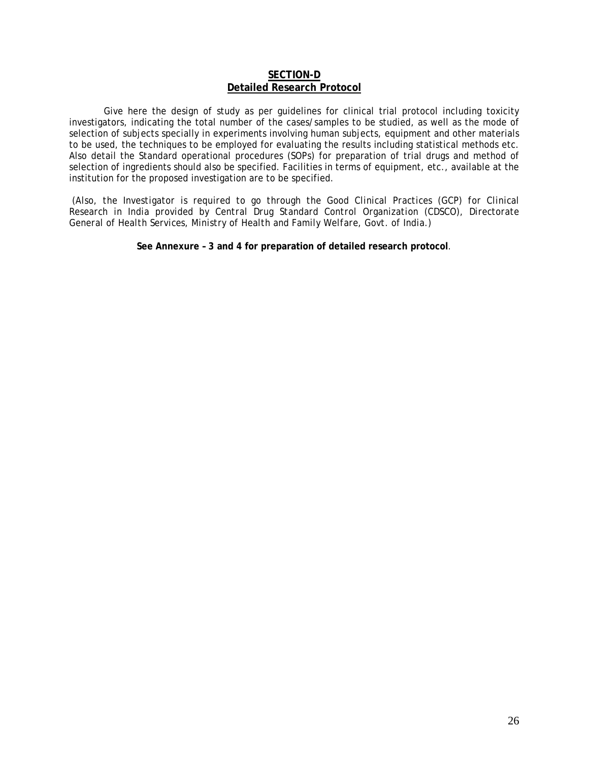## SECTION-D
## Detailed Research Protocol

Give here the design of study as per guidelines for clinical trial protocol including toxicity investigators, indicating the total number of the cases/samples to be studied, as well as the mode of selection of subjects specially in experiments involving human subjects, equipment and other materials to be used, the techniques to be employed for evaluating the results including statistical methods etc. Also detail the Standard operational procedures (SOPs) for preparation of trial drugs and method of selection of ingredients should also be specified. Facilities in terms of equipment, etc., available at the institution for the proposed investigation are to be specified.

*(Also, the Investigator is required to go through the Good Clinical Practices (GCP) for Clinical Research in India provided by Central Drug Standard Control Organization (CDSCO), Directorate General of Health Services, Ministry of Health and Family Welfare, Govt. of India.)*

**See Annexure – 3 and 4 for preparation of detailed research protocol**.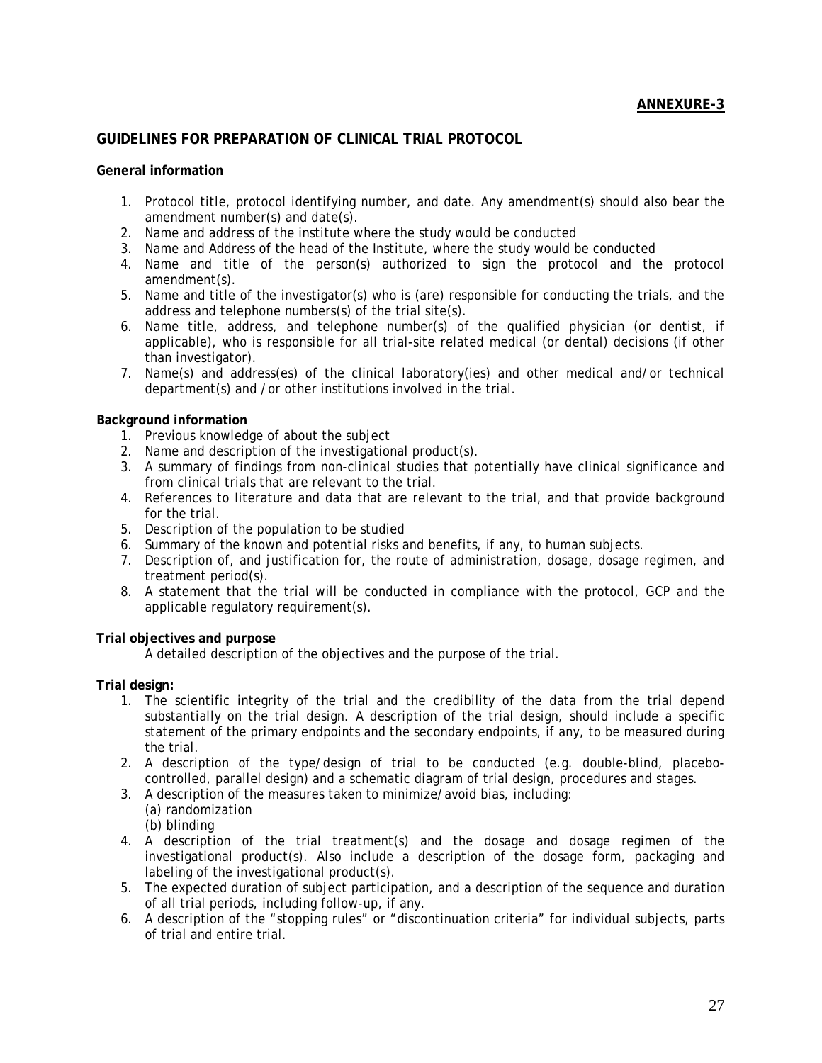**ANNEXURE-3**

## GUIDELINES FOR PREPARATION OF CLINICAL TRIAL PROTOCOL

**General information**

1. Protocol title, protocol identifying number, and date. Any amendment(s) should also bear the amendment number(s) and date(s).
2. Name and address of the institute where the study would be conducted
3. Name and Address of the head of the Institute, where the study would be conducted
4. Name and title of the person(s) authorized to sign the protocol and the protocol amendment(s).
5. Name and title of the investigator(s) who is (are) responsible for conducting the trials, and the address and telephone numbers(s) of the trial site(s).
6. Name title, address, and telephone number(s) of the qualified physician (or dentist, if applicable), who is responsible for all trial-site related medical (or dental) decisions (if other than investigator).
7. Name(s) and address(es) of the clinical laboratory(ies) and other medical and/or technical department(s) and /or other institutions involved in the trial.

**Background information**

1. Previous knowledge of about the subject
2. Name and description of the investigational product(s).
3. A summary of findings from non-clinical studies that potentially have clinical significance and from clinical trials that are relevant to the trial.
4. References to literature and data that are relevant to the trial, and that provide background for the trial.
5. Description of the population to be studied
6. Summary of the known and potential risks and benefits, if any, to human subjects.
7. Description of, and justification for, the route of administration, dosage, dosage regimen, and treatment period(s).
8. A statement that the trial will be conducted in compliance with the protocol, GCP and the applicable regulatory requirement(s).

**Trial objectives and purpose**

A detailed description of the objectives and the purpose of the trial.

**Trial design:**

1. The scientific integrity of the trial and the credibility of the data from the trial depend substantially on the trial design. A description of the trial design, should include a specific statement of the primary endpoints and the secondary endpoints, if any, to be measured during the trial.
2. A description of the type/design of trial to be conducted (e.g. double-blind, placebo-controlled, parallel design) and a schematic diagram of trial design, procedures and stages.
3. A description of the measures taken to minimize/avoid bias, including:
   (a) randomization
   (b) blinding
4. A description of the trial treatment(s) and the dosage and dosage regimen of the investigational product(s). Also include a description of the dosage form, packaging and labeling of the investigational product(s).
5. The expected duration of subject participation, and a description of the sequence and duration of all trial periods, including follow-up, if any.
6. A description of the "stopping rules" or "discontinuation criteria" for individual subjects, parts of trial and entire trial.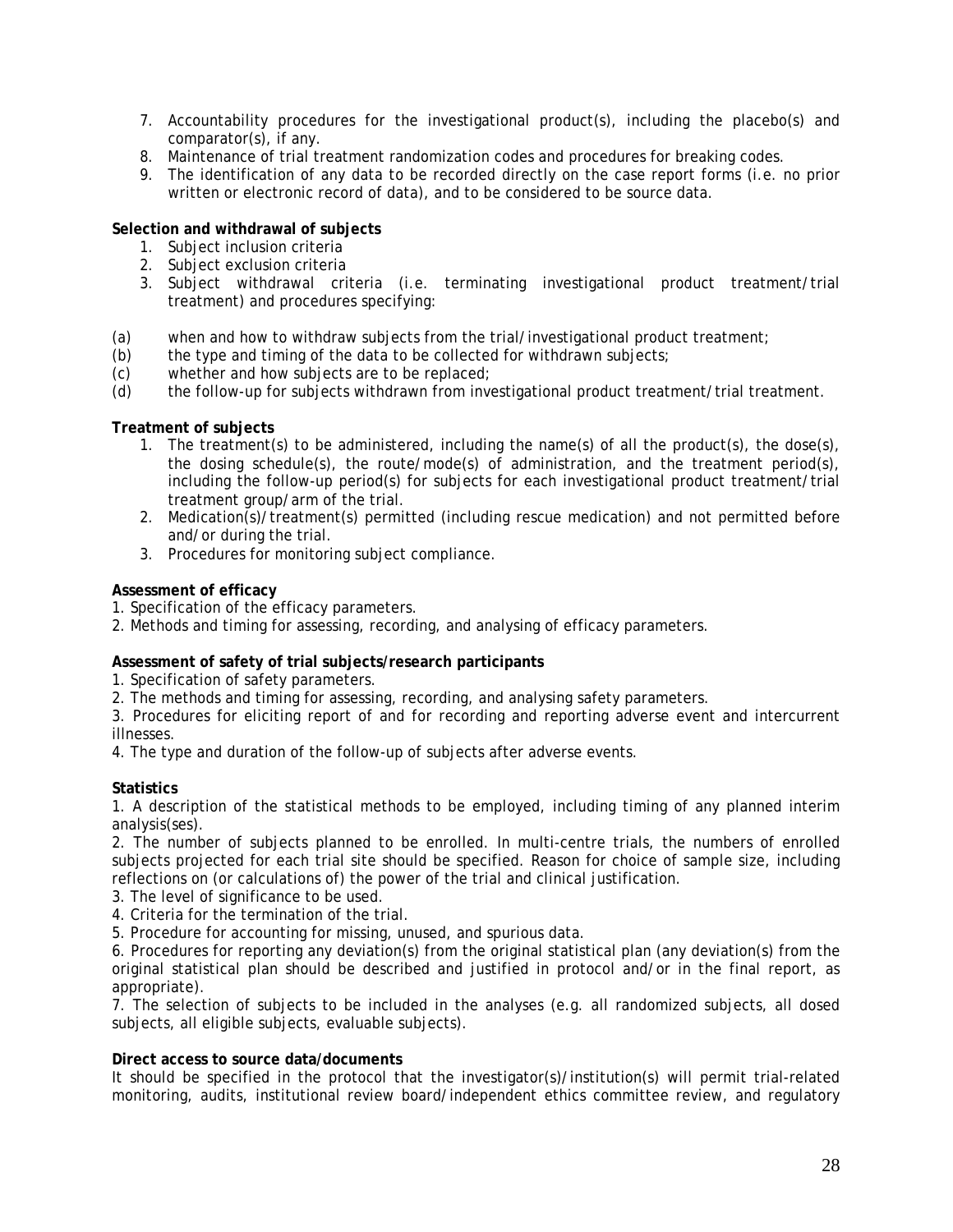7. Accountability procedures for the investigational product(s), including the placebo(s) and comparator(s), if any.
8. Maintenance of trial treatment randomization codes and procedures for breaking codes.
9. The identification of any data to be recorded directly on the case report forms (i.e. no prior written or electronic record of data), and to be considered to be source data.

**Selection and withdrawal of subjects**

1. Subject inclusion criteria
2. Subject exclusion criteria
3. Subject withdrawal criteria (i.e. terminating investigational product treatment/trial treatment) and procedures specifying:

(a) when and how to withdraw subjects from the trial/investigational product treatment;
(b) the type and timing of the data to be collected for withdrawn subjects;
(c) whether and how subjects are to be replaced;
(d) the follow-up for subjects withdrawn from investigational product treatment/trial treatment.

**Treatment of subjects**

1. The treatment(s) to be administered, including the name(s) of all the product(s), the dose(s), the dosing schedule(s), the route/mode(s) of administration, and the treatment period(s), including the follow-up period(s) for subjects for each investigational product treatment/trial treatment group/arm of the trial.
2. Medication(s)/treatment(s) permitted (including rescue medication) and not permitted before and/or during the trial.
3. Procedures for monitoring subject compliance.

**Assessment of efficacy**

1. Specification of the efficacy parameters.
2. Methods and timing for assessing, recording, and analysing of efficacy parameters.

**Assessment of safety of trial subjects/research participants**

1. Specification of safety parameters.
2. The methods and timing for assessing, recording, and analysing safety parameters.
3. Procedures for eliciting report of and for recording and reporting adverse event and intercurrent illnesses.
4. The type and duration of the follow-up of subjects after adverse events.

**Statistics**

1. A description of the statistical methods to be employed, including timing of any planned interim analysis(ses).
2. The number of subjects planned to be enrolled. In multi-centre trials, the numbers of enrolled subjects projected for each trial site should be specified. Reason for choice of sample size, including reflections on (or calculations of) the power of the trial and clinical justification.
3. The level of significance to be used.
4. Criteria for the termination of the trial.
5. Procedure for accounting for missing, unused, and spurious data.
6. Procedures for reporting any deviation(s) from the original statistical plan (any deviation(s) from the original statistical plan should be described and justified in protocol and/or in the final report, as appropriate).
7. The selection of subjects to be included in the analyses (e.g. all randomized subjects, all dosed subjects, all eligible subjects, evaluable subjects).

**Direct access to source data/documents**

It should be specified in the protocol that the investigator(s)/institution(s) will permit trial-related monitoring, audits, institutional review board/independent ethics committee review, and regulatory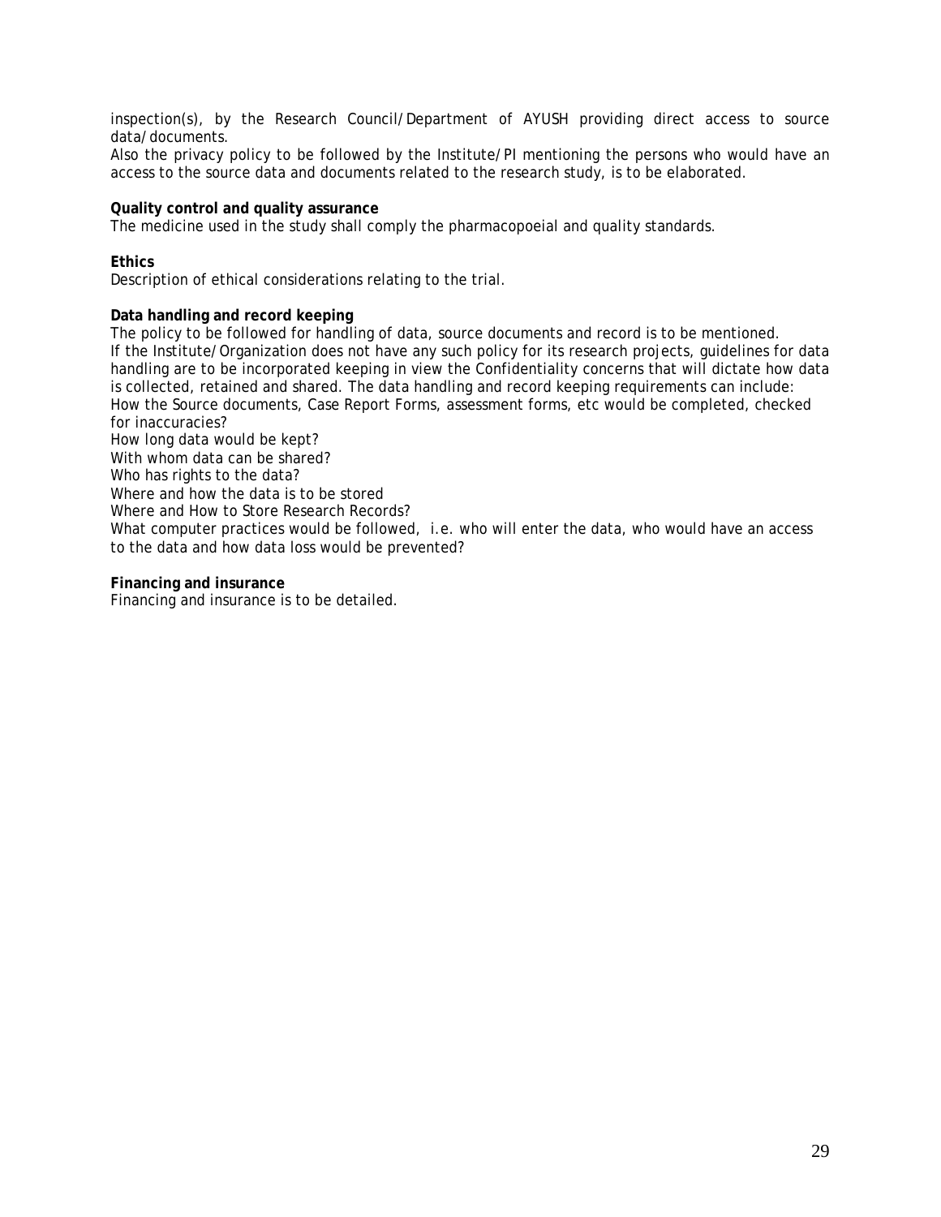inspection(s), by the Research Council/Department of AYUSH providing direct access to source data/documents.
Also the privacy policy to be followed by the Institute/PI mentioning the persons who would have an access to the source data and documents related to the research study, is to be elaborated.

**Quality control and quality assurance**
The medicine used in the study shall comply the pharmacopoeial and quality standards.

**Ethics**
Description of ethical considerations relating to the trial.

**Data handling and record keeping**
The policy to be followed for handling of data, source documents and record is to be mentioned.
If the Institute/Organization does not have any such policy for its research projects, guidelines for data handling are to be incorporated keeping in view the Confidentiality concerns that will dictate how data is collected, retained and shared. The data handling and record keeping requirements can include:
How the Source documents, Case Report Forms, assessment forms, etc would be completed, checked for inaccuracies?
How long data would be kept?
With whom data can be shared?
Who has rights to the data?
Where and how the data is to be stored
Where and How to Store Research Records?
What computer practices would be followed, i.e. who will enter the data, who would have an access to the data and how data loss would be prevented?

**Financing and insurance**
Financing and insurance is to be detailed.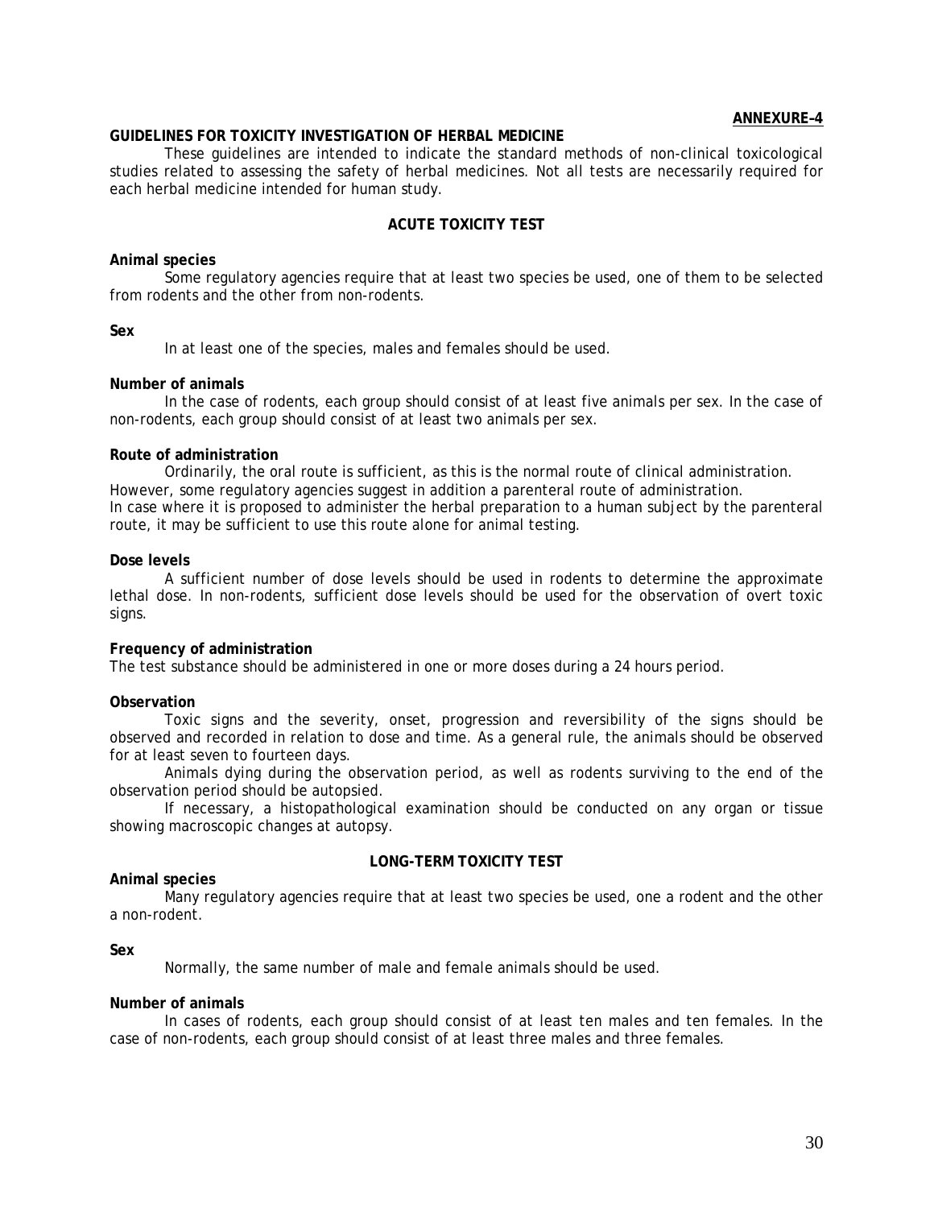**ANNEXURE–4**

## GUIDELINES FOR TOXICITY INVESTIGATION OF HERBAL MEDICINE

These guidelines are intended to indicate the standard methods of non-clinical toxicological studies related to assessing the safety of herbal medicines. Not all tests are necessarily required for each herbal medicine intended for human study.

### ACUTE TOXICITY TEST

**Animal species**

Some regulatory agencies require that at least two species be used, one of them to be selected from rodents and the other from non-rodents.

**Sex**

In at least one of the species, males and females should be used.

**Number of animals**

In the case of rodents, each group should consist of at least five animals per sex. In the case of non-rodents, each group should consist of at least two animals per sex.

**Route of administration**

Ordinarily, the oral route is sufficient, as this is the normal route of clinical administration. However, some regulatory agencies suggest in addition a parenteral route of administration. In case where it is proposed to administer the herbal preparation to a human subject by the parenteral route, it may be sufficient to use this route alone for animal testing.

**Dose levels**

A sufficient number of dose levels should be used in rodents to determine the approximate lethal dose. In non-rodents, sufficient dose levels should be used for the observation of overt toxic signs.

**Frequency of administration**

The test substance should be administered in one or more doses during a 24 hours period.

**Observation**

Toxic signs and the severity, onset, progression and reversibility of the signs should be observed and recorded in relation to dose and time. As a general rule, the animals should be observed for at least seven to fourteen days.

Animals dying during the observation period, as well as rodents surviving to the end of the observation period should be autopsied.

If necessary, a histopathological examination should be conducted on any organ or tissue showing macroscopic changes at autopsy.

### LONG-TERM TOXICITY TEST

**Animal species**

Many regulatory agencies require that at least two species be used, one a rodent and the other a non-rodent.

**Sex**

Normally, the same number of male and female animals should be used.

**Number of animals**

In cases of rodents, each group should consist of at least ten males and ten females. In the case of non-rodents, each group should consist of at least three males and three females.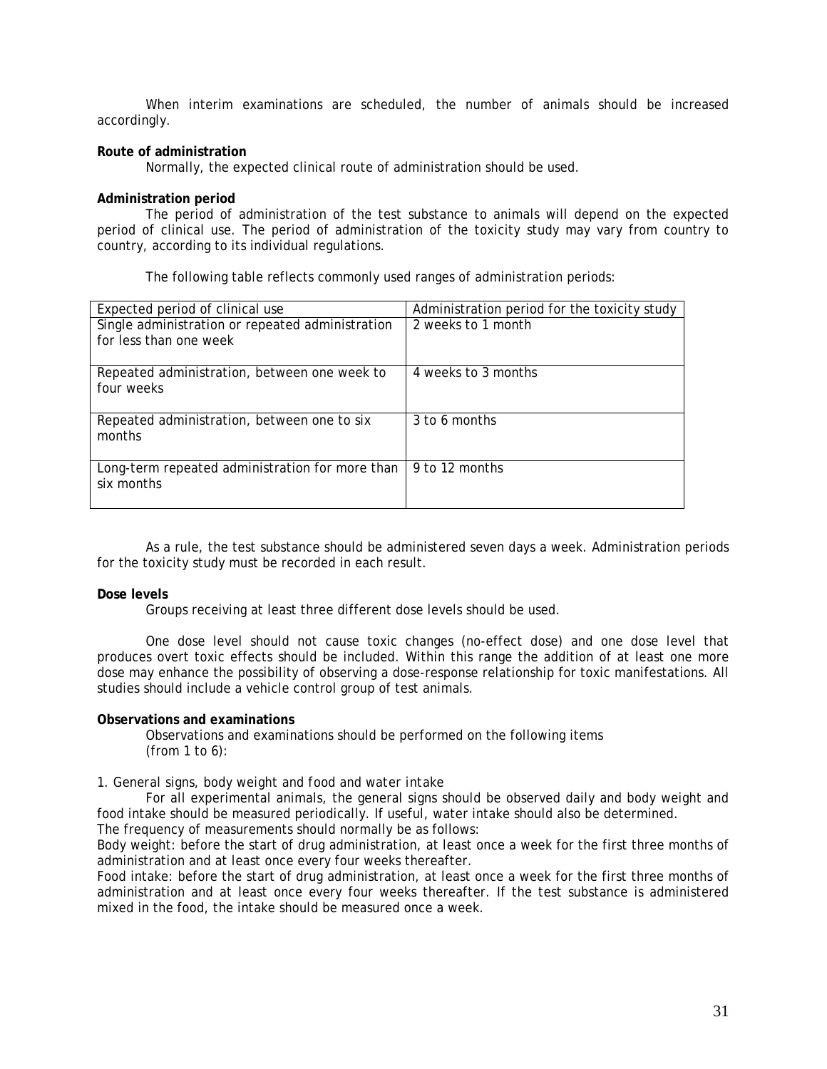When interim examinations are scheduled, the number of animals should be increased accordingly.

**Route of administration**

Normally, the expected clinical route of administration should be used.

**Administration period**

The period of administration of the test substance to animals will depend on the expected period of clinical use. The period of administration of the toxicity study may vary from country to country, according to its individual regulations.

The following table reflects commonly used ranges of administration periods:

| Expected period of clinical use | Administration period for the toxicity study |
|---|---|
| Single administration or repeated administration for less than one week | 2 weeks to 1 month |
| Repeated administration, between one week to four weeks | 4 weeks to 3 months |
| Repeated administration, between one to six months | 3 to 6 months |
| Long-term repeated administration for more than six months | 9 to 12 months |

As a rule, the test substance should be administered seven days a week. Administration periods for the toxicity study must be recorded in each result.

**Dose levels**

Groups receiving at least three different dose levels should be used.

One dose level should not cause toxic changes (no-effect dose) and one dose level that produces overt toxic effects should be included. Within this range the addition of at least one more dose may enhance the possibility of observing a dose-response relationship for toxic manifestations. All studies should include a vehicle control group of test animals.

**Observations and examinations**

Observations and examinations should be performed on the following items (from 1 to 6):

1. General signs, body weight and food and water intake

For all experimental animals, the general signs should be observed daily and body weight and food intake should be measured periodically. If useful, water intake should also be determined.
The frequency of measurements should normally be as follows:
Body weight: before the start of drug administration, at least once a week for the first three months of administration and at least once every four weeks thereafter.
Food intake: before the start of drug administration, at least once a week for the first three months of administration and at least once every four weeks thereafter. If the test substance is administered mixed in the food, the intake should be measured once a week.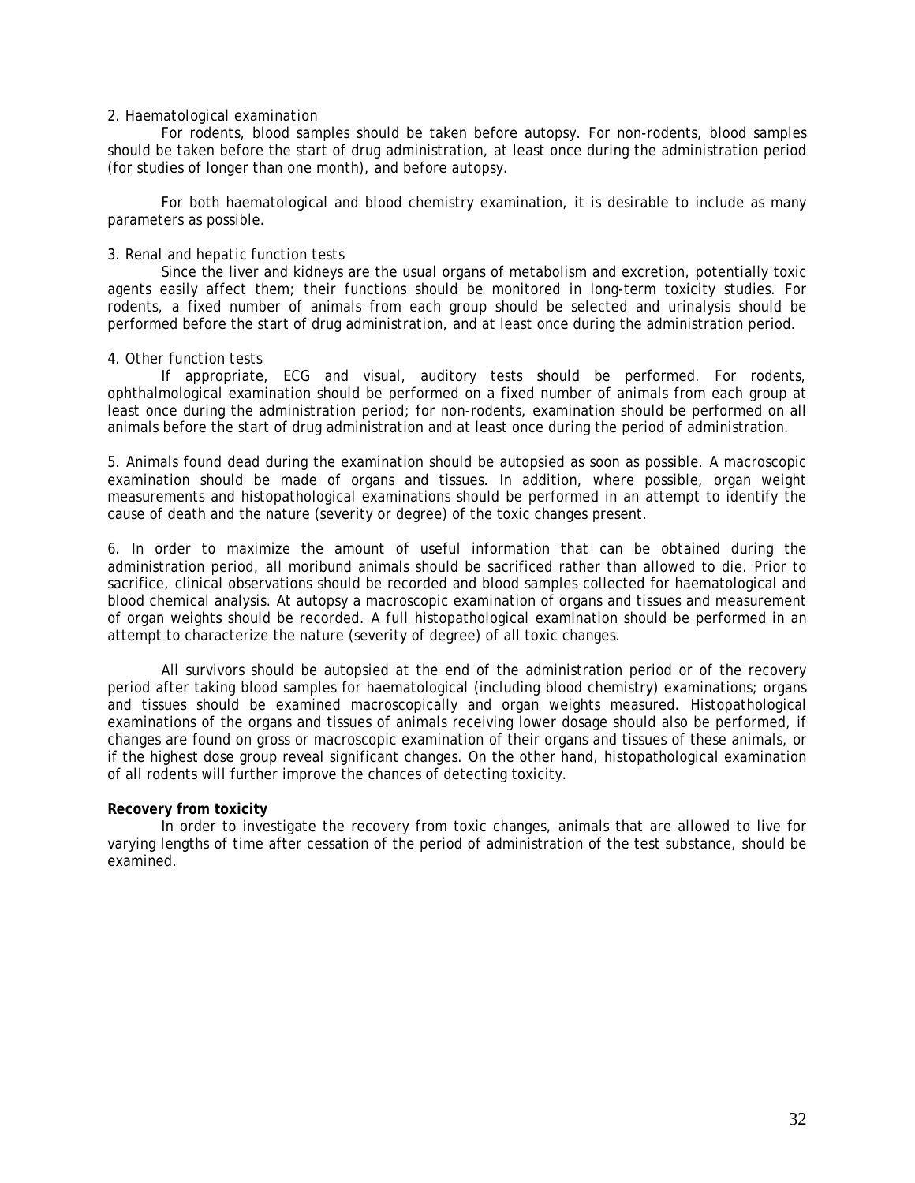2. *Haematological examination*

For rodents, blood samples should be taken before autopsy. For non-rodents, blood samples should be taken before the start of drug administration, at least once during the administration period (for studies of longer than one month), and before autopsy.

For both haematological and blood chemistry examination, it is desirable to include as many parameters as possible.

3. *Renal and hepatic function tests*

Since the liver and kidneys are the usual organs of metabolism and excretion, potentially toxic agents easily affect them; their functions should be monitored in long-term toxicity studies. For rodents, a fixed number of animals from each group should be selected and urinalysis should be performed before the start of drug administration, and at least once during the administration period.

4. *Other function tests*

If appropriate, ECG and visual, auditory tests should be performed. For rodents, ophthalmological examination should be performed on a fixed number of animals from each group at least once during the administration period; for non-rodents, examination should be performed on all animals before the start of drug administration and at least once during the period of administration.

5. Animals found dead during the examination should be autopsied as soon as possible. A macroscopic examination should be made of organs and tissues. In addition, where possible, organ weight measurements and histopathological examinations should be performed in an attempt to identify the cause of death and the nature (severity or degree) of the toxic changes present.

6. In order to maximize the amount of useful information that can be obtained during the administration period, all moribund animals should be sacrificed rather than allowed to die. Prior to sacrifice, clinical observations should be recorded and blood samples collected for haematological and blood chemical analysis. At autopsy a macroscopic examination of organs and tissues and measurement of organ weights should be recorded. A full histopathological examination should be performed in an attempt to characterize the nature (severity of degree) of all toxic changes.

All survivors should be autopsied at the end of the administration period or of the recovery period after taking blood samples for haematological (including blood chemistry) examinations; organs and tissues should be examined macroscopically and organ weights measured. Histopathological examinations of the organs and tissues of animals receiving lower dosage should also be performed, if changes are found on gross or macroscopic examination of their organs and tissues of these animals, or if the highest dose group reveal significant changes. On the other hand, histopathological examination of all rodents will further improve the chances of detecting toxicity.

**Recovery from toxicity**

In order to investigate the recovery from toxic changes, animals that are allowed to live for varying lengths of time after cessation of the period of administration of the test substance, should be examined.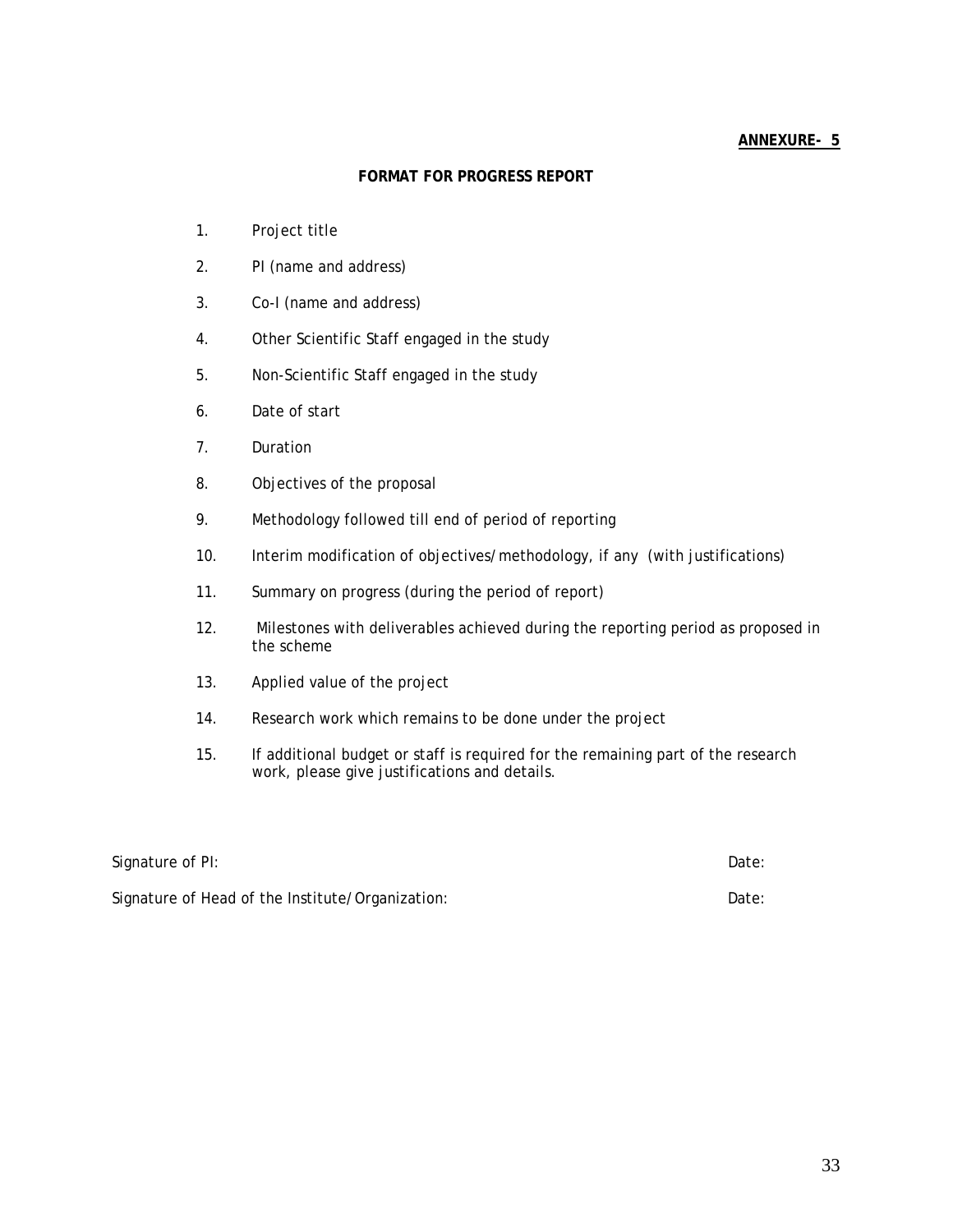**ANNEXURE- 5**

**FORMAT FOR PROGRESS REPORT**

1. Project title
2. PI (name and address)
3. Co-I (name and address)
4. Other Scientific Staff engaged in the study
5. Non-Scientific Staff engaged in the study
6. Date of start
7. Duration
8. Objectives of the proposal
9. Methodology followed till end of period of reporting
10. Interim modification of objectives/methodology, if any (with justifications)
11. Summary on progress (during the period of report)
12. Milestones with deliverables achieved during the reporting period as proposed in the scheme
13. Applied value of the project
14. Research work which remains to be done under the project
15. If additional budget or staff is required for the remaining part of the research work, please give justifications and details.

Signature of PI: Date:

Signature of Head of the Institute/Organization: Date: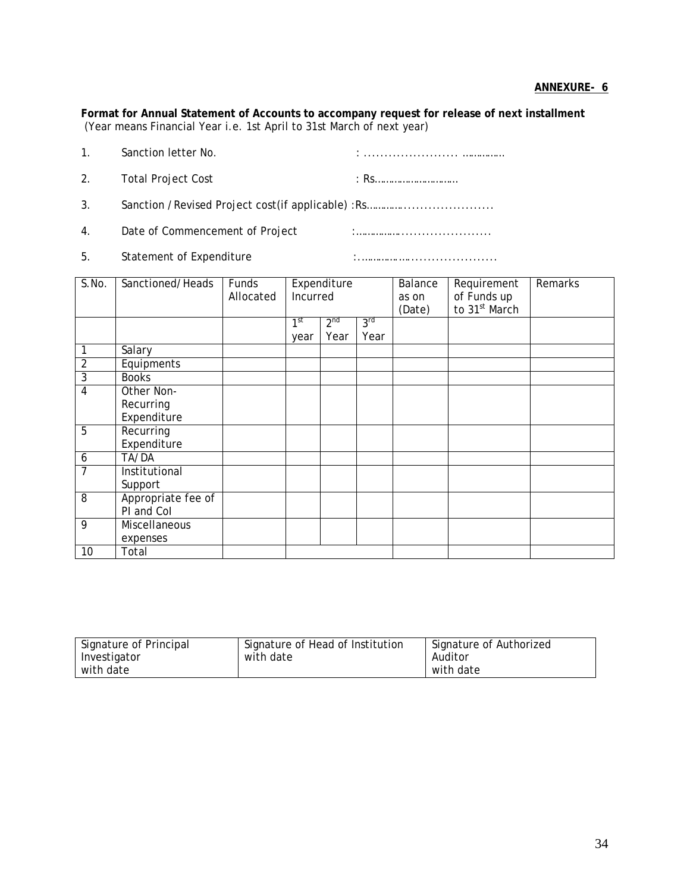**ANNEXURE- 6**

**Format for Annual Statement of Accounts to accompany request for release of next installment**
(Year means Financial Year i.e. 1st April to 31st March of next year)

1. Sanction letter No. : ...................... ..............
2. Total Project Cost : Rs............................
3. Sanction / Revised Project cost(if applicable) :Rs..................................
4. Date of Commencement of Project :..................................
5. Statement of Expenditure :..................................

| S.No. | Sanctioned/Heads | Funds Allocated | Expenditure Incurred | | | Balance as on (Date) | Requirement of Funds up to 31st March | Remarks |
|---|---|---|---|---|---|---|---|---|
| | | | 1st year | 2nd Year | 3rd Year | | | |
| 1 | Salary | | | | | | | |
| 2 | Equipments | | | | | | | |
| 3 | Books | | | | | | | |
| 4 | Other Non-Recurring Expenditure | | | | | | | |
| 5 | Recurring Expenditure | | | | | | | |
| 6 | TA/DA | | | | | | | |
| 7 | Institutional Support | | | | | | | |
| 8 | Appropriate fee of PI and CoI | | | | | | | |
| 9 | Miscellaneous expenses | | | | | | | |
| 10 | Total | | | | | | | |

| Signature of Principal Investigator with date | Signature of Head of Institution with date | Signature of Authorized Auditor with date |
|---|---|---|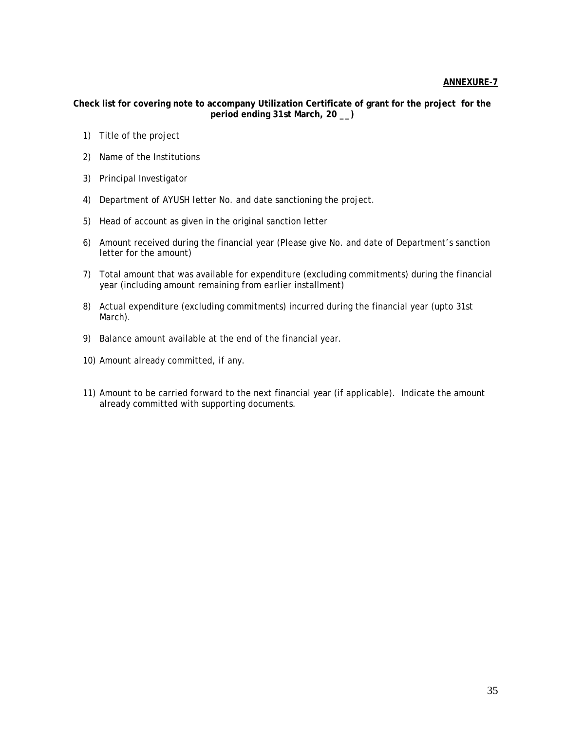**ANNEXURE-7**

**Check list for covering note to accompany Utilization Certificate of grant for the project for the period ending 31st March, 20 __)**

1) Title of the project

2) Name of the Institutions

3) Principal Investigator

4) Department of AYUSH letter No. and date sanctioning the project.

5) Head of account as given in the original sanction letter

6) Amount received during the financial year (Please give No. and date of Department's sanction letter for the amount)

7) Total amount that was available for expenditure (excluding commitments) during the financial year (including amount remaining from earlier installment)

8) Actual expenditure (excluding commitments) incurred during the financial year (upto 31st March).

9) Balance amount available at the end of the financial year.

10) Amount already committed, if any.

11) Amount to be carried forward to the next financial year (if applicable). Indicate the amount already committed with supporting documents.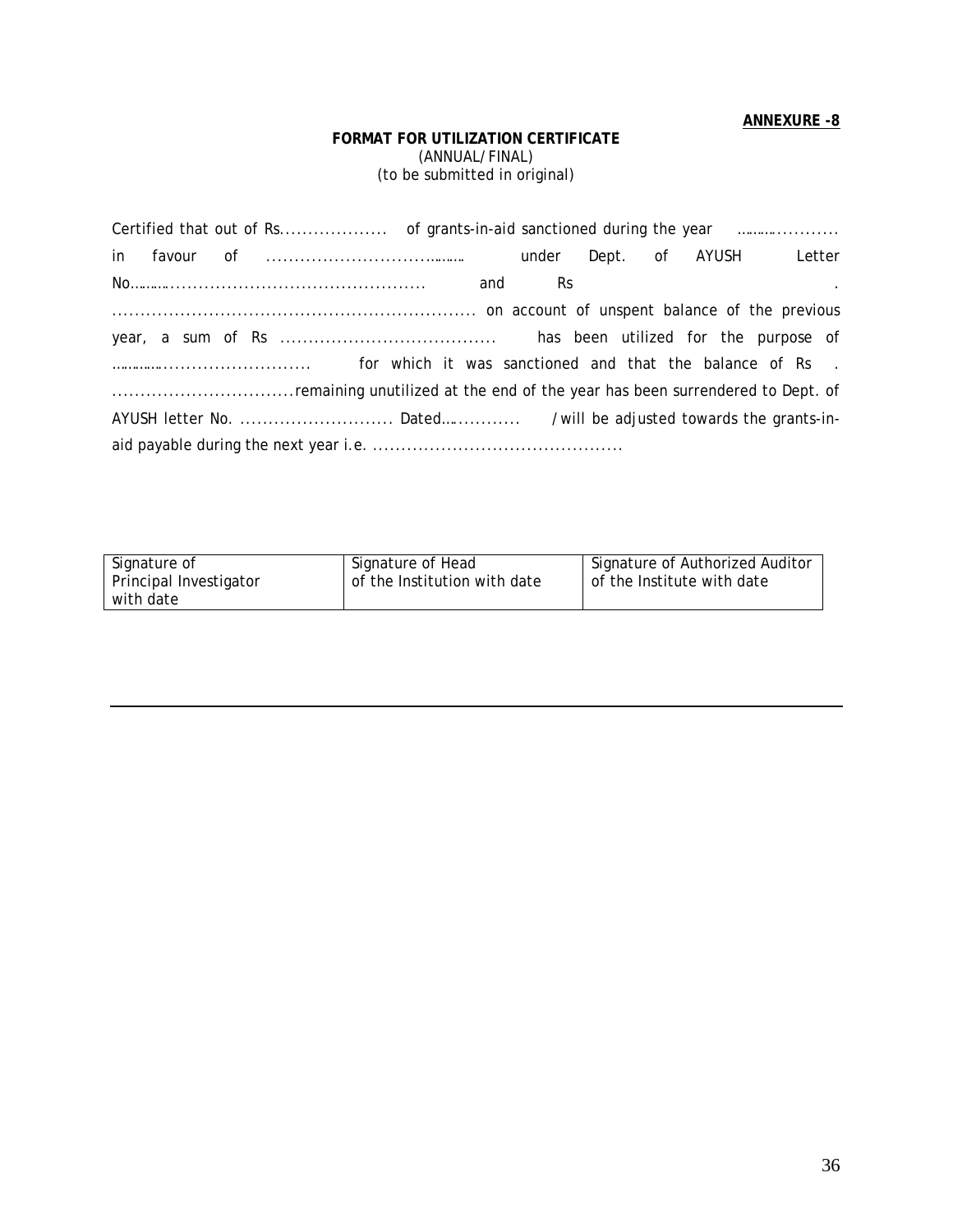**ANNEXURE -8**

**FORMAT FOR UTILIZATION CERTIFICATE**
(ANNUAL/FINAL)
(to be submitted in original)

Certified that out of Rs.................. of grants-in-aid sanctioned during the year …………........... in favour of ..................................……… under Dept. of AYUSH Letter No……….............................................. and Rs . ............................................................... on account of unspent balance of the previous year, a sum of Rs ..................................... has been utilized for the purpose of …………......................... for which it was sanctioned and that the balance of Rs . ................................remaining unutilized at the end of the year has been surrendered to Dept. of AYUSH letter No. ........................... Dated……........... /will be adjusted towards the grants-in-aid payable during the next year i.e. ...........................................

| Signature of Principal Investigator with date | Signature of Head of the Institution with date | Signature of Authorized Auditor of the Institute with date |
|---|---|---|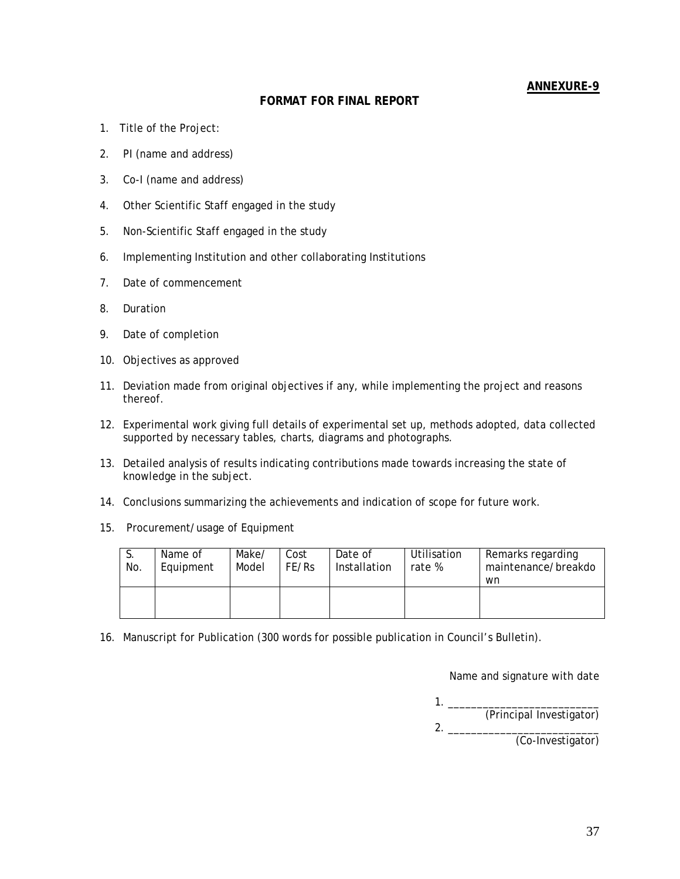**ANNEXURE-9**

## FORMAT FOR FINAL REPORT

1. Title of the Project:
2. PI (name and address)
3. Co-I (name and address)
4. Other Scientific Staff engaged in the study
5. Non-Scientific Staff engaged in the study
6. Implementing Institution and other collaborating Institutions
7. Date of commencement
8. Duration
9. Date of completion
10. Objectives as approved
11. Deviation made from original objectives if any, while implementing the project and reasons thereof.
12. Experimental work giving full details of experimental set up, methods adopted, data collected supported by necessary tables, charts, diagrams and photographs.
13. Detailed analysis of results indicating contributions made towards increasing the state of knowledge in the subject.
14. Conclusions summarizing the achievements and indication of scope for future work.
15. Procurement/usage of Equipment

| S. No. | Name of Equipment | Make/ Model | Cost FE/Rs | Date of Installation | Utilisation rate % | Remarks regarding maintenance/breakdown |
|---|---|---|---|---|---|---|
| | | | | | | |

16. Manuscript for Publication (300 words for possible publication in Council's Bulletin).

Name and signature with date

1. ___________________________
(Principal Investigator)

2. ___________________________
(Co-Investigator)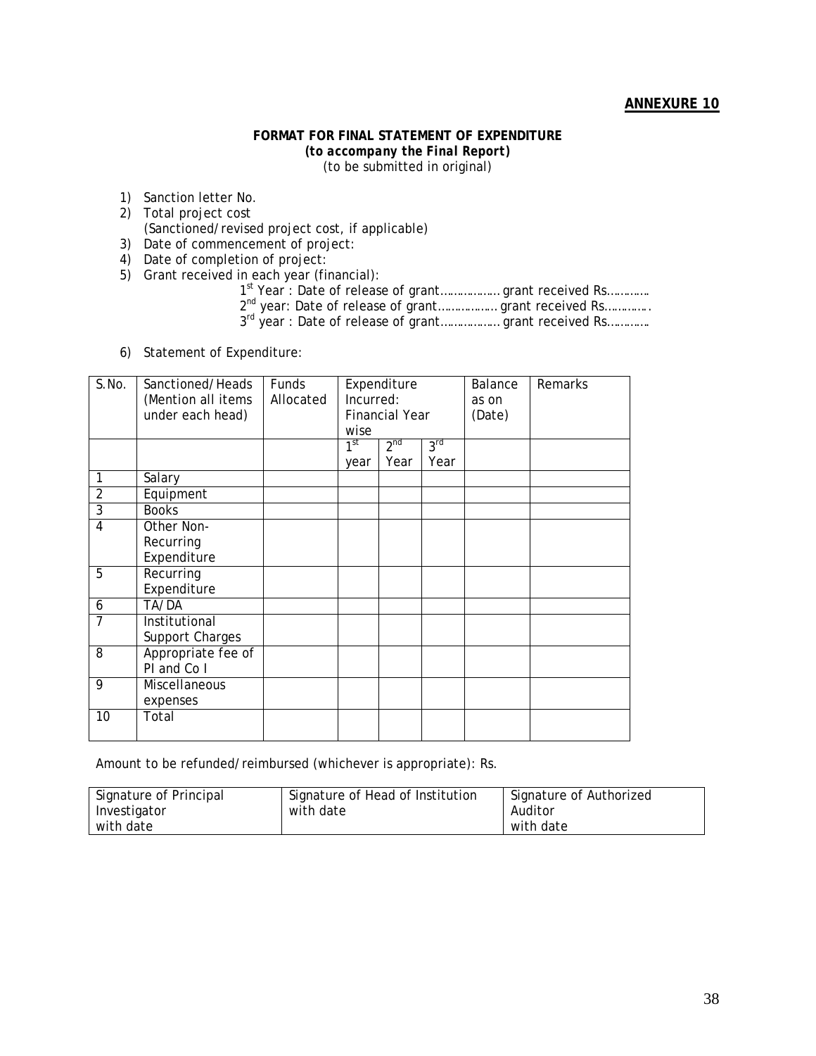**ANNEXURE 10**

**FORMAT FOR FINAL STATEMENT OF EXPENDITURE**
***(to accompany the Final Report)***
(to be submitted in original)

1) Sanction letter No.
2) Total project cost
   (Sanctioned/revised project cost, if applicable)
3) Date of commencement of project:
4) Date of completion of project:
5) Grant received in each year (financial):
   - 1st Year : Date of release of grant……………. grant received Rs………..
   - 2nd year: Date of release of grant……………. grant received Rs………….
   - 3rd year : Date of release of grant……………. grant received Rs………..
6) Statement of Expenditure:

| S.No. | Sanctioned/Heads (Mention all items under each head) | Funds Allocated | Expenditure Incurred: Financial Year wise | | | Balance as on (Date) | Remarks |
|---|---|---|---|---|---|---|---|
| | | | 1st year | 2nd Year | 3rd Year | | |
| 1 | Salary | | | | | | |
| 2 | Equipment | | | | | | |
| 3 | Books | | | | | | |
| 4 | Other Non-Recurring Expenditure | | | | | | |
| 5 | Recurring Expenditure | | | | | | |
| 6 | TA/DA | | | | | | |
| 7 | Institutional Support Charges | | | | | | |
| 8 | Appropriate fee of PI and Co I | | | | | | |
| 9 | Miscellaneous expenses | | | | | | |
| 10 | Total | | | | | | |

Amount to be refunded/reimbursed (whichever is appropriate): Rs.

| Signature of Principal Investigator with date | Signature of Head of Institution with date | Signature of Authorized Auditor with date |
|---|---|---|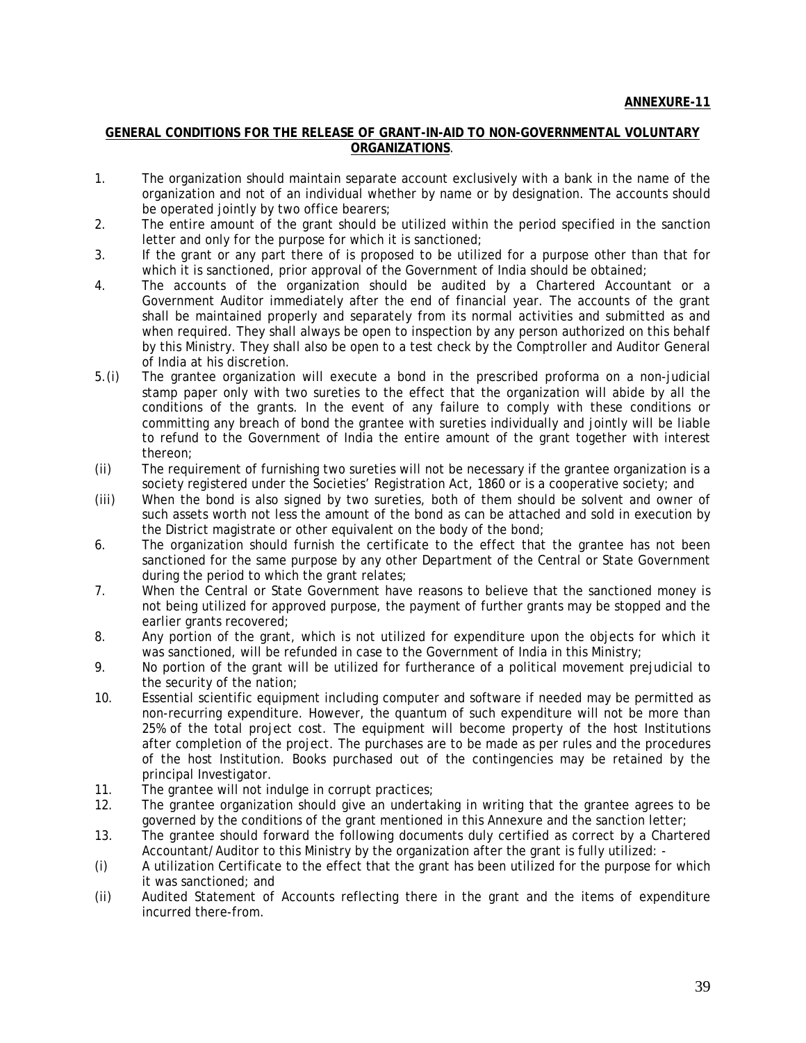**ANNEXURE-11**

**GENERAL CONDITIONS FOR THE RELEASE OF GRANT-IN-AID TO NON-GOVERNMENTAL VOLUNTARY ORGANIZATIONS**.

1. The organization should maintain separate account exclusively with a bank in the name of the organization and not of an individual whether by name or by designation. The accounts should be operated jointly by two office bearers;
2. The entire amount of the grant should be utilized within the period specified in the sanction letter and only for the purpose for which it is sanctioned;
3. If the grant or any part there of is proposed to be utilized for a purpose other than that for which it is sanctioned, prior approval of the Government of India should be obtained;
4. The accounts of the organization should be audited by a Chartered Accountant or a Government Auditor immediately after the end of financial year. The accounts of the grant shall be maintained properly and separately from its normal activities and submitted as and when required. They shall always be open to inspection by any person authorized on this behalf by this Ministry. They shall also be open to a test check by the Comptroller and Auditor General of India at his discretion.

5.(i) The grantee organization will execute a bond in the prescribed proforma on a non-judicial stamp paper only with two sureties to the effect that the organization will abide by all the conditions of the grants. In the event of any failure to comply with these conditions or committing any breach of bond the grantee with sureties individually and jointly will be liable to refund to the Government of India the entire amount of the grant together with interest thereon;

(ii) The requirement of furnishing two sureties will not be necessary if the grantee organization is a society registered under the Societies' Registration Act, 1860 or is a cooperative society; and

(iii) When the bond is also signed by two sureties, both of them should be solvent and owner of such assets worth not less the amount of the bond as can be attached and sold in execution by the District magistrate or other equivalent on the body of the bond;

6. The organization should furnish the certificate to the effect that the grantee has not been sanctioned for the same purpose by any other Department of the Central or State Government during the period to which the grant relates;
7. When the Central or State Government have reasons to believe that the sanctioned money is not being utilized for approved purpose, the payment of further grants may be stopped and the earlier grants recovered;
8. Any portion of the grant, which is not utilized for expenditure upon the objects for which it was sanctioned, will be refunded in case to the Government of India in this Ministry;
9. No portion of the grant will be utilized for furtherance of a political movement prejudicial to the security of the nation;
10. Essential scientific equipment including computer and software if needed may be permitted as non-recurring expenditure. However, the quantum of such expenditure will not be more than 25% of the total project cost. The equipment will become property of the host Institutions after completion of the project. The purchases are to be made as per rules and the procedures of the host Institution. Books purchased out of the contingencies may be retained by the principal Investigator.
11. The grantee will not indulge in corrupt practices;
12. The grantee organization should give an undertaking in writing that the grantee agrees to be governed by the conditions of the grant mentioned in this Annexure and the sanction letter;
13. The grantee should forward the following documents duly certified as correct by a Chartered Accountant/Auditor to this Ministry by the organization after the grant is fully utilized: -

(i) A utilization Certificate to the effect that the grant has been utilized for the purpose for which it was sanctioned; and

(ii) Audited Statement of Accounts reflecting there in the grant and the items of expenditure incurred there-from.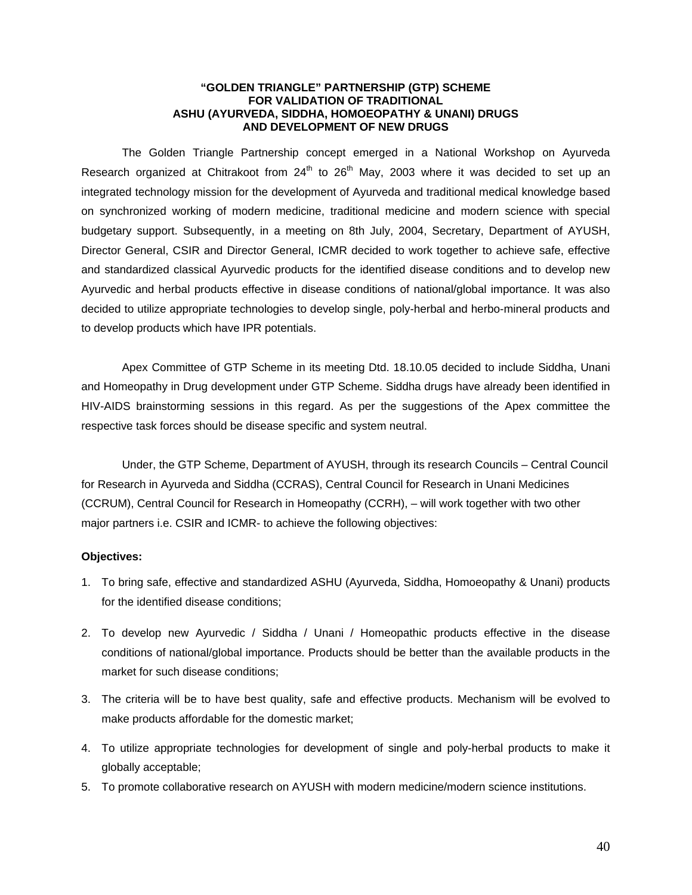# "GOLDEN TRIANGLE" PARTNERSHIP (GTP) SCHEME FOR VALIDATION OF TRADITIONAL ASHU (AYURVEDA, SIDDHA, HOMOEOPATHY & UNANI) DRUGS AND DEVELOPMENT OF NEW DRUGS

The Golden Triangle Partnership concept emerged in a National Workshop on Ayurveda Research organized at Chitrakoot from 24th to 26th May, 2003 where it was decided to set up an integrated technology mission for the development of Ayurveda and traditional medical knowledge based on synchronized working of modern medicine, traditional medicine and modern science with special budgetary support. Subsequently, in a meeting on 8th July, 2004, Secretary, Department of AYUSH, Director General, CSIR and Director General, ICMR decided to work together to achieve safe, effective and standardized classical Ayurvedic products for the identified disease conditions and to develop new Ayurvedic and herbal products effective in disease conditions of national/global importance. It was also decided to utilize appropriate technologies to develop single, poly-herbal and herbo-mineral products and to develop products which have IPR potentials.

Apex Committee of GTP Scheme in its meeting Dtd. 18.10.05 decided to include Siddha, Unani and Homeopathy in Drug development under GTP Scheme. Siddha drugs have already been identified in HIV-AIDS brainstorming sessions in this regard. As per the suggestions of the Apex committee the respective task forces should be disease specific and system neutral.

Under, the GTP Scheme, Department of AYUSH, through its research Councils – Central Council for Research in Ayurveda and Siddha (CCRAS), Central Council for Research in Unani Medicines (CCRUM), Central Council for Research in Homeopathy (CCRH), – will work together with two other major partners i.e. CSIR and ICMR- to achieve the following objectives:

**Objectives:**

1. To bring safe, effective and standardized ASHU (Ayurveda, Siddha, Homoeopathy & Unani) products for the identified disease conditions;
2. To develop new Ayurvedic / Siddha / Unani / Homeopathic products effective in the disease conditions of national/global importance. Products should be better than the available products in the market for such disease conditions;
3. The criteria will be to have best quality, safe and effective products. Mechanism will be evolved to make products affordable for the domestic market;
4. To utilize appropriate technologies for development of single and poly-herbal products to make it globally acceptable;
5. To promote collaborative research on AYUSH with modern medicine/modern science institutions.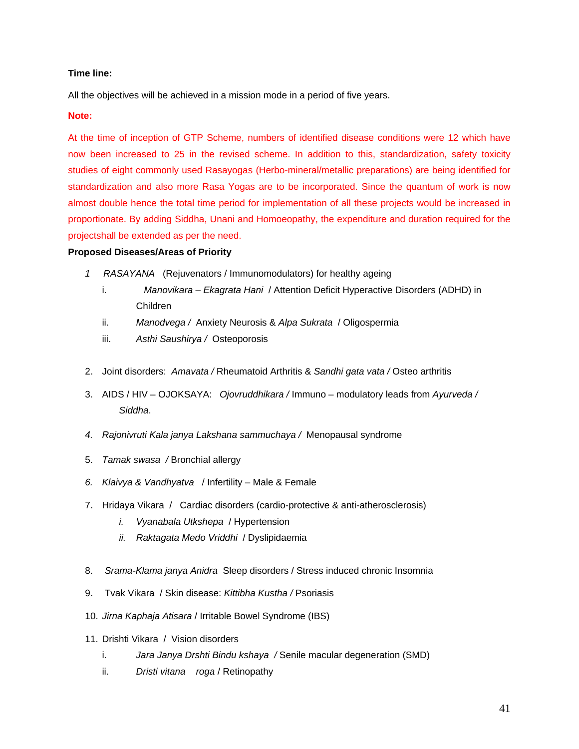**Time line:**

All the objectives will be achieved in a mission mode in a period of five years.

**Note:**

At the time of inception of GTP Scheme, numbers of identified disease conditions were 12 which have now been increased to 25 in the revised scheme. In addition to this, standardization, safety toxicity studies of eight commonly used Rasayogas (Herbo-mineral/metallic preparations) are being identified for standardization and also more Rasa Yogas are to be incorporated. Since the quantum of work is now almost double hence the total time period for implementation of all these projects would be increased in proportionate. By adding Siddha, Unani and Homoeopathy, the expenditure and duration required for the projectshall be extended as per the need.

**Proposed Diseases/Areas of Priority**

1. *RASAYANA* (Rejuvenators / Immunomodulators) for healthy ageing
   i. *Manovikara – Ekagrata Hani* / Attention Deficit Hyperactive Disorders (ADHD) in Children
   ii. *Manodvega /* Anxiety Neurosis & *Alpa Sukrata* / Oligospermia
   iii. *Asthi Saushirya /* Osteoporosis

2. Joint disorders: *Amavata /* Rheumatoid Arthritis & *Sandhi gata vata /* Osteo arthritis

3. AIDS / HIV – OJOKSAYA: *Ojovruddhikara /* Immuno – modulatory leads from *Ayurveda / Siddha*.

4. *Rajonivruti Kala janya Lakshana sammuchaya /* Menopausal syndrome

5. *Tamak swasa /* Bronchial allergy

6. *Klaivya & Vandhyatva* / Infertility – Male & Female

7. Hridaya Vikara / Cardiac disorders (cardio-protective & anti-atherosclerosis)
   *i.* *Vyanabala Utkshepa* / Hypertension
   *ii.* *Raktagata Medo Vriddhi* / Dyslipidaemia

8. *Srama-Klama janya Anidra* Sleep disorders / Stress induced chronic Insomnia

9. Tvak Vikara / Skin disease: *Kittibha Kustha /* Psoriasis

10. *Jirna Kaphaja Atisara* / Irritable Bowel Syndrome (IBS)

11. Drishti Vikara / Vision disorders
    i. *Jara Janya Drshti Bindu kshaya /* Senile macular degeneration (SMD)
    ii. *Dristi vitana roga* / Retinopathy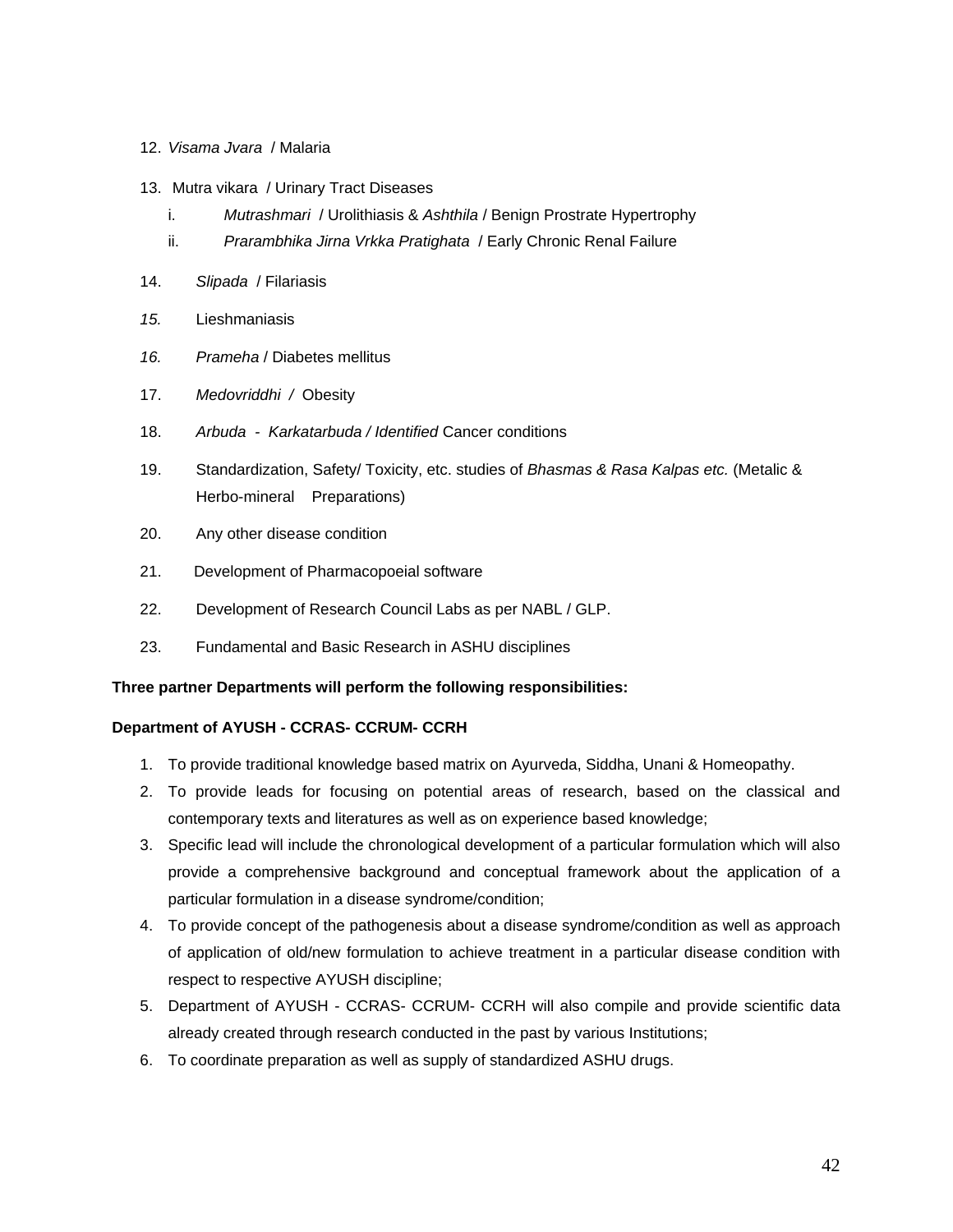12. *Visama Jvara* / Malaria

13. Mutra vikara / Urinary Tract Diseases
    i. *Mutrashmari* / Urolithiasis & *Ashthila* / Benign Prostrate Hypertrophy
    ii. *Prarambhika Jirna Vrkka Pratighata* / Early Chronic Renal Failure

14. *Slipada* / Filariasis

15. Lieshmaniasis

16. *Prameha* / Diabetes mellitus

17. *Medovriddhi* / Obesity

18. *Arbuda - Karkatarbuda / Identified* Cancer conditions

19. Standardization, Safety/ Toxicity, etc. studies of *Bhasmas & Rasa Kalpas etc.* (Metalic & Herbo-mineral Preparations)

20. Any other disease condition

21. Development of Pharmacopoeial software

22. Development of Research Council Labs as per NABL / GLP.

23. Fundamental and Basic Research in ASHU disciplines

**Three partner Departments will perform the following responsibilities:**

**Department of AYUSH - CCRAS- CCRUM- CCRH**

1. To provide traditional knowledge based matrix on Ayurveda, Siddha, Unani & Homeopathy.
2. To provide leads for focusing on potential areas of research, based on the classical and contemporary texts and literatures as well as on experience based knowledge;
3. Specific lead will include the chronological development of a particular formulation which will also provide a comprehensive background and conceptual framework about the application of a particular formulation in a disease syndrome/condition;
4. To provide concept of the pathogenesis about a disease syndrome/condition as well as approach of application of old/new formulation to achieve treatment in a particular disease condition with respect to respective AYUSH discipline;
5. Department of AYUSH - CCRAS- CCRUM- CCRH will also compile and provide scientific data already created through research conducted in the past by various Institutions;
6. To coordinate preparation as well as supply of standardized ASHU drugs.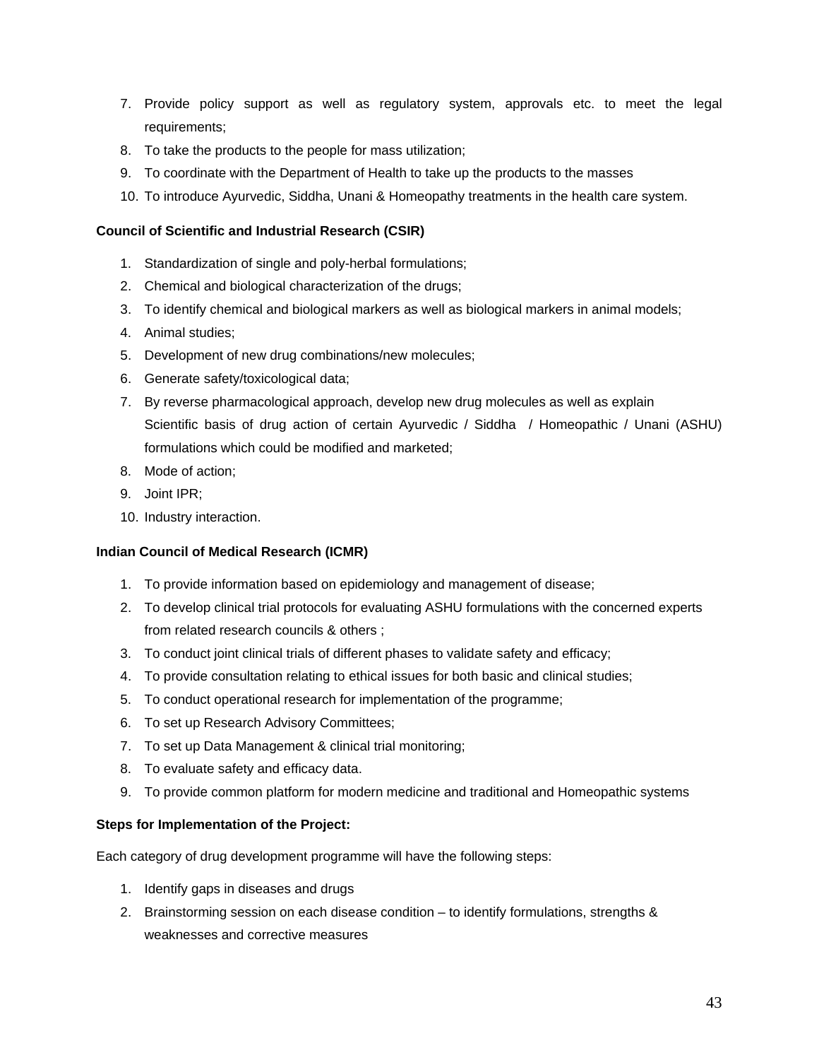7. Provide policy support as well as regulatory system, approvals etc. to meet the legal requirements;
8. To take the products to the people for mass utilization;
9. To coordinate with the Department of Health to take up the products to the masses
10. To introduce Ayurvedic, Siddha, Unani & Homeopathy treatments in the health care system.

**Council of Scientific and Industrial Research (CSIR)**

1. Standardization of single and poly-herbal formulations;
2. Chemical and biological characterization of the drugs;
3. To identify chemical and biological markers as well as biological markers in animal models;
4. Animal studies;
5. Development of new drug combinations/new molecules;
6. Generate safety/toxicological data;
7. By reverse pharmacological approach, develop new drug molecules as well as explain Scientific basis of drug action of certain Ayurvedic / Siddha / Homeopathic / Unani (ASHU) formulations which could be modified and marketed;
8. Mode of action;
9. Joint IPR;
10. Industry interaction.

**Indian Council of Medical Research (ICMR)**

1. To provide information based on epidemiology and management of disease;
2. To develop clinical trial protocols for evaluating ASHU formulations with the concerned experts from related research councils & others ;
3. To conduct joint clinical trials of different phases to validate safety and efficacy;
4. To provide consultation relating to ethical issues for both basic and clinical studies;
5. To conduct operational research for implementation of the programme;
6. To set up Research Advisory Committees;
7. To set up Data Management & clinical trial monitoring;
8. To evaluate safety and efficacy data.
9. To provide common platform for modern medicine and traditional and Homeopathic systems

**Steps for Implementation of the Project:**

Each category of drug development programme will have the following steps:

1. Identify gaps in diseases and drugs
2. Brainstorming session on each disease condition – to identify formulations, strengths & weaknesses and corrective measures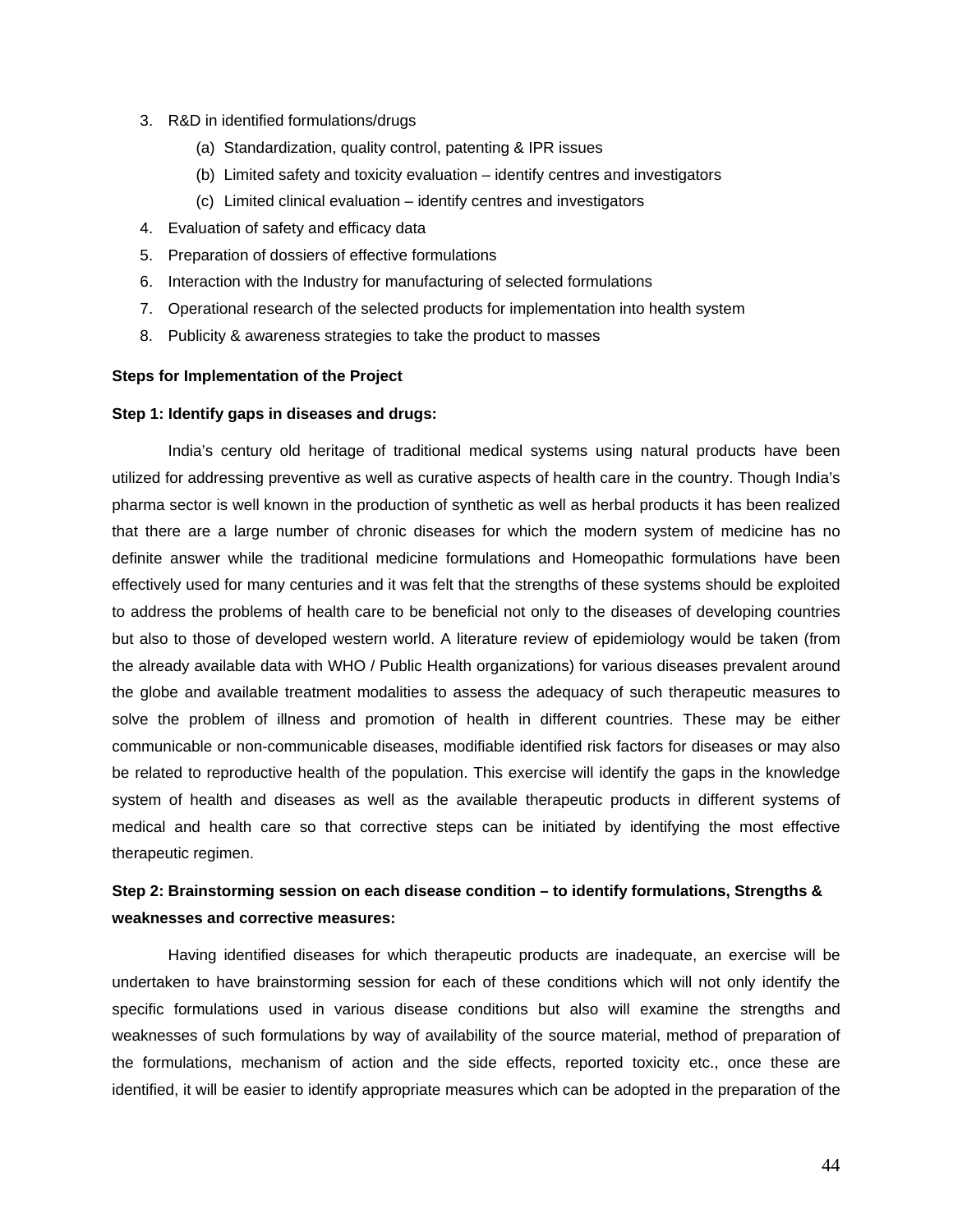3. R&D in identified formulations/drugs
    (a) Standardization, quality control, patenting & IPR issues
    (b) Limited safety and toxicity evaluation – identify centres and investigators
    (c) Limited clinical evaluation – identify centres and investigators
4. Evaluation of safety and efficacy data
5. Preparation of dossiers of effective formulations
6. Interaction with the Industry for manufacturing of selected formulations
7. Operational research of the selected products for implementation into health system
8. Publicity & awareness strategies to take the product to masses

**Steps for Implementation of the Project**

**Step 1: Identify gaps in diseases and drugs:**

India's century old heritage of traditional medical systems using natural products have been utilized for addressing preventive as well as curative aspects of health care in the country. Though India's pharma sector is well known in the production of synthetic as well as herbal products it has been realized that there are a large number of chronic diseases for which the modern system of medicine has no definite answer while the traditional medicine formulations and Homeopathic formulations have been effectively used for many centuries and it was felt that the strengths of these systems should be exploited to address the problems of health care to be beneficial not only to the diseases of developing countries but also to those of developed western world. A literature review of epidemiology would be taken (from the already available data with WHO / Public Health organizations) for various diseases prevalent around the globe and available treatment modalities to assess the adequacy of such therapeutic measures to solve the problem of illness and promotion of health in different countries. These may be either communicable or non-communicable diseases, modifiable identified risk factors for diseases or may also be related to reproductive health of the population. This exercise will identify the gaps in the knowledge system of health and diseases as well as the available therapeutic products in different systems of medical and health care so that corrective steps can be initiated by identifying the most effective therapeutic regimen.

**Step 2: Brainstorming session on each disease condition – to identify formulations, Strengths & weaknesses and corrective measures:**

Having identified diseases for which therapeutic products are inadequate, an exercise will be undertaken to have brainstorming session for each of these conditions which will not only identify the specific formulations used in various disease conditions but also will examine the strengths and weaknesses of such formulations by way of availability of the source material, method of preparation of the formulations, mechanism of action and the side effects, reported toxicity etc., once these are identified, it will be easier to identify appropriate measures which can be adopted in the preparation of the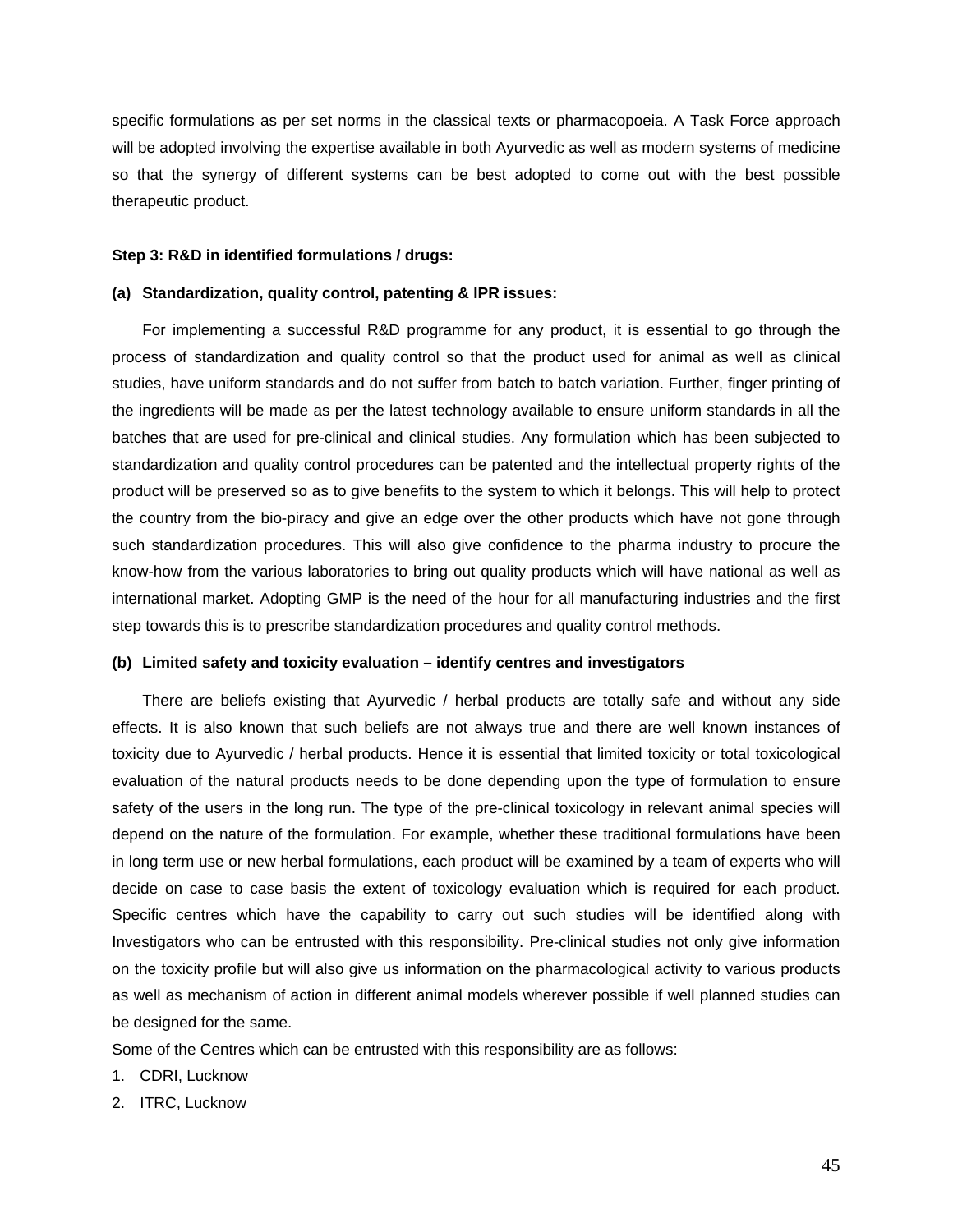specific formulations as per set norms in the classical texts or pharmacopoeia. A Task Force approach will be adopted involving the expertise available in both Ayurvedic as well as modern systems of medicine so that the synergy of different systems can be best adopted to come out with the best possible therapeutic product.

**Step 3: R&D in identified formulations / drugs:**

**(a) Standardization, quality control, patenting & IPR issues:**

For implementing a successful R&D programme for any product, it is essential to go through the process of standardization and quality control so that the product used for animal as well as clinical studies, have uniform standards and do not suffer from batch to batch variation. Further, finger printing of the ingredients will be made as per the latest technology available to ensure uniform standards in all the batches that are used for pre-clinical and clinical studies. Any formulation which has been subjected to standardization and quality control procedures can be patented and the intellectual property rights of the product will be preserved so as to give benefits to the system to which it belongs. This will help to protect the country from the bio-piracy and give an edge over the other products which have not gone through such standardization procedures. This will also give confidence to the pharma industry to procure the know-how from the various laboratories to bring out quality products which will have national as well as international market. Adopting GMP is the need of the hour for all manufacturing industries and the first step towards this is to prescribe standardization procedures and quality control methods.

**(b) Limited safety and toxicity evaluation – identify centres and investigators**

There are beliefs existing that Ayurvedic / herbal products are totally safe and without any side effects. It is also known that such beliefs are not always true and there are well known instances of toxicity due to Ayurvedic / herbal products. Hence it is essential that limited toxicity or total toxicological evaluation of the natural products needs to be done depending upon the type of formulation to ensure safety of the users in the long run. The type of the pre-clinical toxicology in relevant animal species will depend on the nature of the formulation. For example, whether these traditional formulations have been in long term use or new herbal formulations, each product will be examined by a team of experts who will decide on case to case basis the extent of toxicology evaluation which is required for each product. Specific centres which have the capability to carry out such studies will be identified along with Investigators who can be entrusted with this responsibility. Pre-clinical studies not only give information on the toxicity profile but will also give us information on the pharmacological activity to various products as well as mechanism of action in different animal models wherever possible if well planned studies can be designed for the same.

Some of the Centres which can be entrusted with this responsibility are as follows:

1. CDRI, Lucknow
2. ITRC, Lucknow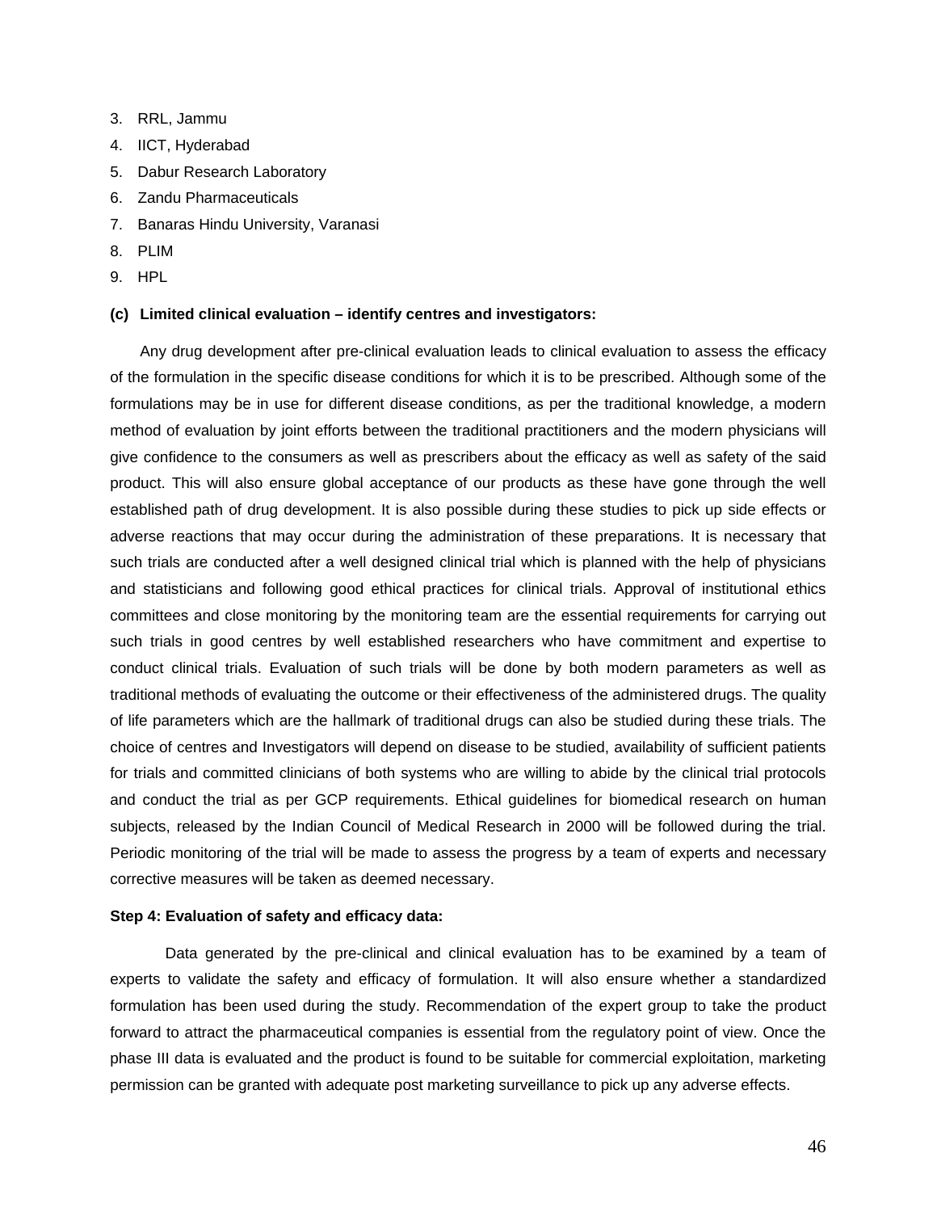3. RRL, Jammu
4. IICT, Hyderabad
5. Dabur Research Laboratory
6. Zandu Pharmaceuticals
7. Banaras Hindu University, Varanasi
8. PLIM
9. HPL

**(c) Limited clinical evaluation – identify centres and investigators:**

Any drug development after pre-clinical evaluation leads to clinical evaluation to assess the efficacy of the formulation in the specific disease conditions for which it is to be prescribed. Although some of the formulations may be in use for different disease conditions, as per the traditional knowledge, a modern method of evaluation by joint efforts between the traditional practitioners and the modern physicians will give confidence to the consumers as well as prescribers about the efficacy as well as safety of the said product. This will also ensure global acceptance of our products as these have gone through the well established path of drug development. It is also possible during these studies to pick up side effects or adverse reactions that may occur during the administration of these preparations. It is necessary that such trials are conducted after a well designed clinical trial which is planned with the help of physicians and statisticians and following good ethical practices for clinical trials. Approval of institutional ethics committees and close monitoring by the monitoring team are the essential requirements for carrying out such trials in good centres by well established researchers who have commitment and expertise to conduct clinical trials. Evaluation of such trials will be done by both modern parameters as well as traditional methods of evaluating the outcome or their effectiveness of the administered drugs. The quality of life parameters which are the hallmark of traditional drugs can also be studied during these trials. The choice of centres and Investigators will depend on disease to be studied, availability of sufficient patients for trials and committed clinicians of both systems who are willing to abide by the clinical trial protocols and conduct the trial as per GCP requirements. Ethical guidelines for biomedical research on human subjects, released by the Indian Council of Medical Research in 2000 will be followed during the trial. Periodic monitoring of the trial will be made to assess the progress by a team of experts and necessary corrective measures will be taken as deemed necessary.

**Step 4: Evaluation of safety and efficacy data:**

Data generated by the pre-clinical and clinical evaluation has to be examined by a team of experts to validate the safety and efficacy of formulation. It will also ensure whether a standardized formulation has been used during the study. Recommendation of the expert group to take the product forward to attract the pharmaceutical companies is essential from the regulatory point of view. Once the phase III data is evaluated and the product is found to be suitable for commercial exploitation, marketing permission can be granted with adequate post marketing surveillance to pick up any adverse effects.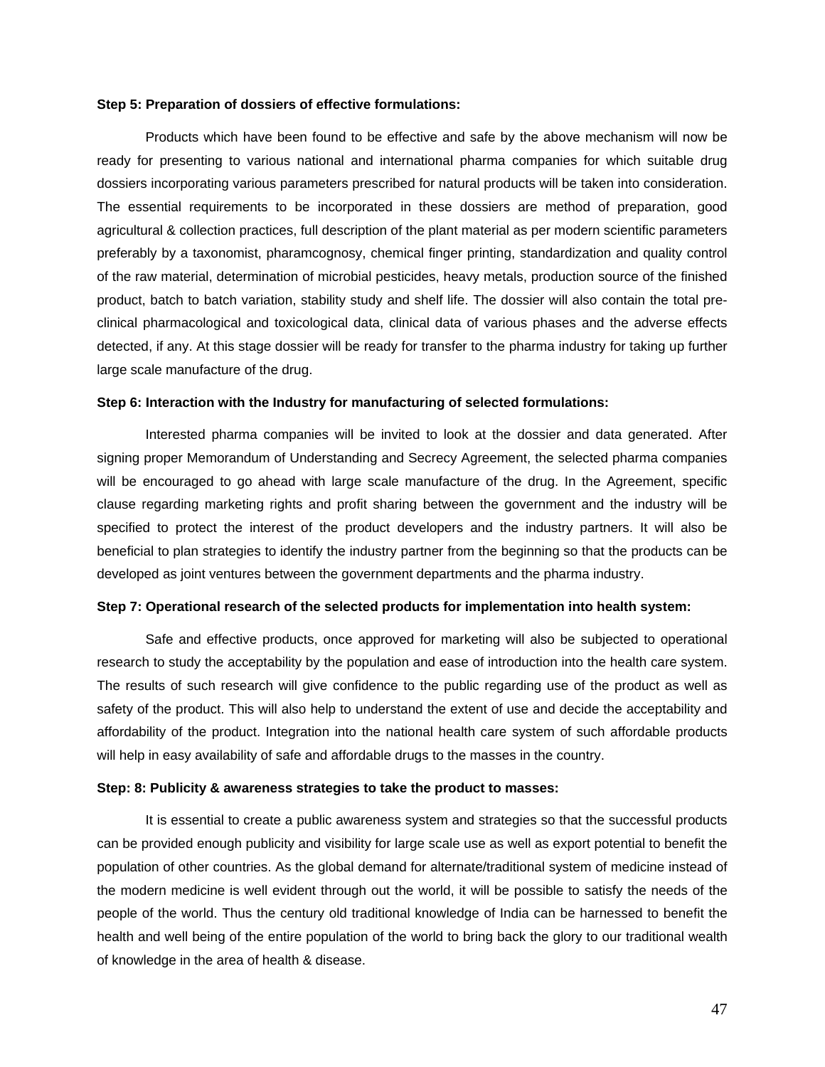**Step 5: Preparation of dossiers of effective formulations:**

Products which have been found to be effective and safe by the above mechanism will now be ready for presenting to various national and international pharma companies for which suitable drug dossiers incorporating various parameters prescribed for natural products will be taken into consideration. The essential requirements to be incorporated in these dossiers are method of preparation, good agricultural & collection practices, full description of the plant material as per modern scientific parameters preferably by a taxonomist, pharamcognosy, chemical finger printing, standardization and quality control of the raw material, determination of microbial pesticides, heavy metals, production source of the finished product, batch to batch variation, stability study and shelf life. The dossier will also contain the total pre-clinical pharmacological and toxicological data, clinical data of various phases and the adverse effects detected, if any. At this stage dossier will be ready for transfer to the pharma industry for taking up further large scale manufacture of the drug.

**Step 6: Interaction with the Industry for manufacturing of selected formulations:**

Interested pharma companies will be invited to look at the dossier and data generated. After signing proper Memorandum of Understanding and Secrecy Agreement, the selected pharma companies will be encouraged to go ahead with large scale manufacture of the drug. In the Agreement, specific clause regarding marketing rights and profit sharing between the government and the industry will be specified to protect the interest of the product developers and the industry partners. It will also be beneficial to plan strategies to identify the industry partner from the beginning so that the products can be developed as joint ventures between the government departments and the pharma industry.

**Step 7: Operational research of the selected products for implementation into health system:**

Safe and effective products, once approved for marketing will also be subjected to operational research to study the acceptability by the population and ease of introduction into the health care system. The results of such research will give confidence to the public regarding use of the product as well as safety of the product. This will also help to understand the extent of use and decide the acceptability and affordability of the product. Integration into the national health care system of such affordable products will help in easy availability of safe and affordable drugs to the masses in the country.

**Step: 8: Publicity & awareness strategies to take the product to masses:**

It is essential to create a public awareness system and strategies so that the successful products can be provided enough publicity and visibility for large scale use as well as export potential to benefit the population of other countries. As the global demand for alternate/traditional system of medicine instead of the modern medicine is well evident through out the world, it will be possible to satisfy the needs of the people of the world. Thus the century old traditional knowledge of India can be harnessed to benefit the health and well being of the entire population of the world to bring back the glory to our traditional wealth of knowledge in the area of health & disease.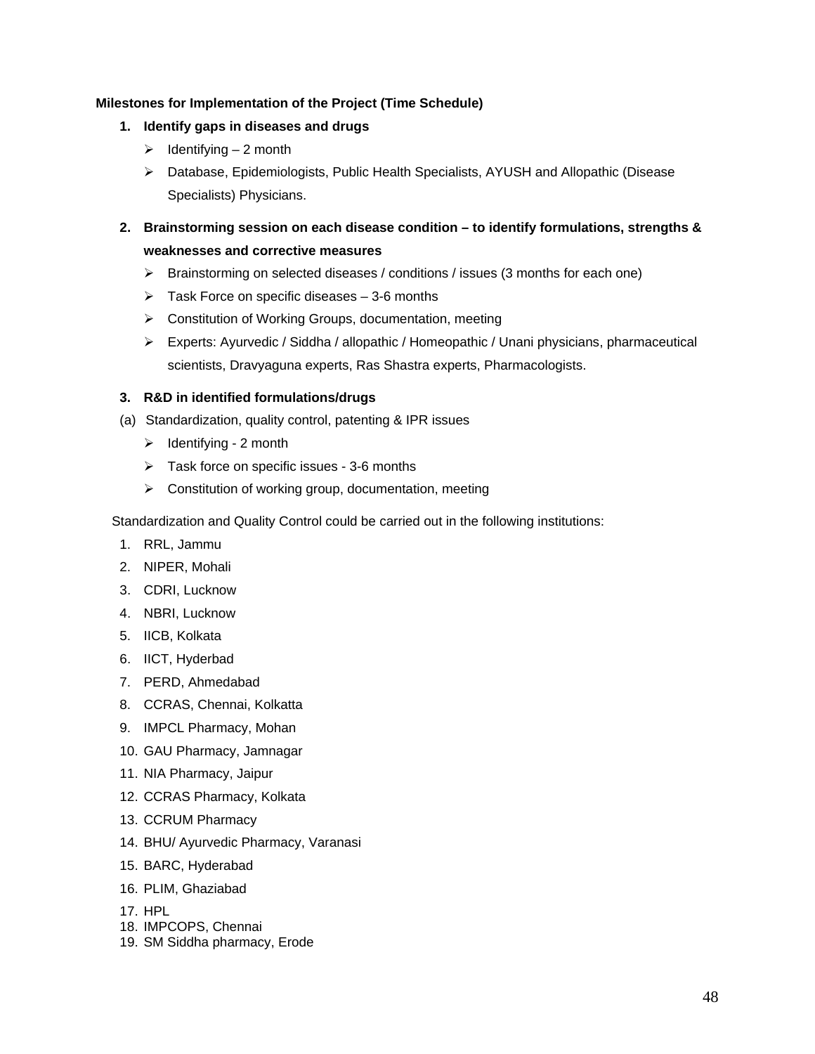**Milestones for Implementation of the Project (Time Schedule)**

1. **Identify gaps in diseases and drugs**
   - Identifying – 2 month
   - Database, Epidemiologists, Public Health Specialists, AYUSH and Allopathic (Disease Specialists) Physicians.

2. **Brainstorming session on each disease condition – to identify formulations, strengths & weaknesses and corrective measures**
   - Brainstorming on selected diseases / conditions / issues (3 months for each one)
   - Task Force on specific diseases – 3-6 months
   - Constitution of Working Groups, documentation, meeting
   - Experts: Ayurvedic / Siddha / allopathic / Homeopathic / Unani physicians, pharmaceutical scientists, Dravyaguna experts, Ras Shastra experts, Pharmacologists.

3. **R&D in identified formulations/drugs**

(a) Standardization, quality control, patenting & IPR issues

- Identifying - 2 month
- Task force on specific issues - 3-6 months
- Constitution of working group, documentation, meeting

Standardization and Quality Control could be carried out in the following institutions:

1. RRL, Jammu
2. NIPER, Mohali
3. CDRI, Lucknow
4. NBRI, Lucknow
5. IICB, Kolkata
6. IICT, Hyderbad
7. PERD, Ahmedabad
8. CCRAS, Chennai, Kolkatta
9. IMPCL Pharmacy, Mohan
10. GAU Pharmacy, Jamnagar
11. NIA Pharmacy, Jaipur
12. CCRAS Pharmacy, Kolkata
13. CCRUM Pharmacy
14. BHU/ Ayurvedic Pharmacy, Varanasi
15. BARC, Hyderabad
16. PLIM, Ghaziabad
17. HPL
18. IMPCOPS, Chennai
19. SM Siddha pharmacy, Erode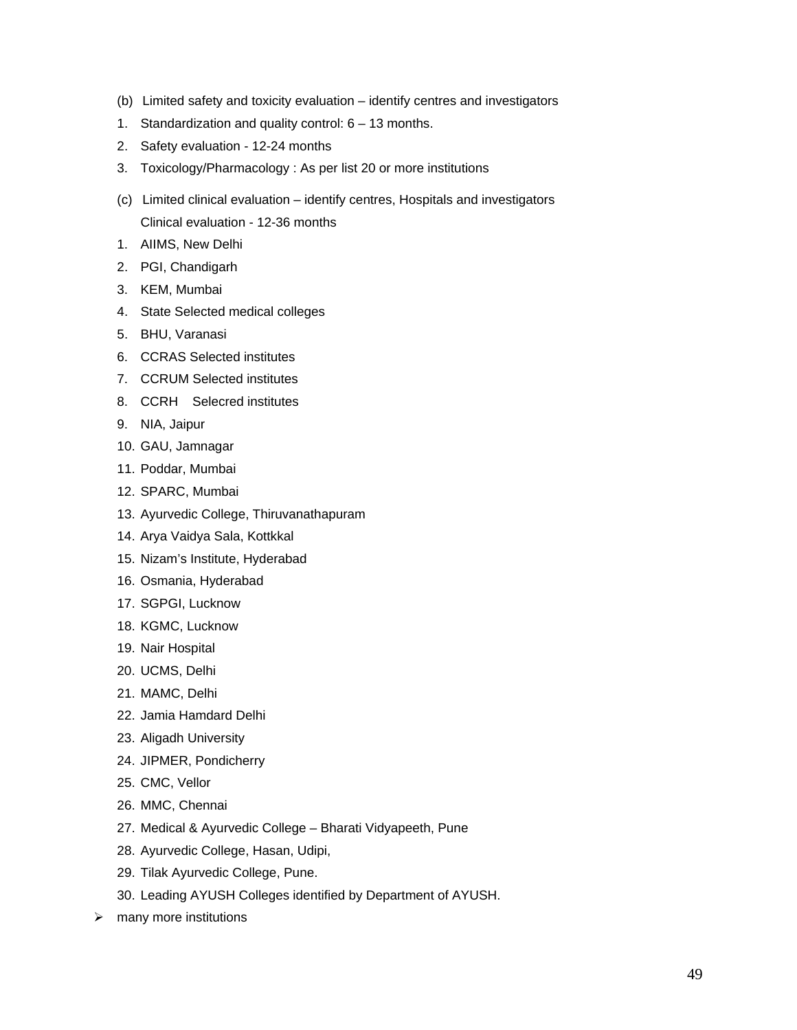(b) Limited safety and toxicity evaluation – identify centres and investigators

1. Standardization and quality control: 6 – 13 months.
2. Safety evaluation - 12-24 months
3. Toxicology/Pharmacology : As per list 20 or more institutions

(c) Limited clinical evaluation – identify centres, Hospitals and investigators
Clinical evaluation - 12-36 months

1. AIIMS, New Delhi
2. PGI, Chandigarh
3. KEM, Mumbai
4. State Selected medical colleges
5. BHU, Varanasi
6. CCRAS Selected institutes
7. CCRUM Selected institutes
8. CCRH Selecred institutes
9. NIA, Jaipur
10. GAU, Jamnagar
11. Poddar, Mumbai
12. SPARC, Mumbai
13. Ayurvedic College, Thiruvanathapuram
14. Arya Vaidya Sala, Kottkkal
15. Nizam's Institute, Hyderabad
16. Osmania, Hyderabad
17. SGPGI, Lucknow
18. KGMC, Lucknow
19. Nair Hospital
20. UCMS, Delhi
21. MAMC, Delhi
22. Jamia Hamdard Delhi
23. Aligadh University
24. JIPMER, Pondicherry
25. CMC, Vellor
26. MMC, Chennai
27. Medical & Ayurvedic College – Bharati Vidyapeeth, Pune
28. Ayurvedic College, Hasan, Udipi,
29. Tilak Ayurvedic College, Pune.
30. Leading AYUSH Colleges identified by Department of AYUSH.

- many more institutions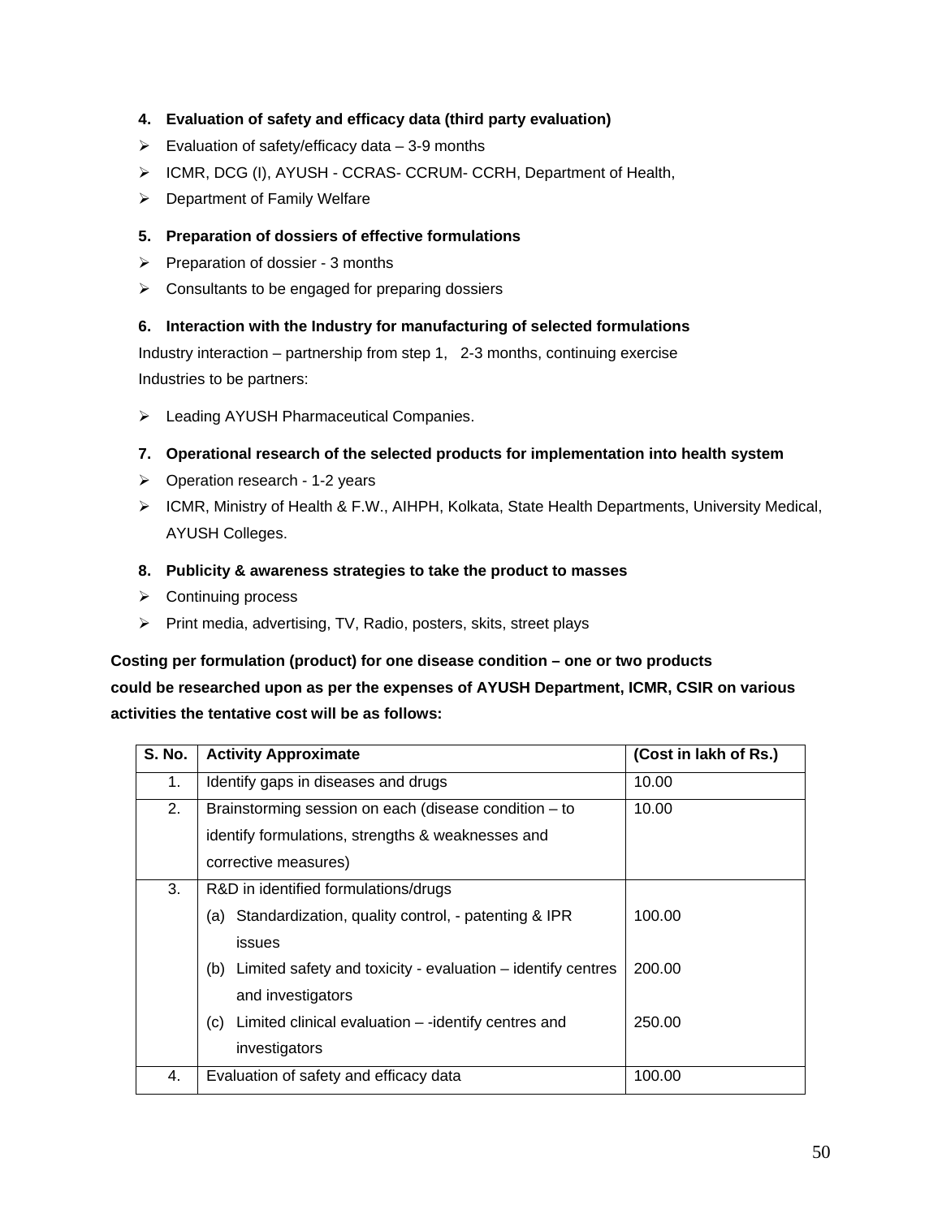4. **Evaluation of safety and efficacy data (third party evaluation)**

- Evaluation of safety/efficacy data – 3-9 months
- ICMR, DCG (I), AYUSH - CCRAS- CCRUM- CCRH, Department of Health,
- Department of Family Welfare

5. **Preparation of dossiers of effective formulations**

- Preparation of dossier - 3 months
- Consultants to be engaged for preparing dossiers

6. **Interaction with the Industry for manufacturing of selected formulations**

Industry interaction – partnership from step 1, 2-3 months, continuing exercise
Industries to be partners:

- Leading AYUSH Pharmaceutical Companies.

7. **Operational research of the selected products for implementation into health system**

- Operation research - 1-2 years
- ICMR, Ministry of Health & F.W., AIHPH, Kolkata, State Health Departments, University Medical, AYUSH Colleges.

8. **Publicity & awareness strategies to take the product to masses**

- Continuing process
- Print media, advertising, TV, Radio, posters, skits, street plays

**Costing per formulation (product) for one disease condition – one or two products could be researched upon as per the expenses of AYUSH Department, ICMR, CSIR on various activities the tentative cost will be as follows:**

| S. No. | Activity Approximate | (Cost in lakh of Rs.) |
|---|---|---|
| 1. | Identify gaps in diseases and drugs | 10.00 |
| 2. | Brainstorming session on each (disease condition – to identify formulations, strengths & weaknesses and corrective measures) | 10.00 |
| 3. | R&D in identified formulations/drugs | |
| | (a) Standardization, quality control, - patenting & IPR issues | 100.00 |
| | (b) Limited safety and toxicity - evaluation – identify centres and investigators | 200.00 |
| | (c) Limited clinical evaluation – -identify centres and investigators | 250.00 |
| 4. | Evaluation of safety and efficacy data | 100.00 |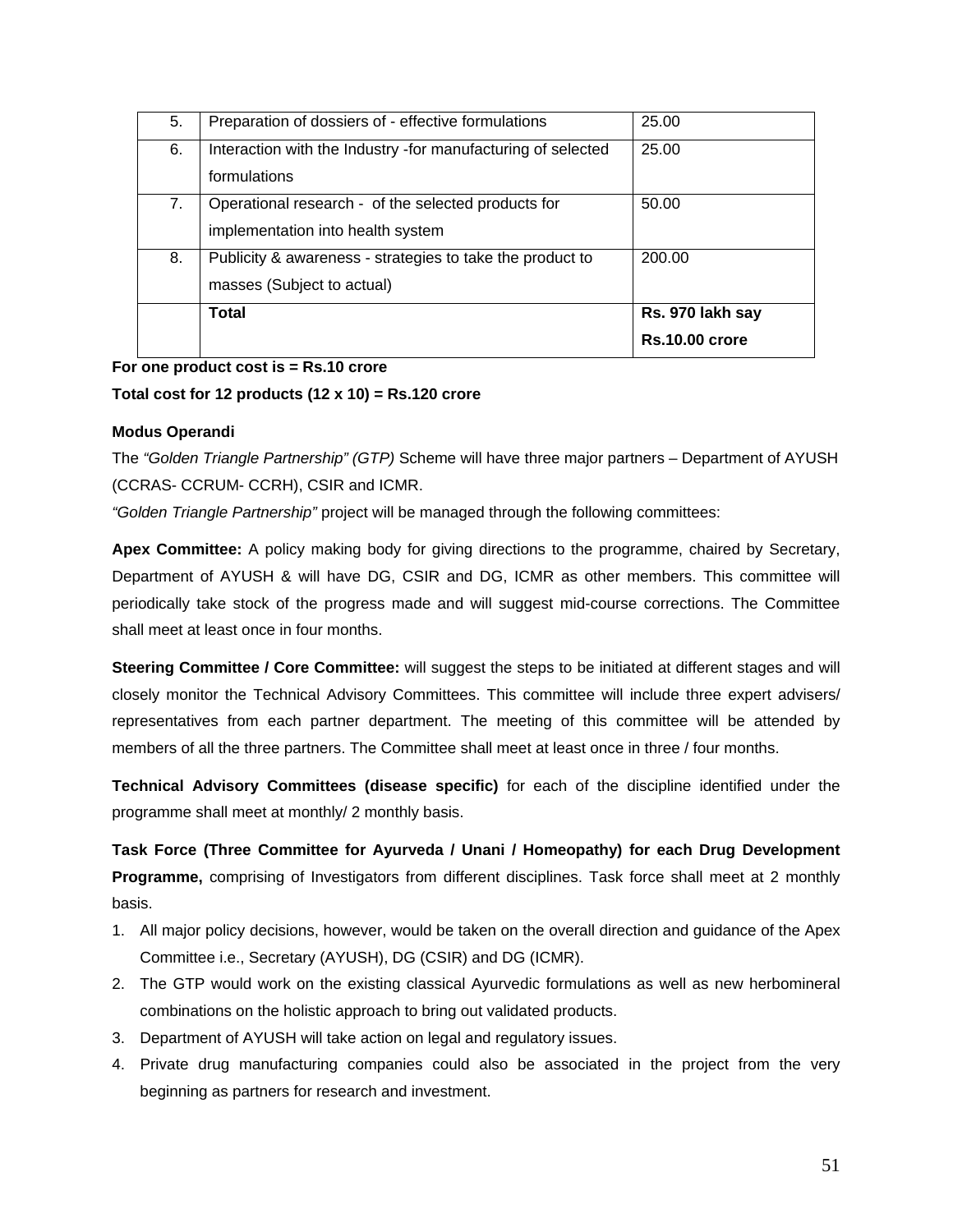| 5. | Preparation of dossiers of - effective formulations | 25.00 |
|---|---|---|
| 6. | Interaction with the Industry -for manufacturing of selected formulations | 25.00 |
| 7. | Operational research - of the selected products for implementation into health system | 50.00 |
| 8. | Publicity & awareness - strategies to take the product to masses (Subject to actual) | 200.00 |
| | **Total** | **Rs. 970 lakh say Rs.10.00 crore** |

**For one product cost is = Rs.10 crore**

**Total cost for 12 products (12 x 10) = Rs.120 crore**

**Modus Operandi**

The *"Golden Triangle Partnership" (GTP)* Scheme will have three major partners – Department of AYUSH (CCRAS- CCRUM- CCRH), CSIR and ICMR.

*"Golden Triangle Partnership"* project will be managed through the following committees:

**Apex Committee:** A policy making body for giving directions to the programme, chaired by Secretary, Department of AYUSH & will have DG, CSIR and DG, ICMR as other members. This committee will periodically take stock of the progress made and will suggest mid-course corrections. The Committee shall meet at least once in four months.

**Steering Committee / Core Committee:** will suggest the steps to be initiated at different stages and will closely monitor the Technical Advisory Committees. This committee will include three expert advisers/ representatives from each partner department. The meeting of this committee will be attended by members of all the three partners. The Committee shall meet at least once in three / four months.

**Technical Advisory Committees (disease specific)** for each of the discipline identified under the programme shall meet at monthly/ 2 monthly basis.

**Task Force (Three Committee for Ayurveda / Unani / Homeopathy) for each Drug Development Programme,** comprising of Investigators from different disciplines. Task force shall meet at 2 monthly basis.

1. All major policy decisions, however, would be taken on the overall direction and guidance of the Apex Committee i.e., Secretary (AYUSH), DG (CSIR) and DG (ICMR).
2. The GTP would work on the existing classical Ayurvedic formulations as well as new herbomineral combinations on the holistic approach to bring out validated products.
3. Department of AYUSH will take action on legal and regulatory issues.
4. Private drug manufacturing companies could also be associated in the project from the very beginning as partners for research and investment.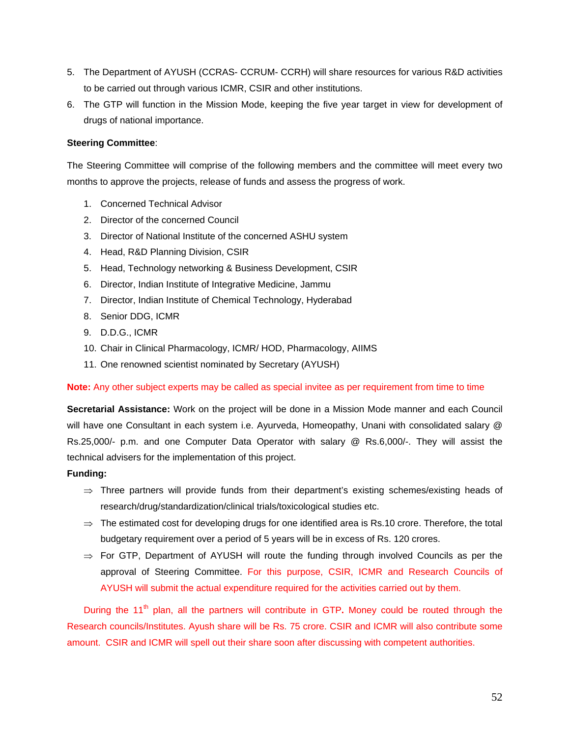5. The Department of AYUSH (CCRAS- CCRUM- CCRH) will share resources for various R&D activities to be carried out through various ICMR, CSIR and other institutions.
6. The GTP will function in the Mission Mode, keeping the five year target in view for development of drugs of national importance.

**Steering Committee**:

The Steering Committee will comprise of the following members and the committee will meet every two months to approve the projects, release of funds and assess the progress of work.

1. Concerned Technical Advisor
2. Director of the concerned Council
3. Director of National Institute of the concerned ASHU system
4. Head, R&D Planning Division, CSIR
5. Head, Technology networking & Business Development, CSIR
6. Director, Indian Institute of Integrative Medicine, Jammu
7. Director, Indian Institute of Chemical Technology, Hyderabad
8. Senior DDG, ICMR
9. D.D.G., ICMR
10. Chair in Clinical Pharmacology, ICMR/ HOD, Pharmacology, AIIMS
11. One renowned scientist nominated by Secretary (AYUSH)

**Note:** Any other subject experts may be called as special invitee as per requirement from time to time

**Secretarial Assistance:** Work on the project will be done in a Mission Mode manner and each Council will have one Consultant in each system i.e. Ayurveda, Homeopathy, Unani with consolidated salary @ Rs.25,000/- p.m. and one Computer Data Operator with salary @ Rs.6,000/-. They will assist the technical advisers for the implementation of this project.

**Funding:**

⇒ Three partners will provide funds from their department's existing schemes/existing heads of research/drug/standardization/clinical trials/toxicological studies etc.

⇒ The estimated cost for developing drugs for one identified area is Rs.10 crore. Therefore, the total budgetary requirement over a period of 5 years will be in excess of Rs. 120 crores.

⇒ For GTP, Department of AYUSH will route the funding through involved Councils as per the approval of Steering Committee. For this purpose, CSIR, ICMR and Research Councils of AYUSH will submit the actual expenditure required for the activities carried out by them.

During the 11th plan, all the partners will contribute in GTP**.** Money could be routed through the Research councils/Institutes. Ayush share will be Rs. 75 crore. CSIR and ICMR will also contribute some amount. CSIR and ICMR will spell out their share soon after discussing with competent authorities.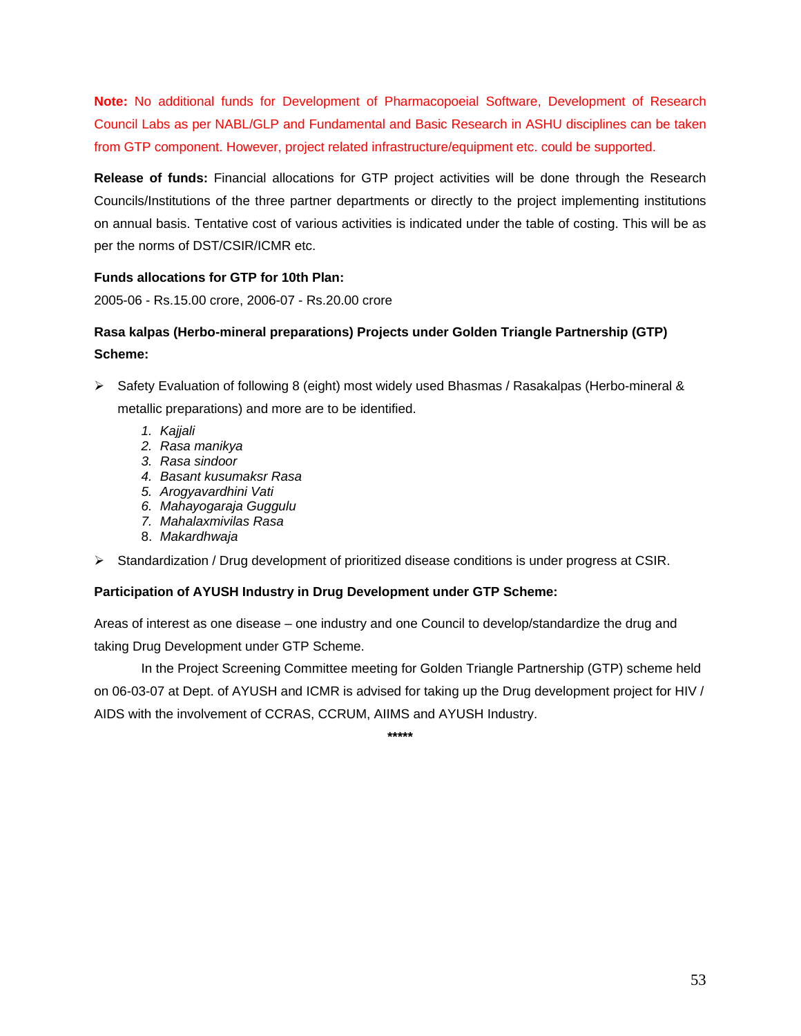**Note:** No additional funds for Development of Pharmacopoeial Software, Development of Research Council Labs as per NABL/GLP and Fundamental and Basic Research in ASHU disciplines can be taken from GTP component. However, project related infrastructure/equipment etc. could be supported.

**Release of funds:** Financial allocations for GTP project activities will be done through the Research Councils/Institutions of the three partner departments or directly to the project implementing institutions on annual basis. Tentative cost of various activities is indicated under the table of costing. This will be as per the norms of DST/CSIR/ICMR etc.

**Funds allocations for GTP for 10th Plan:**

2005-06 - Rs.15.00 crore, 2006-07 - Rs.20.00 crore

**Rasa kalpas (Herbo-mineral preparations) Projects under Golden Triangle Partnership (GTP) Scheme:**

- Safety Evaluation of following 8 (eight) most widely used Bhasmas / Rasakalpas (Herbo-mineral & metallic preparations) and more are to be identified.
  1. *Kajjali*
  2. *Rasa manikya*
  3. *Rasa sindoor*
  4. *Basant kusumaksr Rasa*
  5. *Arogyavardhini Vati*
  6. *Mahayogaraja Guggulu*
  7. *Mahalaxmivilas Rasa*
  8. *Makardhwaja*
- Standardization / Drug development of prioritized disease conditions is under progress at CSIR.

**Participation of AYUSH Industry in Drug Development under GTP Scheme:**

Areas of interest as one disease – one industry and one Council to develop/standardize the drug and taking Drug Development under GTP Scheme.

In the Project Screening Committee meeting for Golden Triangle Partnership (GTP) scheme held on 06-03-07 at Dept. of AYUSH and ICMR is advised for taking up the Drug development project for HIV / AIDS with the involvement of CCRAS, CCRUM, AIIMS and AYUSH Industry.

*****